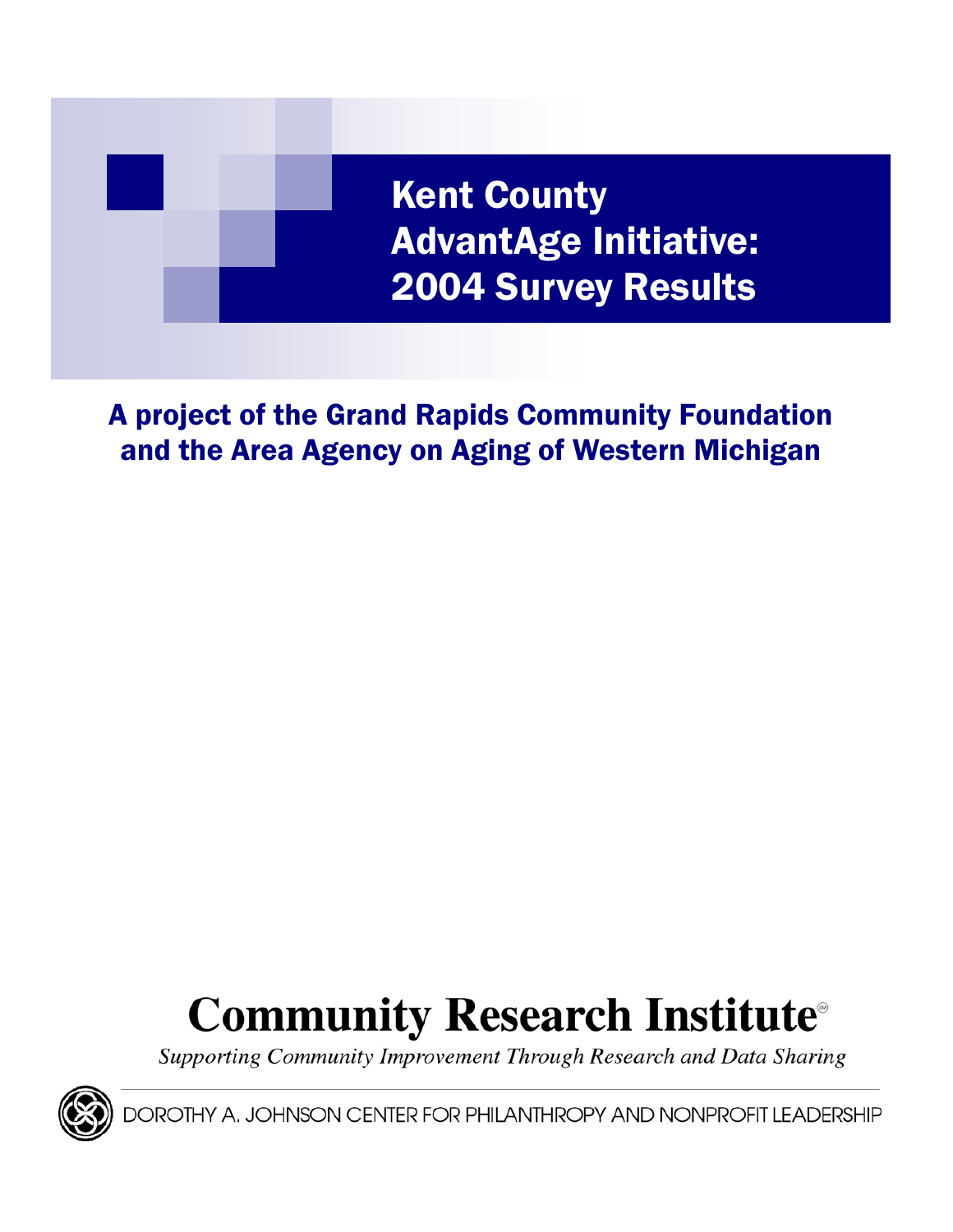# Kent County AdvantAge Initiative: 2004 Survey Results

## A project of the Grand Rapids Community Foundation and the Area Agency on Aging of Western Michigan

**Community Research Institute**

*Supporting Community Improvement Through Research and Data Sharing*

DOROTHY A. JOHNSON CENTER FOR PHILANTHROPY AND NONPROFIT LEADERSHIP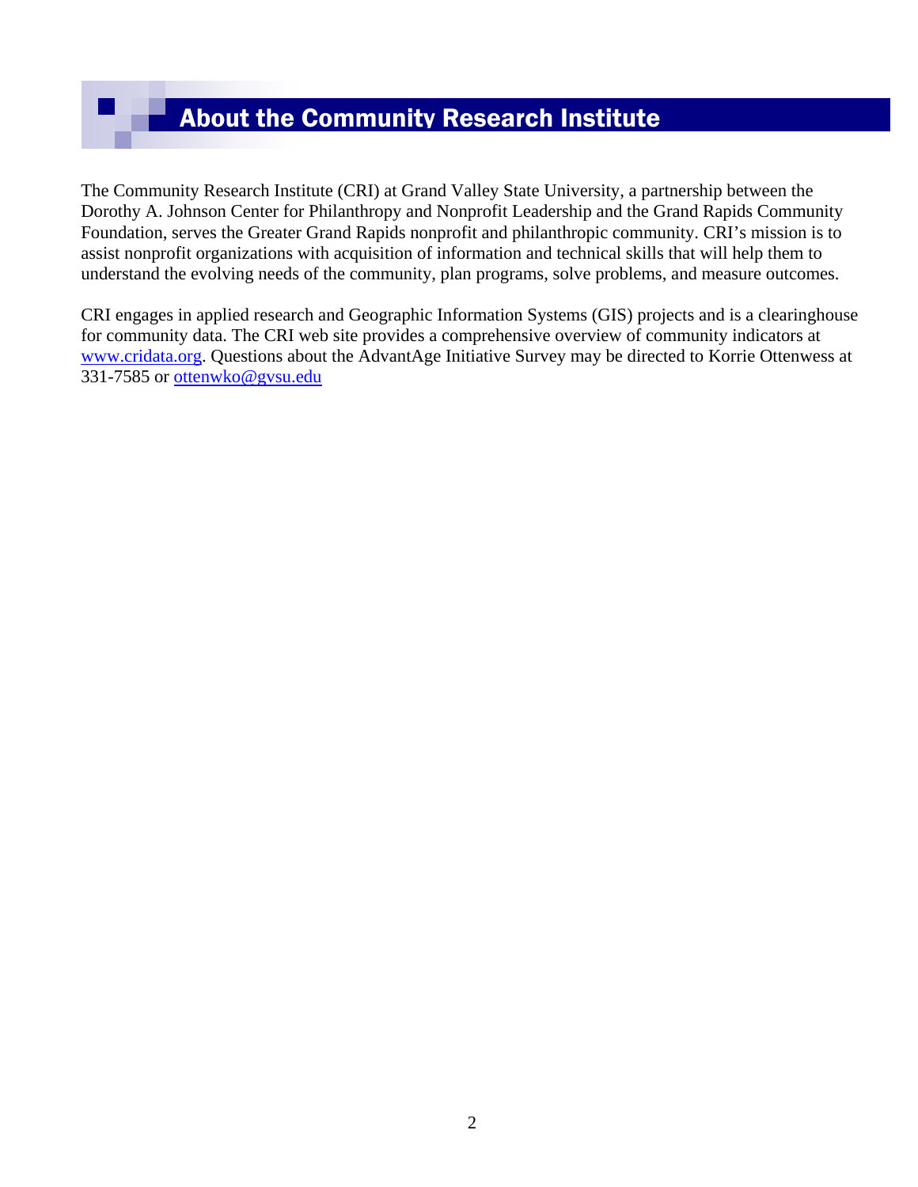# About the Community Research Institute

The Community Research Institute (CRI) at Grand Valley State University, a partnership between the Dorothy A. Johnson Center for Philanthropy and Nonprofit Leadership and the Grand Rapids Community Foundation, serves the Greater Grand Rapids nonprofit and philanthropic community. CRI's mission is to assist nonprofit organizations with acquisition of information and technical skills that will help them to understand the evolving needs of the community, plan programs, solve problems, and measure outcomes.

CRI engages in applied research and Geographic Information Systems (GIS) projects and is a clearinghouse for community data. The CRI web site provides a comprehensive overview of community indicators at [www.cridata.org](http://www.cridata.org). Questions about the AdvantAge Initiative Survey may be directed to Korrie Ottenwess at 331-7585 or [ottenwko@gvsu.edu](mailto:ottenwko@gvsu.edu)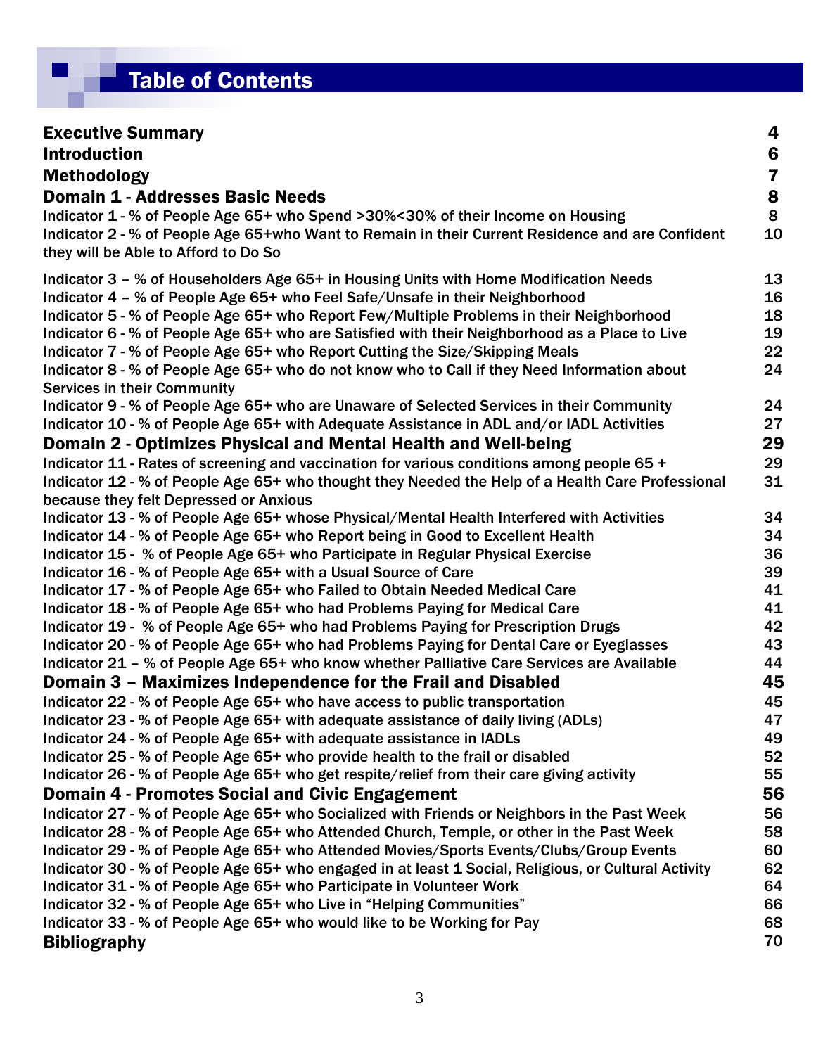# Table of Contents

| | |
|---|---|
| **Executive Summary** | **4** |
| **Introduction** | **6** |
| **Methodology** | **7** |
| **Domain 1 - Addresses Basic Needs** | **8** |
| Indicator 1 - % of People Age 65+ who Spend >30%<30% of their Income on Housing | 8 |
| Indicator 2 - % of People Age 65+who Want to Remain in their Current Residence and are Confident they will be Able to Afford to Do So | 10 |
| Indicator 3 – % of Householders Age 65+ in Housing Units with Home Modification Needs | 13 |
| Indicator 4 – % of People Age 65+ who Feel Safe/Unsafe in their Neighborhood | 16 |
| Indicator 5 - % of People Age 65+ who Report Few/Multiple Problems in their Neighborhood | 18 |
| Indicator 6 - % of People Age 65+ who are Satisfied with their Neighborhood as a Place to Live | 19 |
| Indicator 7 - % of People Age 65+ who Report Cutting the Size/Skipping Meals | 22 |
| Indicator 8 - % of People Age 65+ who do not know who to Call if they Need Information about Services in their Community | 24 |
| Indicator 9 - % of People Age 65+ who are Unaware of Selected Services in their Community | 24 |
| Indicator 10 - % of People Age 65+ with Adequate Assistance in ADL and/or IADL Activities | 27 |
| **Domain 2 - Optimizes Physical and Mental Health and Well-being** | **29** |
| Indicator 11 - Rates of screening and vaccination for various conditions among people 65 + | 29 |
| Indicator 12 - % of People Age 65+ who thought they Needed the Help of a Health Care Professional because they felt Depressed or Anxious | 31 |
| Indicator 13 - % of People Age 65+ whose Physical/Mental Health Interfered with Activities | 34 |
| Indicator 14 - % of People Age 65+ who Report being in Good to Excellent Health | 34 |
| Indicator 15 - % of People Age 65+ who Participate in Regular Physical Exercise | 36 |
| Indicator 16 - % of People Age 65+ with a Usual Source of Care | 39 |
| Indicator 17 - % of People Age 65+ who Failed to Obtain Needed Medical Care | 41 |
| Indicator 18 - % of People Age 65+ who had Problems Paying for Medical Care | 41 |
| Indicator 19 - % of People Age 65+ who had Problems Paying for Prescription Drugs | 42 |
| Indicator 20 - % of People Age 65+ who had Problems Paying for Dental Care or Eyeglasses | 43 |
| Indicator 21 – % of People Age 65+ who know whether Palliative Care Services are Available | 44 |
| **Domain 3 – Maximizes Independence for the Frail and Disabled** | **45** |
| Indicator 22 - % of People Age 65+ who have access to public transportation | 45 |
| Indicator 23 - % of People Age 65+ with adequate assistance of daily living (ADLs) | 47 |
| Indicator 24 - % of People Age 65+ with adequate assistance in IADLs | 49 |
| Indicator 25 - % of People Age 65+ who provide health to the frail or disabled | 52 |
| Indicator 26 - % of People Age 65+ who get respite/relief from their care giving activity | 55 |
| **Domain 4 - Promotes Social and Civic Engagement** | **56** |
| Indicator 27 - % of People Age 65+ who Socialized with Friends or Neighbors in the Past Week | 56 |
| Indicator 28 - % of People Age 65+ who Attended Church, Temple, or other in the Past Week | 58 |
| Indicator 29 - % of People Age 65+ who Attended Movies/Sports Events/Clubs/Group Events | 60 |
| Indicator 30 - % of People Age 65+ who engaged in at least 1 Social, Religious, or Cultural Activity | 62 |
| Indicator 31 - % of People Age 65+ who Participate in Volunteer Work | 64 |
| Indicator 32 - % of People Age 65+ who Live in "Helping Communities" | 66 |
| Indicator 33 - % of People Age 65+ who would like to be Working for Pay | 68 |
| **Bibliography** | 70 |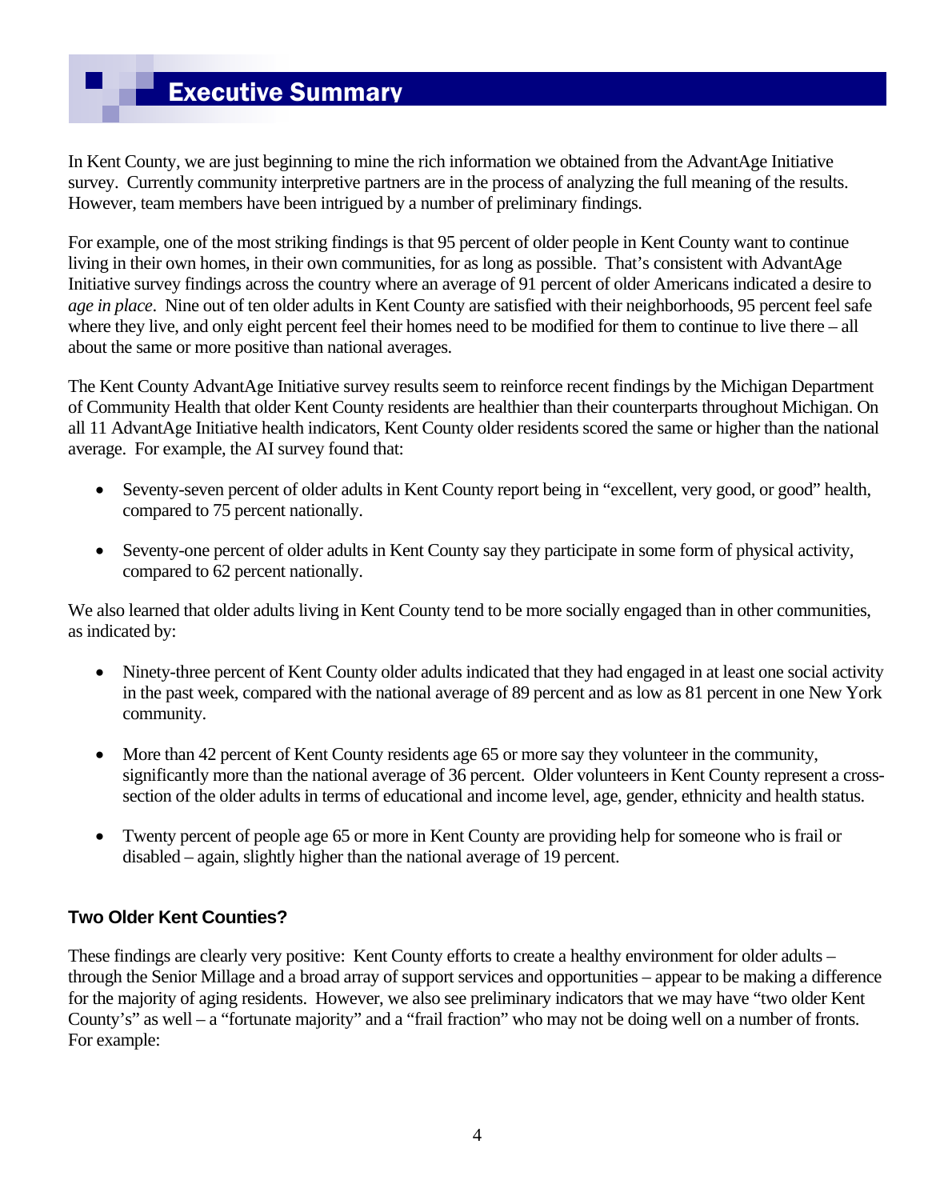# Executive Summary

In Kent County, we are just beginning to mine the rich information we obtained from the AdvantAge Initiative survey. Currently community interpretive partners are in the process of analyzing the full meaning of the results. However, team members have been intrigued by a number of preliminary findings.

For example, one of the most striking findings is that 95 percent of older people in Kent County want to continue living in their own homes, in their own communities, for as long as possible. That's consistent with AdvantAge Initiative survey findings across the country where an average of 91 percent of older Americans indicated a desire to *age in place*. Nine out of ten older adults in Kent County are satisfied with their neighborhoods, 95 percent feel safe where they live, and only eight percent feel their homes need to be modified for them to continue to live there – all about the same or more positive than national averages.

The Kent County AdvantAge Initiative survey results seem to reinforce recent findings by the Michigan Department of Community Health that older Kent County residents are healthier than their counterparts throughout Michigan. On all 11 AdvantAge Initiative health indicators, Kent County older residents scored the same or higher than the national average. For example, the AI survey found that:

- Seventy-seven percent of older adults in Kent County report being in "excellent, very good, or good" health, compared to 75 percent nationally.
- Seventy-one percent of older adults in Kent County say they participate in some form of physical activity, compared to 62 percent nationally.

We also learned that older adults living in Kent County tend to be more socially engaged than in other communities, as indicated by:

- Ninety-three percent of Kent County older adults indicated that they had engaged in at least one social activity in the past week, compared with the national average of 89 percent and as low as 81 percent in one New York community.
- More than 42 percent of Kent County residents age 65 or more say they volunteer in the community, significantly more than the national average of 36 percent. Older volunteers in Kent County represent a cross-section of the older adults in terms of educational and income level, age, gender, ethnicity and health status.
- Twenty percent of people age 65 or more in Kent County are providing help for someone who is frail or disabled – again, slightly higher than the national average of 19 percent.

### Two Older Kent Counties?

These findings are clearly very positive: Kent County efforts to create a healthy environment for older adults – through the Senior Millage and a broad array of support services and opportunities – appear to be making a difference for the majority of aging residents. However, we also see preliminary indicators that we may have "two older Kent County's" as well – a "fortunate majority" and a "frail fraction" who may not be doing well on a number of fronts. For example: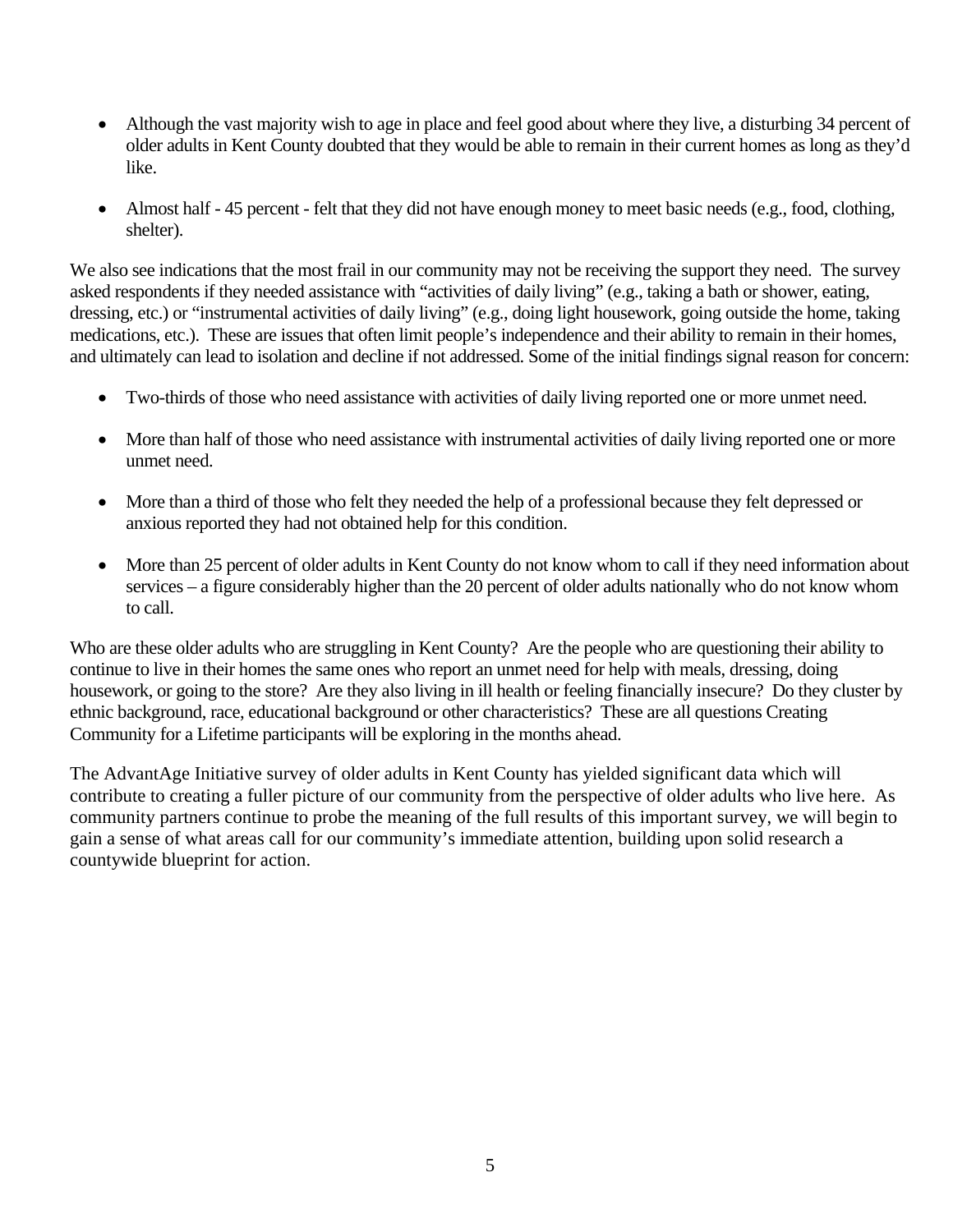- Although the vast majority wish to age in place and feel good about where they live, a disturbing 34 percent of older adults in Kent County doubted that they would be able to remain in their current homes as long as they'd like.

- Almost half - 45 percent - felt that they did not have enough money to meet basic needs (e.g., food, clothing, shelter).

We also see indications that the most frail in our community may not be receiving the support they need. The survey asked respondents if they needed assistance with "activities of daily living" (e.g., taking a bath or shower, eating, dressing, etc.) or "instrumental activities of daily living" (e.g., doing light housework, going outside the home, taking medications, etc.). These are issues that often limit people's independence and their ability to remain in their homes, and ultimately can lead to isolation and decline if not addressed. Some of the initial findings signal reason for concern:

- Two-thirds of those who need assistance with activities of daily living reported one or more unmet need.

- More than half of those who need assistance with instrumental activities of daily living reported one or more unmet need.

- More than a third of those who felt they needed the help of a professional because they felt depressed or anxious reported they had not obtained help for this condition.

- More than 25 percent of older adults in Kent County do not know whom to call if they need information about services – a figure considerably higher than the 20 percent of older adults nationally who do not know whom to call.

Who are these older adults who are struggling in Kent County? Are the people who are questioning their ability to continue to live in their homes the same ones who report an unmet need for help with meals, dressing, doing housework, or going to the store? Are they also living in ill health or feeling financially insecure? Do they cluster by ethnic background, race, educational background or other characteristics? These are all questions Creating Community for a Lifetime participants will be exploring in the months ahead.

The AdvantAge Initiative survey of older adults in Kent County has yielded significant data which will contribute to creating a fuller picture of our community from the perspective of older adults who live here. As community partners continue to probe the meaning of the full results of this important survey, we will begin to gain a sense of what areas call for our community's immediate attention, building upon solid research a countywide blueprint for action.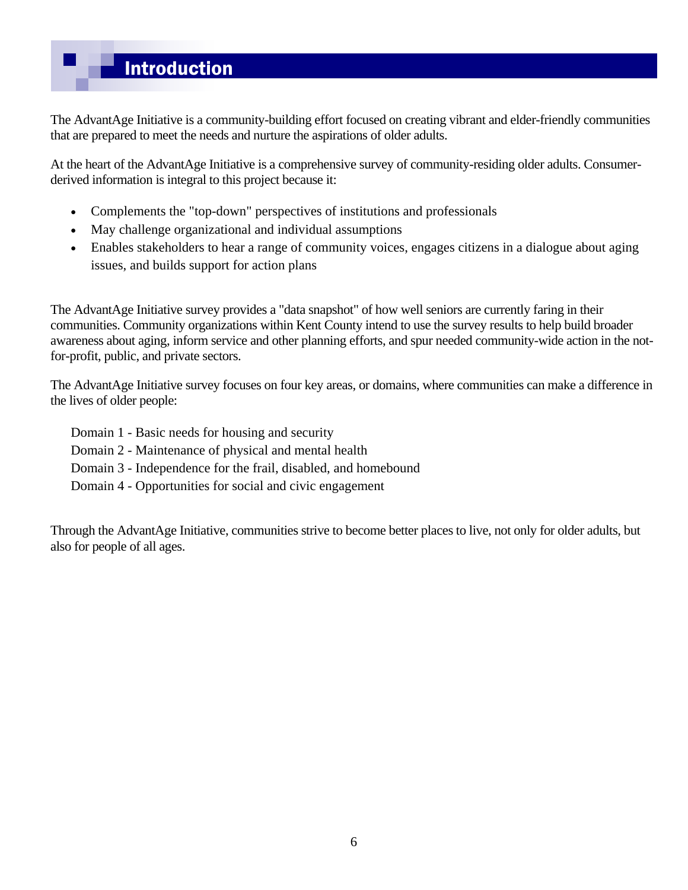# Introduction

The AdvantAge Initiative is a community-building effort focused on creating vibrant and elder-friendly communities that are prepared to meet the needs and nurture the aspirations of older adults.

At the heart of the AdvantAge Initiative is a comprehensive survey of community-residing older adults. Consumer-derived information is integral to this project because it:

- Complements the "top-down" perspectives of institutions and professionals
- May challenge organizational and individual assumptions
- Enables stakeholders to hear a range of community voices, engages citizens in a dialogue about aging issues, and builds support for action plans

The AdvantAge Initiative survey provides a "data snapshot" of how well seniors are currently faring in their communities. Community organizations within Kent County intend to use the survey results to help build broader awareness about aging, inform service and other planning efforts, and spur needed community-wide action in the not-for-profit, public, and private sectors.

The AdvantAge Initiative survey focuses on four key areas, or domains, where communities can make a difference in the lives of older people:

Domain 1 - Basic needs for housing and security
Domain 2 - Maintenance of physical and mental health
Domain 3 - Independence for the frail, disabled, and homebound
Domain 4 - Opportunities for social and civic engagement

Through the AdvantAge Initiative, communities strive to become better places to live, not only for older adults, but also for people of all ages.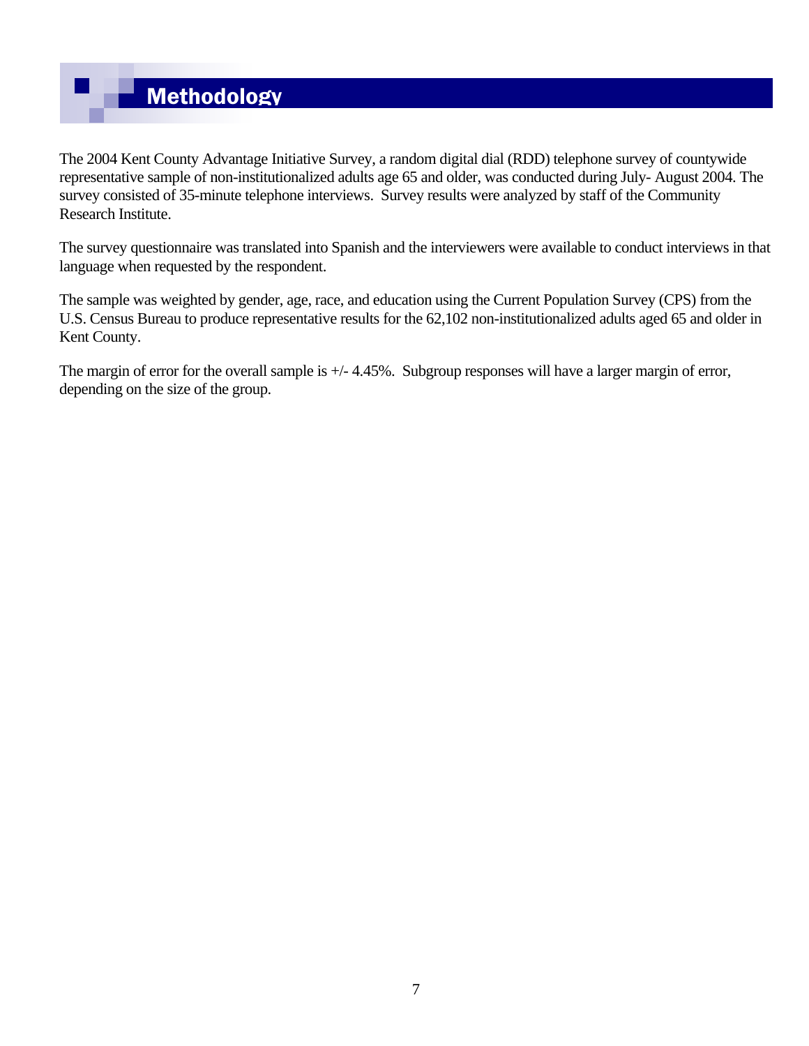# Methodology

The 2004 Kent County Advantage Initiative Survey, a random digital dial (RDD) telephone survey of countywide representative sample of non-institutionalized adults age 65 and older, was conducted during July- August 2004. The survey consisted of 35-minute telephone interviews. Survey results were analyzed by staff of the Community Research Institute.

The survey questionnaire was translated into Spanish and the interviewers were available to conduct interviews in that language when requested by the respondent.

The sample was weighted by gender, age, race, and education using the Current Population Survey (CPS) from the U.S. Census Bureau to produce representative results for the 62,102 non-institutionalized adults aged 65 and older in Kent County.

The margin of error for the overall sample is +/- 4.45%. Subgroup responses will have a larger margin of error, depending on the size of the group.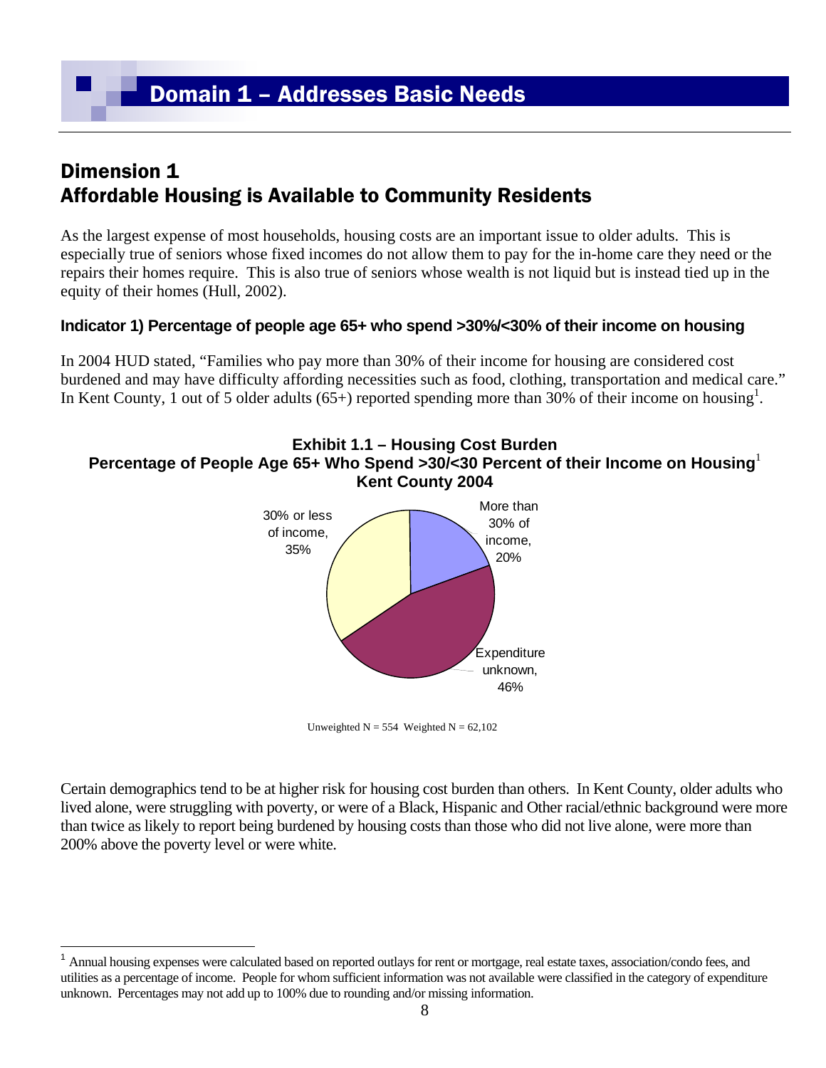# Domain 1 – Addresses Basic Needs

## Dimension 1
## Affordable Housing is Available to Community Residents

As the largest expense of most households, housing costs are an important issue to older adults. This is especially true of seniors whose fixed incomes do not allow them to pay for the in-home care they need or the repairs their homes require. This is also true of seniors whose wealth is not liquid but is instead tied up in the equity of their homes (Hull, 2002).

### Indicator 1) Percentage of people age 65+ who spend >30%/<30% of their income on housing

In 2004 HUD stated, "Families who pay more than 30% of their income for housing are considered cost burdened and may have difficulty affording necessities such as food, clothing, transportation and medical care." In Kent County, 1 out of 5 older adults (65+) reported spending more than 30% of their income on housing[1].

**Exhibit 1.1 – Housing Cost Burden**
**Percentage of People Age 65+ Who Spend >30/<30 Percent of their Income on Housing[1]**
**Kent County 2004**

| Category | Percentage |
|---|---|
| More than 30% of income | 20% |
| Expenditure unknown | 46% |
| 30% or less of income | 35% |

Unweighted N = 554 Weighted N = 62,102

Certain demographics tend to be at higher risk for housing cost burden than others. In Kent County, older adults who lived alone, were struggling with poverty, or were of a Black, Hispanic and Other racial/ethnic background were more than twice as likely to report being burdened by housing costs than those who did not live alone, were more than 200% above the poverty level or were white.

[1] Annual housing expenses were calculated based on reported outlays for rent or mortgage, real estate taxes, association/condo fees, and utilities as a percentage of income. People for whom sufficient information was not available were classified in the category of expenditure unknown. Percentages may not add up to 100% due to rounding and/or missing information.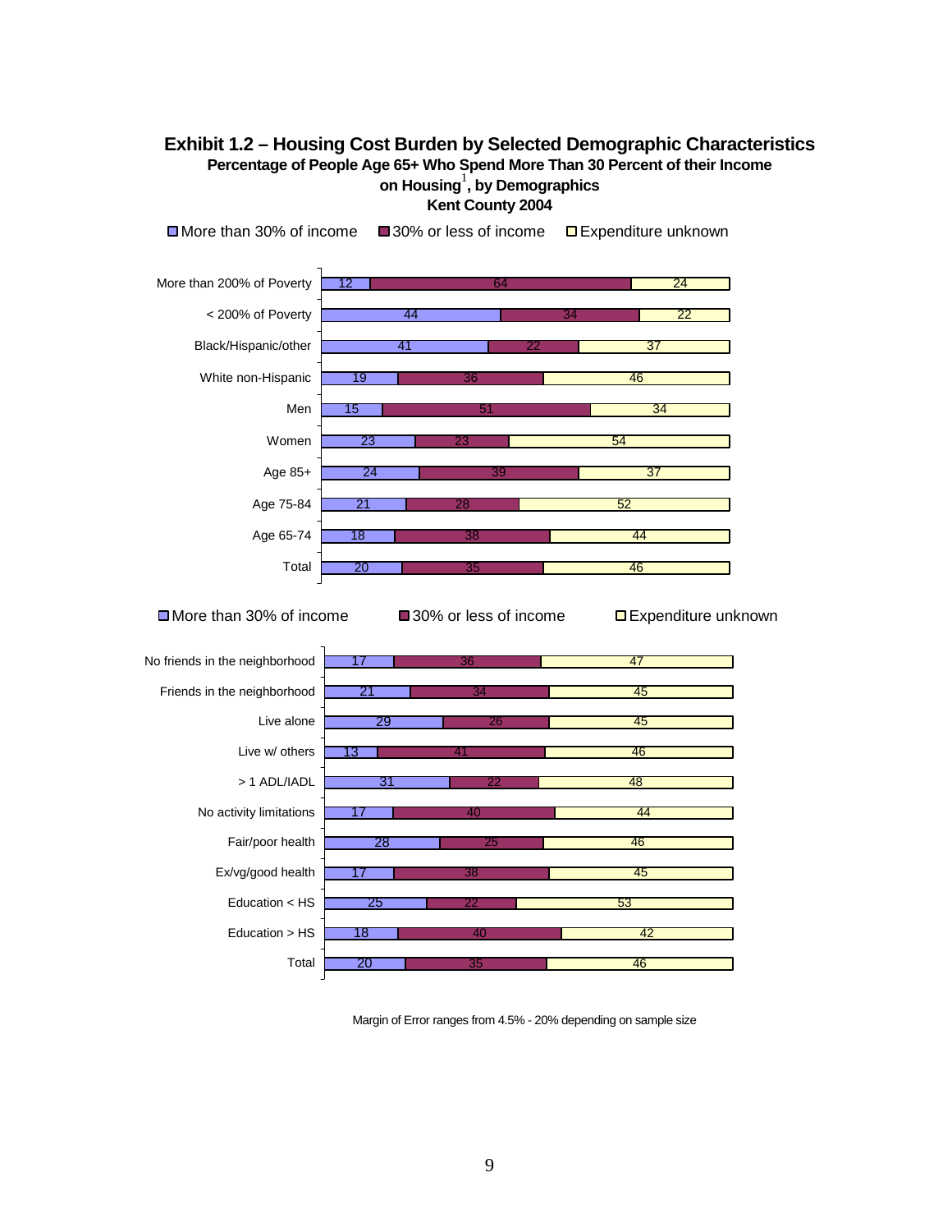## Exhibit 1.2 – Housing Cost Burden by Selected Demographic Characteristics

**Percentage of People Age 65+ Who Spend More Than 30 Percent of their Income on Housing[1], by Demographics**

**Kent County 2004**

| | More than 30% of income | 30% or less of income | Expenditure unknown |
|---|---|---|---|
| More than 200% of Poverty | 12 | 64 | 24 |
| < 200% of Poverty | 44 | 34 | 22 |
| Black/Hispanic/other | 41 | 22 | 37 |
| White non-Hispanic | 19 | 36 | 46 |
| Men | 15 | 51 | 34 |
| Women | 23 | 23 | 54 |
| Age 85+ | 24 | 39 | 37 |
| Age 75-84 | 21 | 28 | 52 |
| Age 65-74 | 18 | 38 | 44 |
| Total | 20 | 35 | 46 |

| | More than 30% of income | 30% or less of income | Expenditure unknown |
|---|---|---|---|
| No friends in the neighborhood | 17 | 36 | 47 |
| Friends in the neighborhood | 21 | 34 | 45 |
| Live alone | 29 | 26 | 45 |
| Live w/ others | 13 | 41 | 46 |
| > 1 ADL/IADL | 31 | 22 | 48 |
| No activity limitations | 17 | 40 | 44 |
| Fair/poor health | 28 | 25 | 46 |
| Ex/vg/good health | 17 | 38 | 45 |
| Education < HS | 25 | 22 | 53 |
| Education > HS | 18 | 40 | 42 |
| Total | 20 | 35 | 46 |

Margin of Error ranges from 4.5% - 20% depending on sample size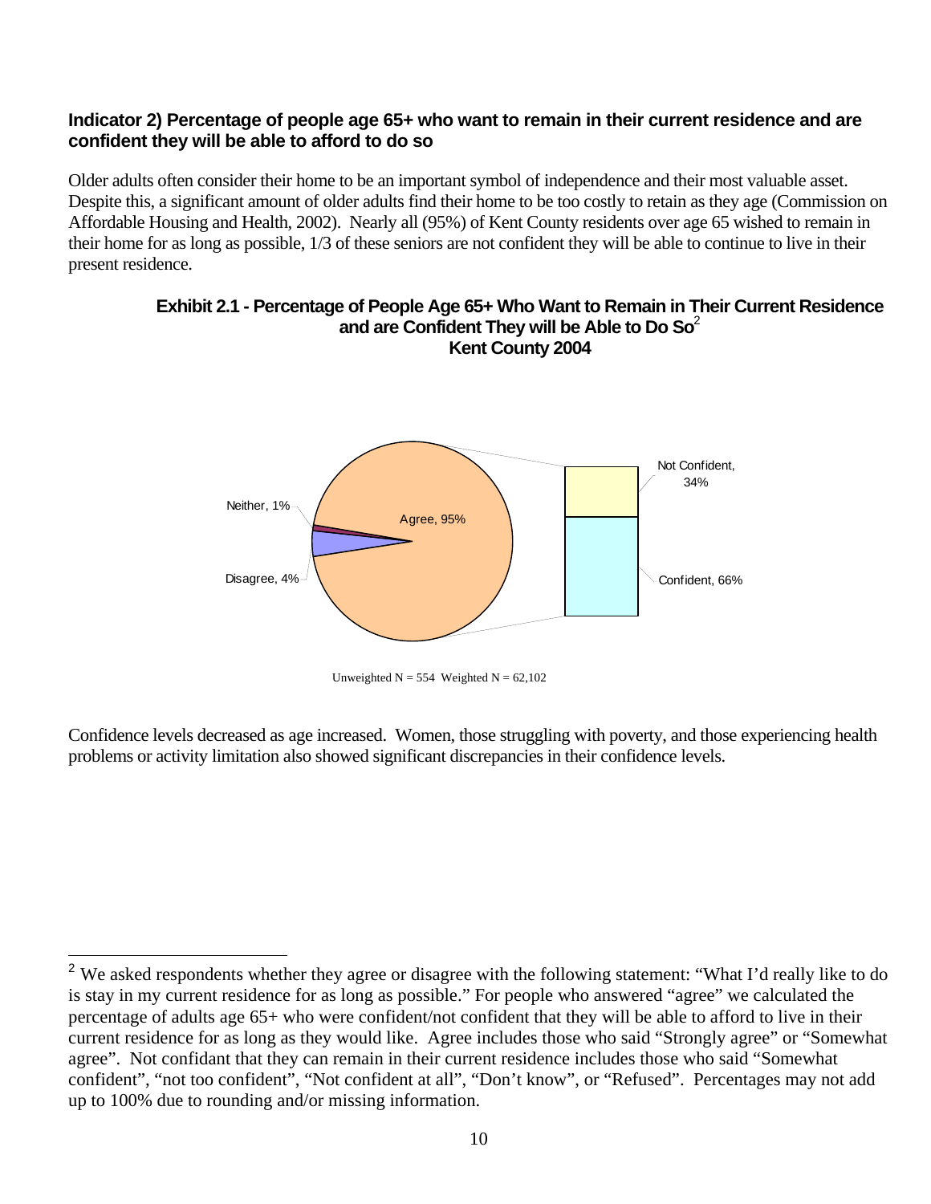**Indicator 2) Percentage of people age 65+ who want to remain in their current residence and are confident they will be able to afford to do so**

Older adults often consider their home to be an important symbol of independence and their most valuable asset. Despite this, a significant amount of older adults find their home to be too costly to retain as they age (Commission on Affordable Housing and Health, 2002). Nearly all (95%) of Kent County residents over age 65 wished to remain in their home for as long as possible, 1/3 of these seniors are not confident they will be able to continue to live in their present residence.

**Exhibit 2.1 - Percentage of People Age 65+ Who Want to Remain in Their Current Residence and are Confident They will be Able to Do So[2]**
**Kent County 2004**

Neither, 1%
Agree, 95%
Disagree, 4%
Not Confident, 34%
Confident, 66%

Unweighted N = 554 Weighted N = 62,102

Confidence levels decreased as age increased. Women, those struggling with poverty, and those experiencing health problems or activity limitation also showed significant discrepancies in their confidence levels.

[2] We asked respondents whether they agree or disagree with the following statement: "What I'd really like to do is stay in my current residence for as long as possible." For people who answered "agree" we calculated the percentage of adults age 65+ who were confident/not confident that they will be able to afford to live in their current residence for as long as they would like. Agree includes those who said "Strongly agree" or "Somewhat agree". Not confidant that they can remain in their current residence includes those who said "Somewhat confident", "not too confident", "Not confident at all", "Don't know", or "Refused". Percentages may not add up to 100% due to rounding and/or missing information.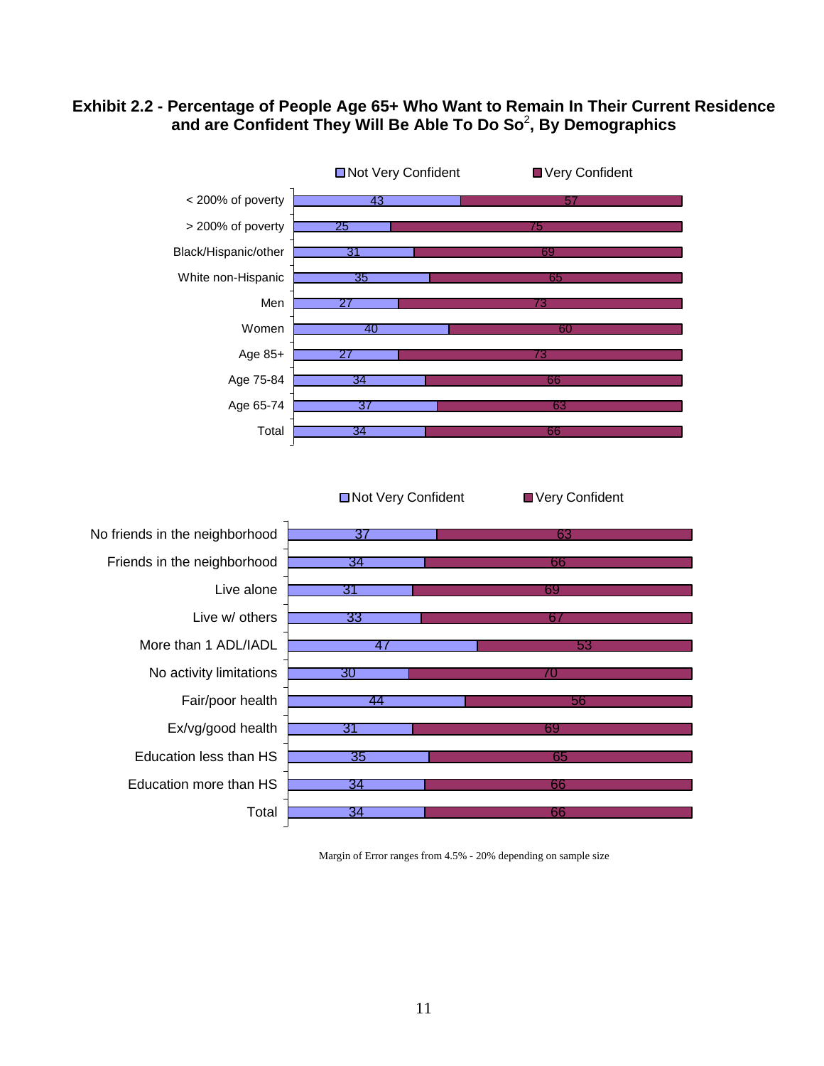**Exhibit 2.2 - Percentage of People Age 65+ Who Want to Remain In Their Current Residence and are Confident They Will Be Able To Do So[2], By Demographics**

| | Not Very Confident | Very Confident |
|---|---|---|
| < 200% of poverty | 43 | 57 |
| > 200% of poverty | 25 | 75 |
| Black/Hispanic/other | 31 | 69 |
| White non-Hispanic | 35 | 65 |
| Men | 27 | 73 |
| Women | 40 | 60 |
| Age 85+ | 27 | 73 |
| Age 75-84 | 34 | 66 |
| Age 65-74 | 37 | 63 |
| Total | 34 | 66 |

| | Not Very Confident | Very Confident |
|---|---|---|
| No friends in the neighborhood | 37 | 63 |
| Friends in the neighborhood | 34 | 66 |
| Live alone | 31 | 69 |
| Live w/ others | 33 | 67 |
| More than 1 ADL/IADL | 47 | 53 |
| No activity limitations | 30 | 70 |
| Fair/poor health | 44 | 56 |
| Ex/vg/good health | 31 | 69 |
| Education less than HS | 35 | 65 |
| Education more than HS | 34 | 66 |
| Total | 34 | 66 |

Margin of Error ranges from 4.5% - 20% depending on sample size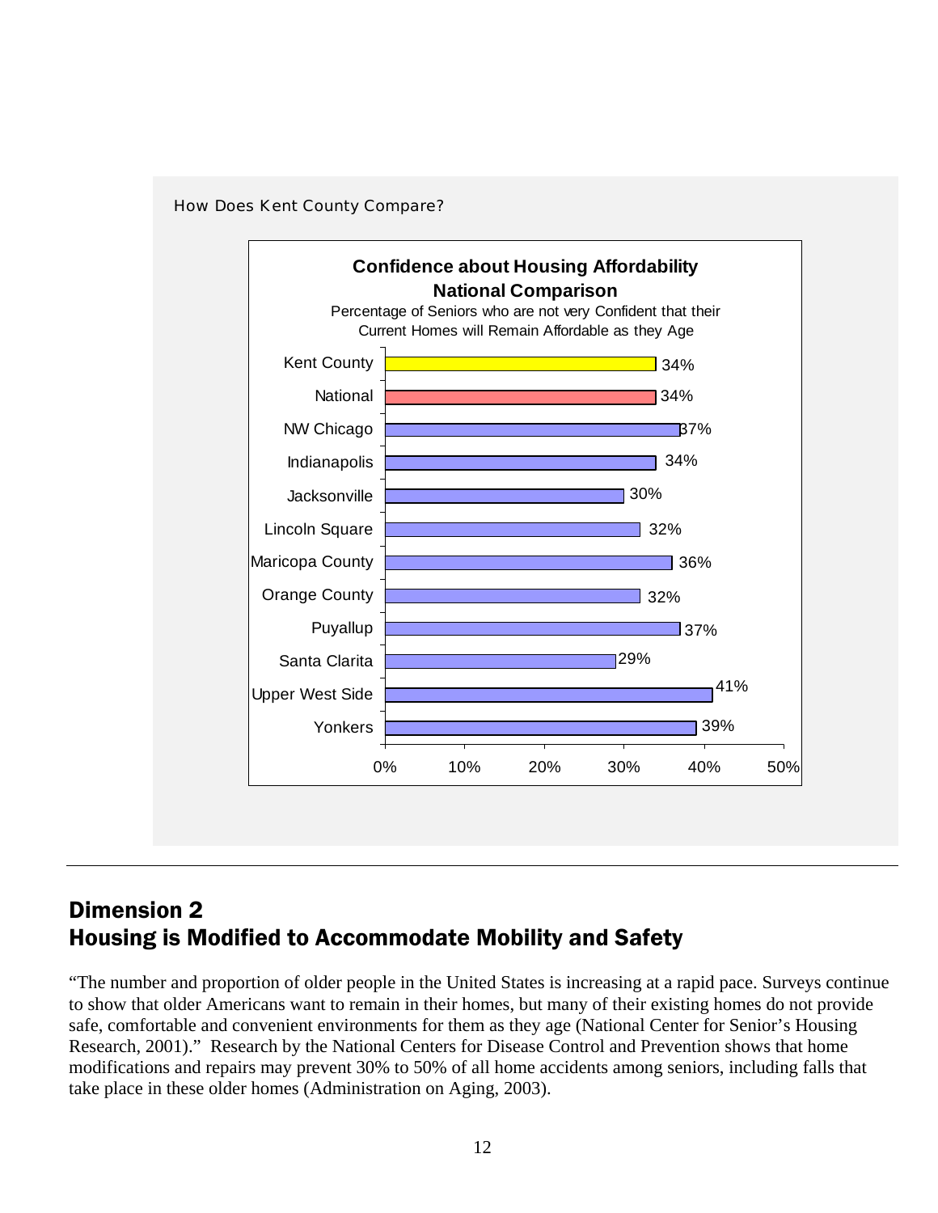How Does Kent County Compare?

**Confidence about Housing Affordability National Comparison**

Percentage of Seniors who are not very Confident that their Current Homes will Remain Affordable as they Age

| Location | Percentage |
|---|---|
| Kent County | 34% |
| National | 34% |
| NW Chicago | 37% |
| Indianapolis | 34% |
| Jacksonville | 30% |
| Lincoln Square | 32% |
| Maricopa County | 36% |
| Orange County | 32% |
| Puyallup | 37% |
| Santa Clarita | 29% |
| Upper West Side | 41% |
| Yonkers | 39% |

---

## Dimension 2
## Housing is Modified to Accommodate Mobility and Safety

"The number and proportion of older people in the United States is increasing at a rapid pace. Surveys continue to show that older Americans want to remain in their homes, but many of their existing homes do not provide safe, comfortable and convenient environments for them as they age (National Center for Senior's Housing Research, 2001)." Research by the National Centers for Disease Control and Prevention shows that home modifications and repairs may prevent 30% to 50% of all home accidents among seniors, including falls that take place in these older homes (Administration on Aging, 2003).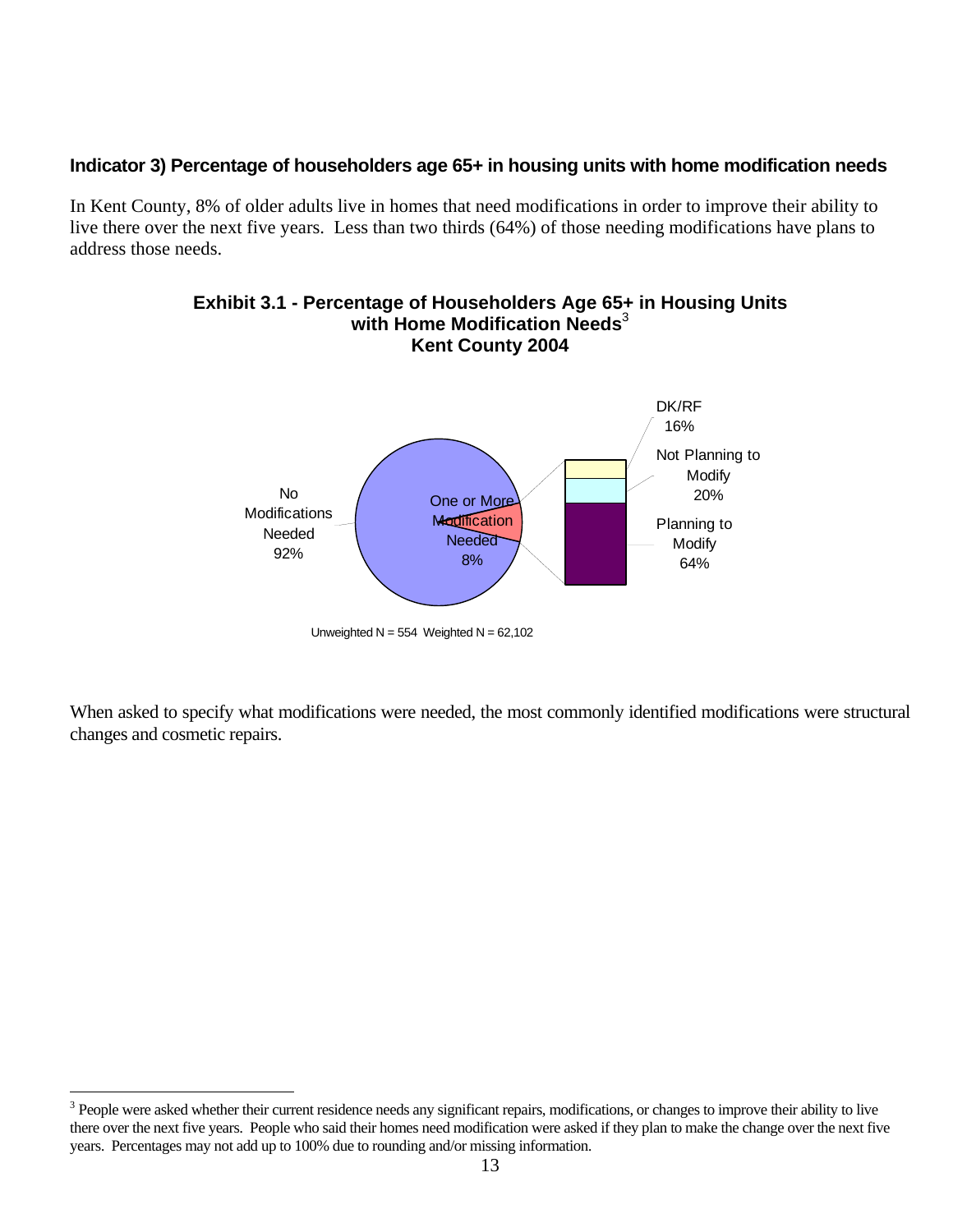### Indicator 3) Percentage of householders age 65+ in housing units with home modification needs

In Kent County, 8% of older adults live in homes that need modifications in order to improve their ability to live there over the next five years. Less than two thirds (64%) of those needing modifications have plans to address those needs.

**Exhibit 3.1 - Percentage of Householders Age 65+ in Housing Units with Home Modification Needs[3] Kent County 2004**

No Modifications Needed 92%

One or More Modification Needed 8%

DK/RF 16%

Not Planning to Modify 20%

Planning to Modify 64%

Unweighted N = 554 Weighted N = 62,102

When asked to specify what modifications were needed, the most commonly identified modifications were structural changes and cosmetic repairs.

[3] People were asked whether their current residence needs any significant repairs, modifications, or changes to improve their ability to live there over the next five years. People who said their homes need modification were asked if they plan to make the change over the next five years. Percentages may not add up to 100% due to rounding and/or missing information.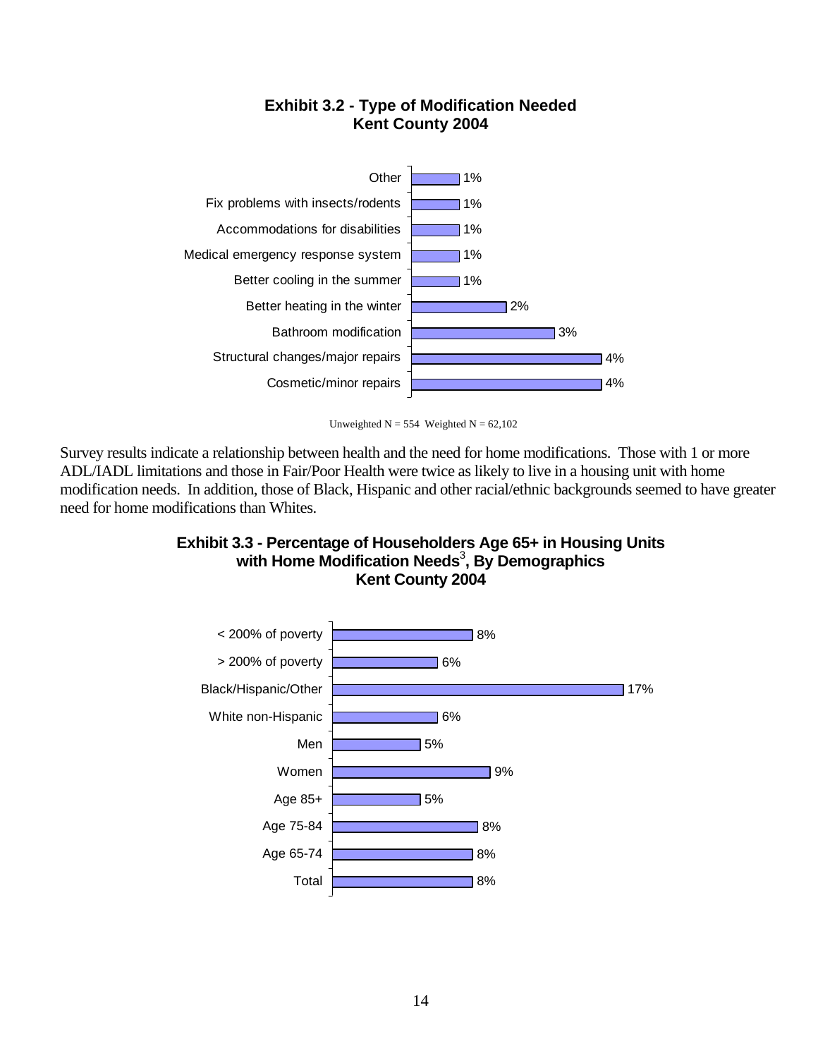**Exhibit 3.2 - Type of Modification Needed**
**Kent County 2004**

| Type of Modification | Percent |
|---|---|
| Other | 1% |
| Fix problems with insects/rodents | 1% |
| Accommodations for disabilities | 1% |
| Medical emergency response system | 1% |
| Better cooling in the summer | 1% |
| Better heating in the winter | 2% |
| Bathroom modification | 3% |
| Structural changes/major repairs | 4% |
| Cosmetic/minor repairs | 4% |

Unweighted N = 554 Weighted N = 62,102

Survey results indicate a relationship between health and the need for home modifications. Those with 1 or more ADL/IADL limitations and those in Fair/Poor Health were twice as likely to live in a housing unit with home modification needs. In addition, those of Black, Hispanic and other racial/ethnic backgrounds seemed to have greater need for home modifications than Whites.

**Exhibit 3.3 - Percentage of Householders Age 65+ in Housing Units with Home Modification Needs[3], By Demographics**
**Kent County 2004**

| Demographic | Percent |
|---|---|
| < 200% of poverty | 8% |
| > 200% of poverty | 6% |
| Black/Hispanic/Other | 17% |
| White non-Hispanic | 6% |
| Men | 5% |
| Women | 9% |
| Age 85+ | 5% |
| Age 75-84 | 8% |
| Age 65-74 | 8% |
| Total | 8% |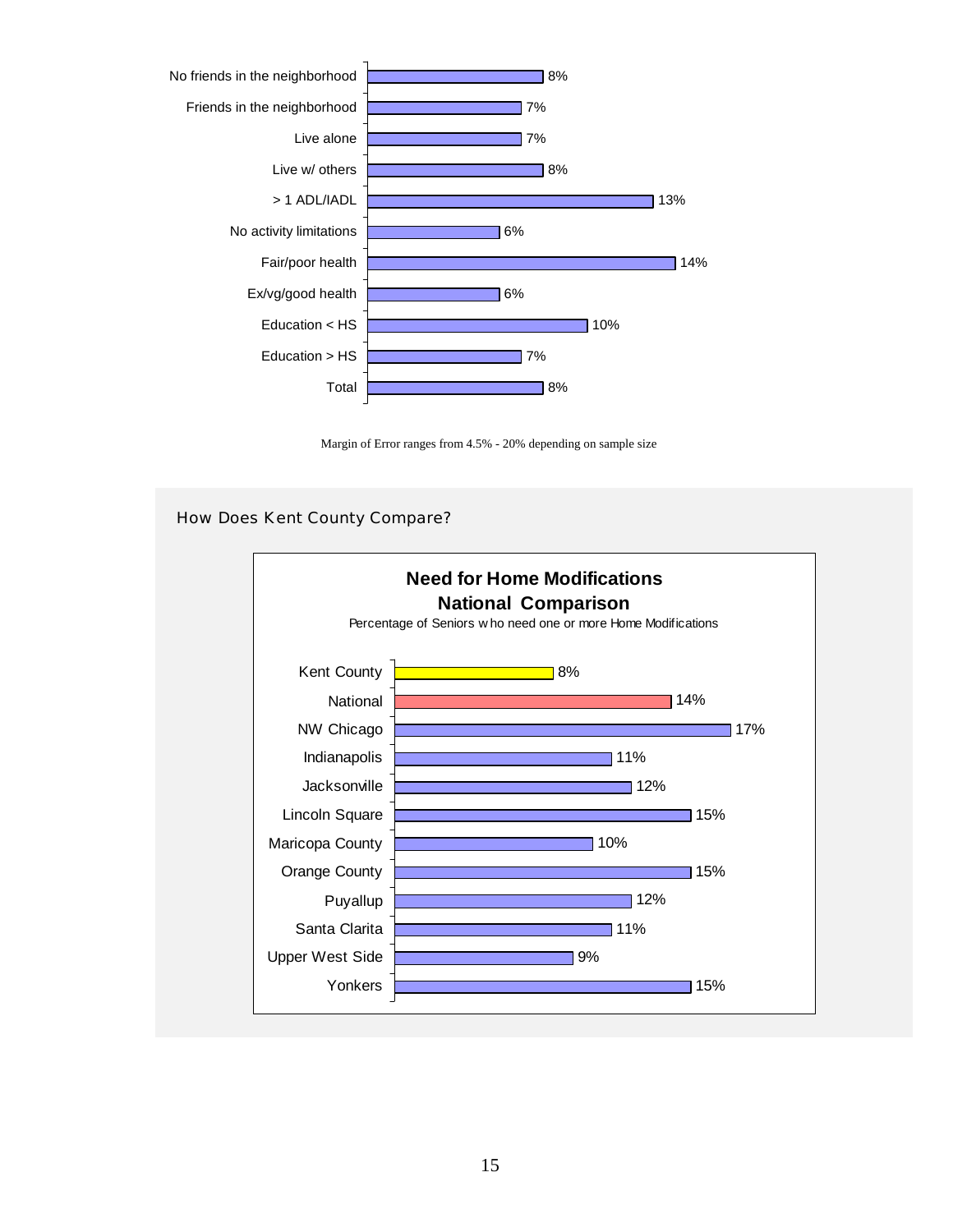| Category | Percentage |
| --- | --- |
| No friends in the neighborhood | 8% |
| Friends in the neighborhood | 7% |
| Live alone | 7% |
| Live w/ others | 8% |
| > 1 ADL/IADL | 13% |
| No activity limitations | 6% |
| Fair/poor health | 14% |
| Ex/vg/good health | 6% |
| Education < HS | 10% |
| Education > HS | 7% |
| Total | 8% |

Margin of Error ranges from 4.5% - 20% depending on sample size

## How Does Kent County Compare?

**Need for Home Modifications**
**National Comparison**

Percentage of Seniors who need one or more Home Modifications

| Location | Percentage |
| --- | --- |
| Kent County | 8% |
| National | 14% |
| NW Chicago | 17% |
| Indianapolis | 11% |
| Jacksonville | 12% |
| Lincoln Square | 15% |
| Maricopa County | 10% |
| Orange County | 15% |
| Puyallup | 12% |
| Santa Clarita | 11% |
| Upper West Side | 9% |
| Yonkers | 15% |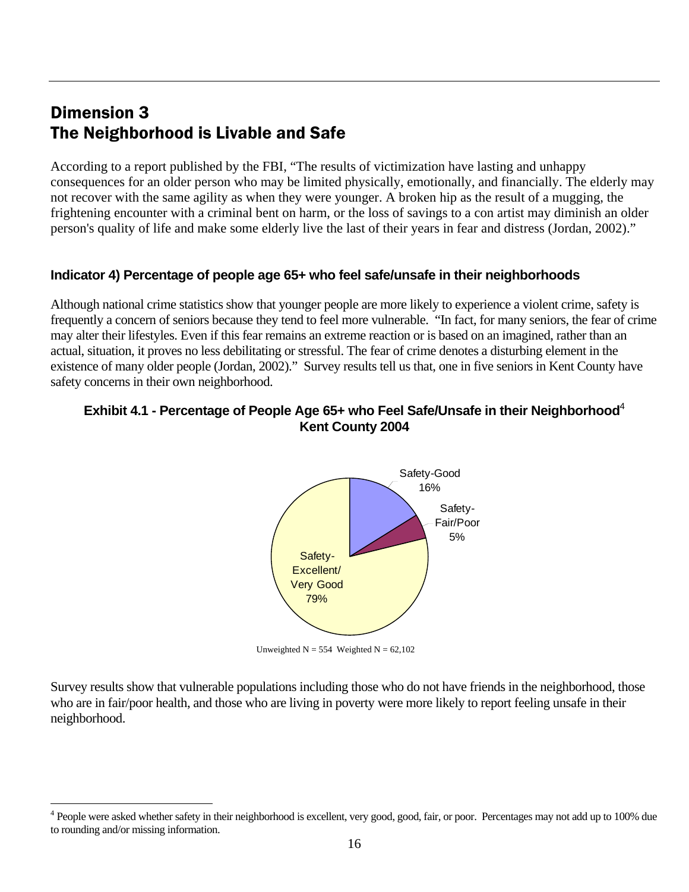# Dimension 3
# The Neighborhood is Livable and Safe

According to a report published by the FBI, "The results of victimization have lasting and unhappy consequences for an older person who may be limited physically, emotionally, and financially. The elderly may not recover with the same agility as when they were younger. A broken hip as the result of a mugging, the frightening encounter with a criminal bent on harm, or the loss of savings to a con artist may diminish an older person's quality of life and make some elderly live the last of their years in fear and distress (Jordan, 2002)."

### Indicator 4) Percentage of people age 65+ who feel safe/unsafe in their neighborhoods

Although national crime statistics show that younger people are more likely to experience a violent crime, safety is frequently a concern of seniors because they tend to feel more vulnerable. "In fact, for many seniors, the fear of crime may alter their lifestyles. Even if this fear remains an extreme reaction or is based on an imagined, rather than an actual, situation, it proves no less debilitating or stressful. The fear of crime denotes a disturbing element in the existence of many older people (Jordan, 2002)." Survey results tell us that, one in five seniors in Kent County have safety concerns in their own neighborhood.

**Exhibit 4.1 - Percentage of People Age 65+ who Feel Safe/Unsafe in their Neighborhood[4]**
**Kent County 2004**

| Category | Percentage |
|---|---|
| Safety-Excellent/Very Good | 79% |
| Safety-Good | 16% |
| Safety-Fair/Poor | 5% |

Unweighted N = 554  Weighted N = 62,102

Survey results show that vulnerable populations including those who do not have friends in the neighborhood, those who are in fair/poor health, and those who are living in poverty were more likely to report feeling unsafe in their neighborhood.

[4] People were asked whether safety in their neighborhood is excellent, very good, good, fair, or poor. Percentages may not add up to 100% due to rounding and/or missing information.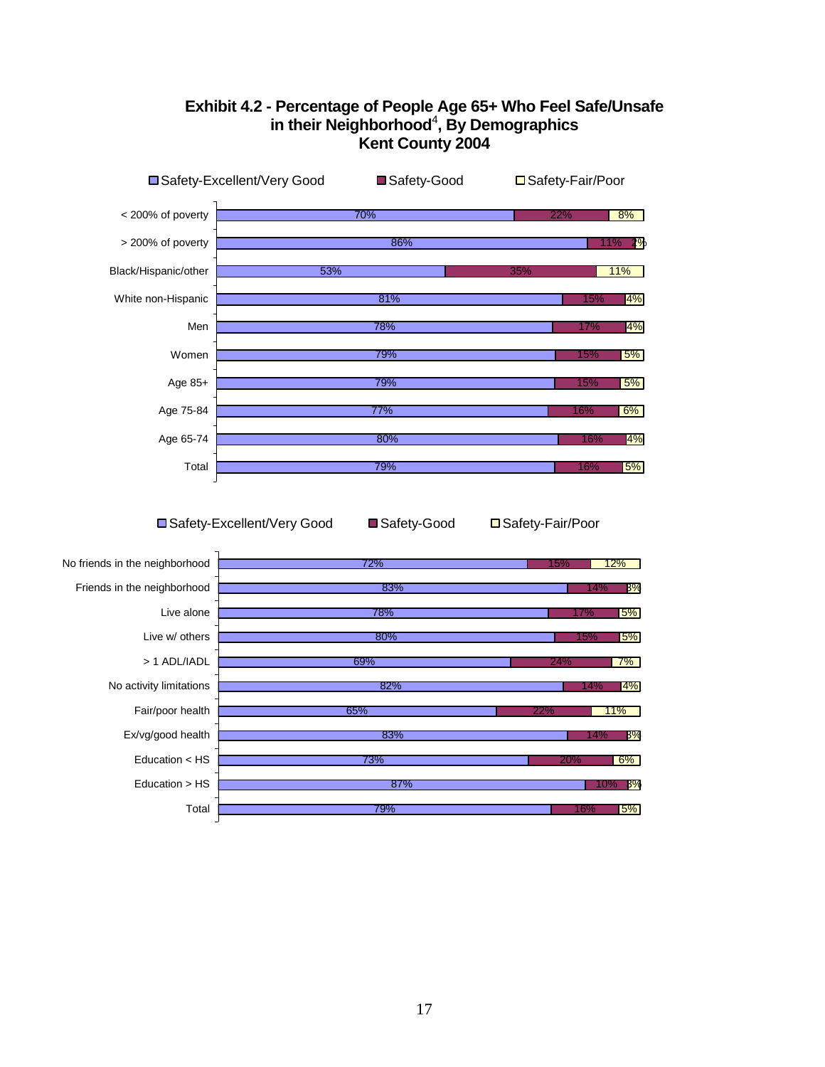**Exhibit 4.2 - Percentage of People Age 65+ Who Feel Safe/Unsafe in their Neighborhood[4], By Demographics Kent County 2004**

| | Safety-Excellent/Very Good | Safety-Good | Safety-Fair/Poor |
|---|---|---|---|
| < 200% of poverty | 70% | 22% | 8% |
| > 200% of poverty | 86% | 11% | 2% |
| Black/Hispanic/other | 53% | 35% | 11% |
| White non-Hispanic | 81% | 15% | 4% |
| Men | 78% | 17% | 4% |
| Women | 79% | 15% | 5% |
| Age 85+ | 79% | 15% | 5% |
| Age 75-84 | 77% | 16% | 6% |
| Age 65-74 | 80% | 16% | 4% |
| Total | 79% | 16% | 5% |

| | Safety-Excellent/Very Good | Safety-Good | Safety-Fair/Poor |
|---|---|---|---|
| No friends in the neighborhood | 72% | 15% | 12% |
| Friends in the neighborhood | 83% | 14% | 3% |
| Live alone | 78% | 17% | 5% |
| Live w/ others | 80% | 15% | 5% |
| > 1 ADL/IADL | 69% | 24% | 7% |
| No activity limitations | 82% | 14% | 4% |
| Fair/poor health | 65% | 22% | 11% |
| Ex/vg/good health | 83% | 14% | 3% |
| Education < HS | 73% | 20% | 6% |
| Education > HS | 87% | 10% | 3% |
| Total | 79% | 16% | 5% |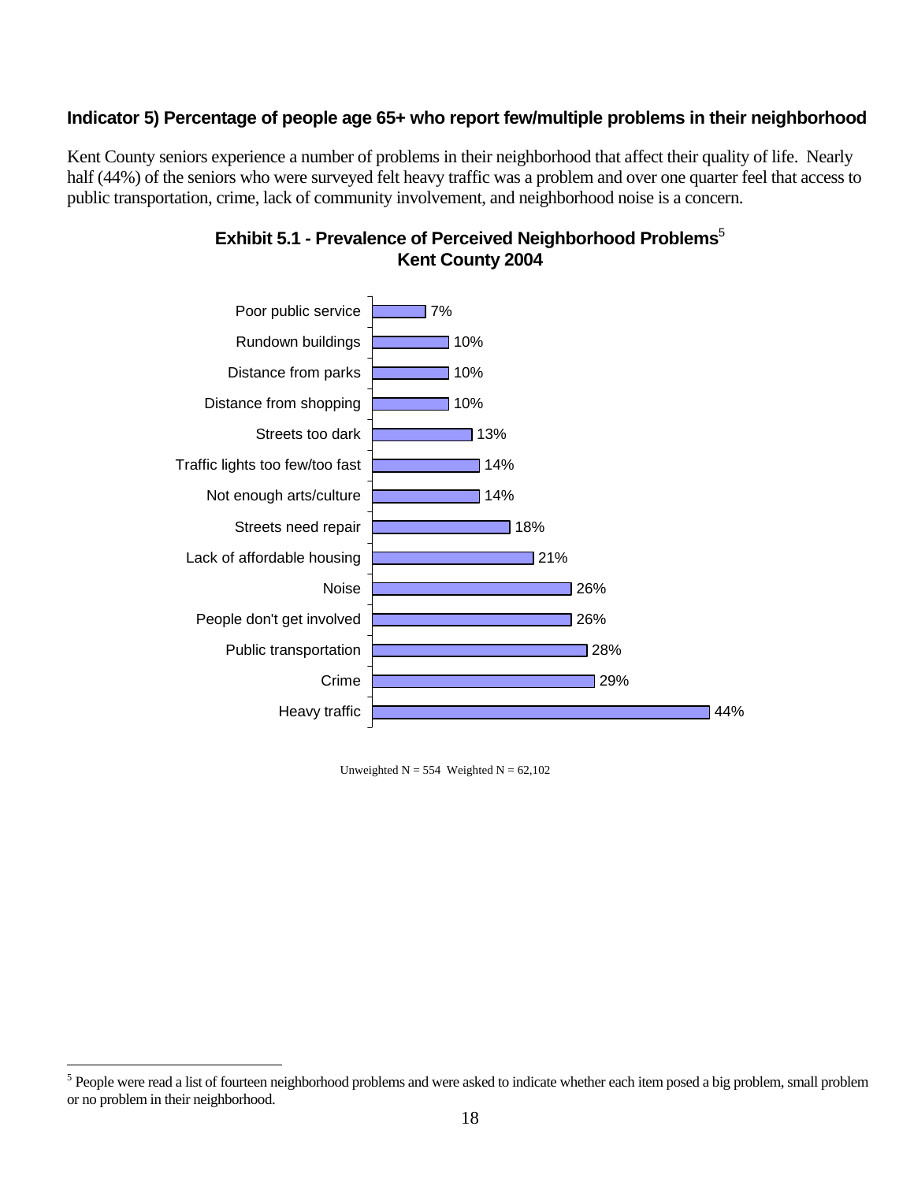**Indicator 5) Percentage of people age 65+ who report few/multiple problems in their neighborhood**

Kent County seniors experience a number of problems in their neighborhood that affect their quality of life. Nearly half (44%) of the seniors who were surveyed felt heavy traffic was a problem and over one quarter feel that access to public transportation, crime, lack of community involvement, and neighborhood noise is a concern.

**Exhibit 5.1 - Prevalence of Perceived Neighborhood Problems[5]**
**Kent County 2004**

| Problem | Percentage |
|---|---|
| Poor public service | 7% |
| Rundown buildings | 10% |
| Distance from parks | 10% |
| Distance from shopping | 10% |
| Streets too dark | 13% |
| Traffic lights too few/too fast | 14% |
| Not enough arts/culture | 14% |
| Streets need repair | 18% |
| Lack of affordable housing | 21% |
| Noise | 26% |
| People don't get involved | 26% |
| Public transportation | 28% |
| Crime | 29% |
| Heavy traffic | 44% |

Unweighted N = 554 Weighted N = 62,102

[5] People were read a list of fourteen neighborhood problems and were asked to indicate whether each item posed a big problem, small problem or no problem in their neighborhood.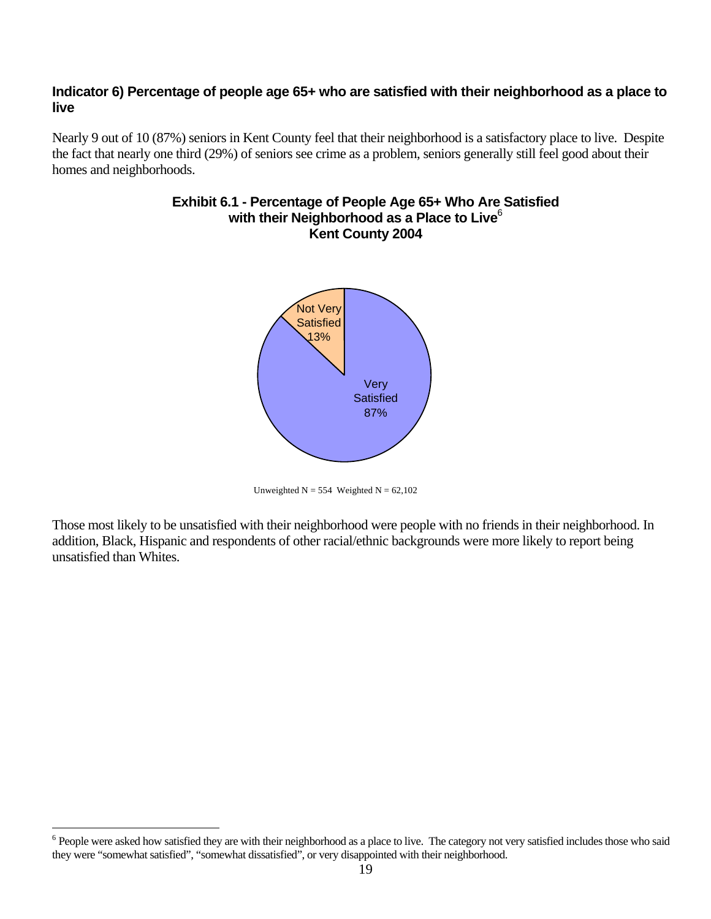**Indicator 6) Percentage of people age 65+ who are satisfied with their neighborhood as a place to live**

Nearly 9 out of 10 (87%) seniors in Kent County feel that their neighborhood is a satisfactory place to live. Despite the fact that nearly one third (29%) of seniors see crime as a problem, seniors generally still feel good about their homes and neighborhoods.

**Exhibit 6.1 - Percentage of People Age 65+ Who Are Satisfied with their Neighborhood as a Place to Live[6] Kent County 2004**

| Category | Percentage |
| --- | --- |
| Very Satisfied | 87% |
| Not Very Satisfied | 13% |

Unweighted N = 554 Weighted N = 62,102

Those most likely to be unsatisfied with their neighborhood were people with no friends in their neighborhood. In addition, Black, Hispanic and respondents of other racial/ethnic backgrounds were more likely to report being unsatisfied than Whites.

---

[6] People were asked how satisfied they are with their neighborhood as a place to live. The category not very satisfied includes those who said they were "somewhat satisfied", "somewhat dissatisfied", or very disappointed with their neighborhood.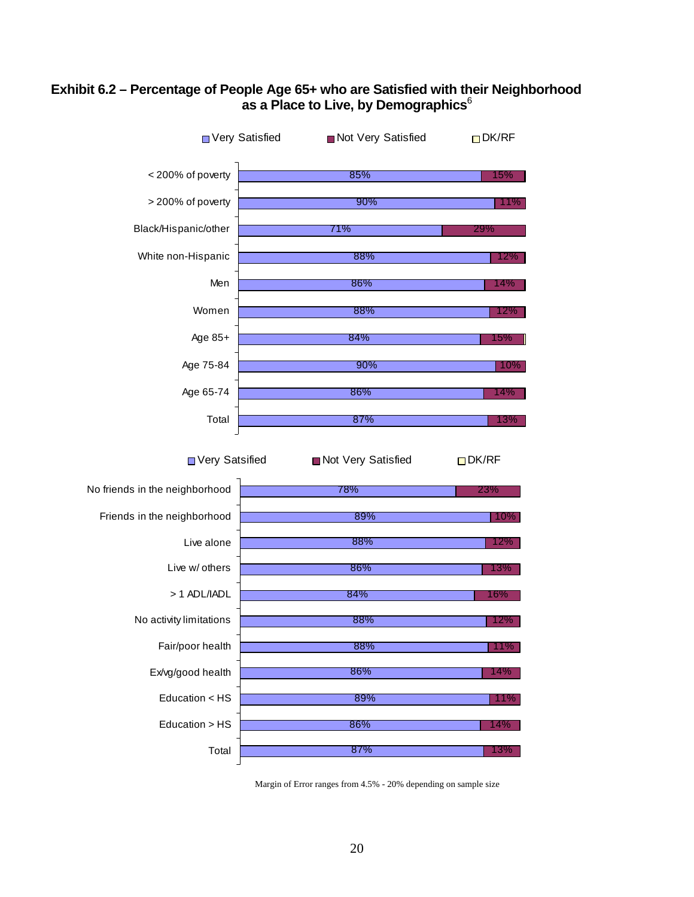### Exhibit 6.2 – Percentage of People Age 65+ who are Satisfied with their Neighborhood as a Place to Live, by Demographics[6]

| | Very Satisfied | Not Very Satisfied |
|---|---|---|
| < 200% of poverty | 85% | 15% |
| > 200% of poverty | 90% | 11% |
| Black/Hispanic/other | 71% | 29% |
| White non-Hispanic | 88% | 12% |
| Men | 86% | 14% |
| Women | 88% | 12% |
| Age 85+ | 84% | 15% |
| Age 75-84 | 90% | 10% |
| Age 65-74 | 86% | 14% |
| Total | 87% | 13% |

| | Very Satisfied | Not Very Satisfied |
|---|---|---|
| No friends in the neighborhood | 78% | 23% |
| Friends in the neighborhood | 89% | 10% |
| Live alone | 88% | 12% |
| Live w/ others | 86% | 13% |
| > 1 ADL/IADL | 84% | 16% |
| No activity limitations | 88% | 12% |
| Fair/poor health | 88% | 11% |
| Ex/vg/good health | 86% | 14% |
| Education < HS | 89% | 11% |
| Education > HS | 86% | 14% |
| Total | 87% | 13% |

Legend: Very Satisfied; Not Very Satisfied; DK/RF

Margin of Error ranges from 4.5% - 20% depending on sample size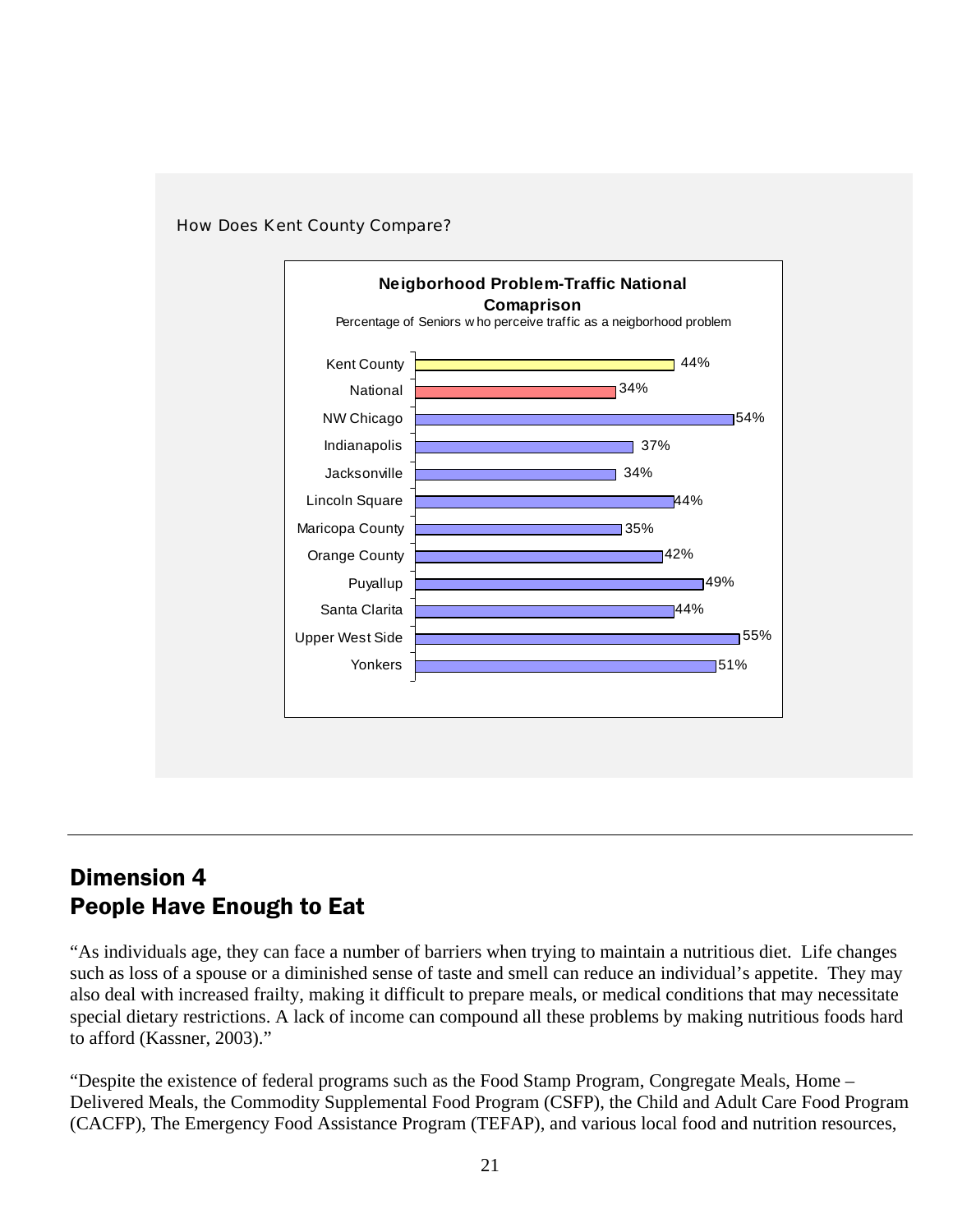How Does Kent County Compare?

**Neigborhood Problem-Traffic National Comaprison**

Percentage of Seniors w ho perceive traffic as a neigborhood problem

| Location | Percentage |
|---|---|
| Kent County | 44% |
| National | 34% |
| NW Chicago | 54% |
| Indianapolis | 37% |
| Jacksonville | 34% |
| Lincoln Square | 44% |
| Maricopa County | 35% |
| Orange County | 42% |
| Puyallup | 49% |
| Santa Clarita | 44% |
| Upper West Side | 55% |
| Yonkers | 51% |

---

## Dimension 4
## People Have Enough to Eat

"As individuals age, they can face a number of barriers when trying to maintain a nutritious diet. Life changes such as loss of a spouse or a diminished sense of taste and smell can reduce an individual's appetite. They may also deal with increased frailty, making it difficult to prepare meals, or medical conditions that may necessitate special dietary restrictions. A lack of income can compound all these problems by making nutritious foods hard to afford (Kassner, 2003)."

"Despite the existence of federal programs such as the Food Stamp Program, Congregate Meals, Home – Delivered Meals, the Commodity Supplemental Food Program (CSFP), the Child and Adult Care Food Program (CACFP), The Emergency Food Assistance Program (TEFAP), and various local food and nutrition resources,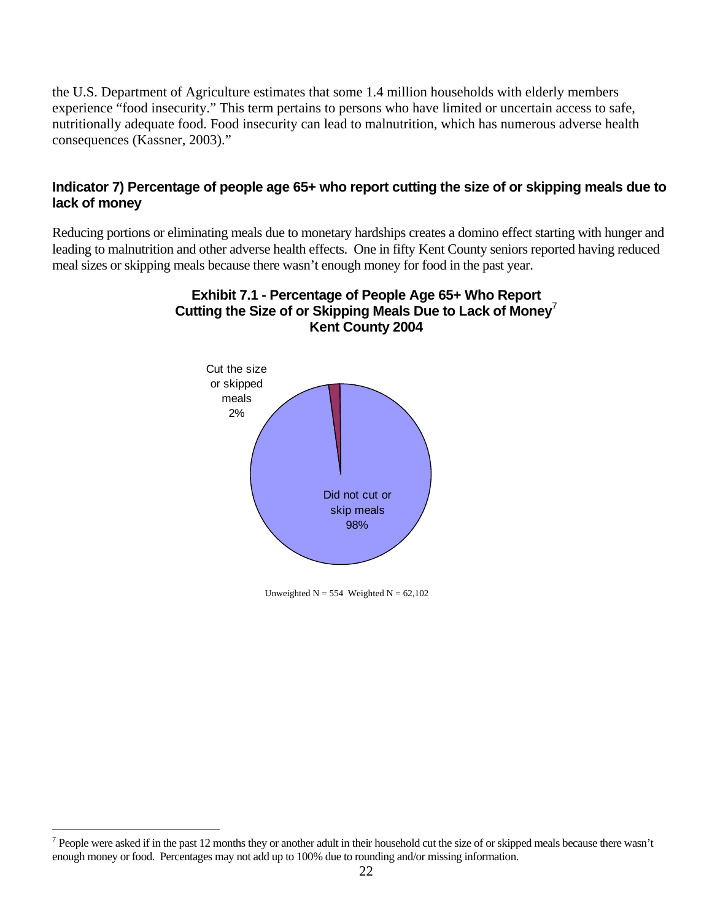the U.S. Department of Agriculture estimates that some 1.4 million households with elderly members experience "food insecurity." This term pertains to persons who have limited or uncertain access to safe, nutritionally adequate food. Food insecurity can lead to malnutrition, which has numerous adverse health consequences (Kassner, 2003)."

### Indicator 7) Percentage of people age 65+ who report cutting the size of or skipping meals due to lack of money

Reducing portions or eliminating meals due to monetary hardships creates a domino effect starting with hunger and leading to malnutrition and other adverse health effects. One in fifty Kent County seniors reported having reduced meal sizes or skipping meals because there wasn't enough money for food in the past year.

**Exhibit 7.1 - Percentage of People Age 65+ Who Report Cutting the Size of or Skipping Meals Due to Lack of Money[7] Kent County 2004**

Cut the size or skipped meals 2%

Did not cut or skip meals 98%

Unweighted N = 554 Weighted N = 62,102

[7] People were asked if in the past 12 months they or another adult in their household cut the size of or skipped meals because there wasn't enough money or food. Percentages may not add up to 100% due to rounding and/or missing information.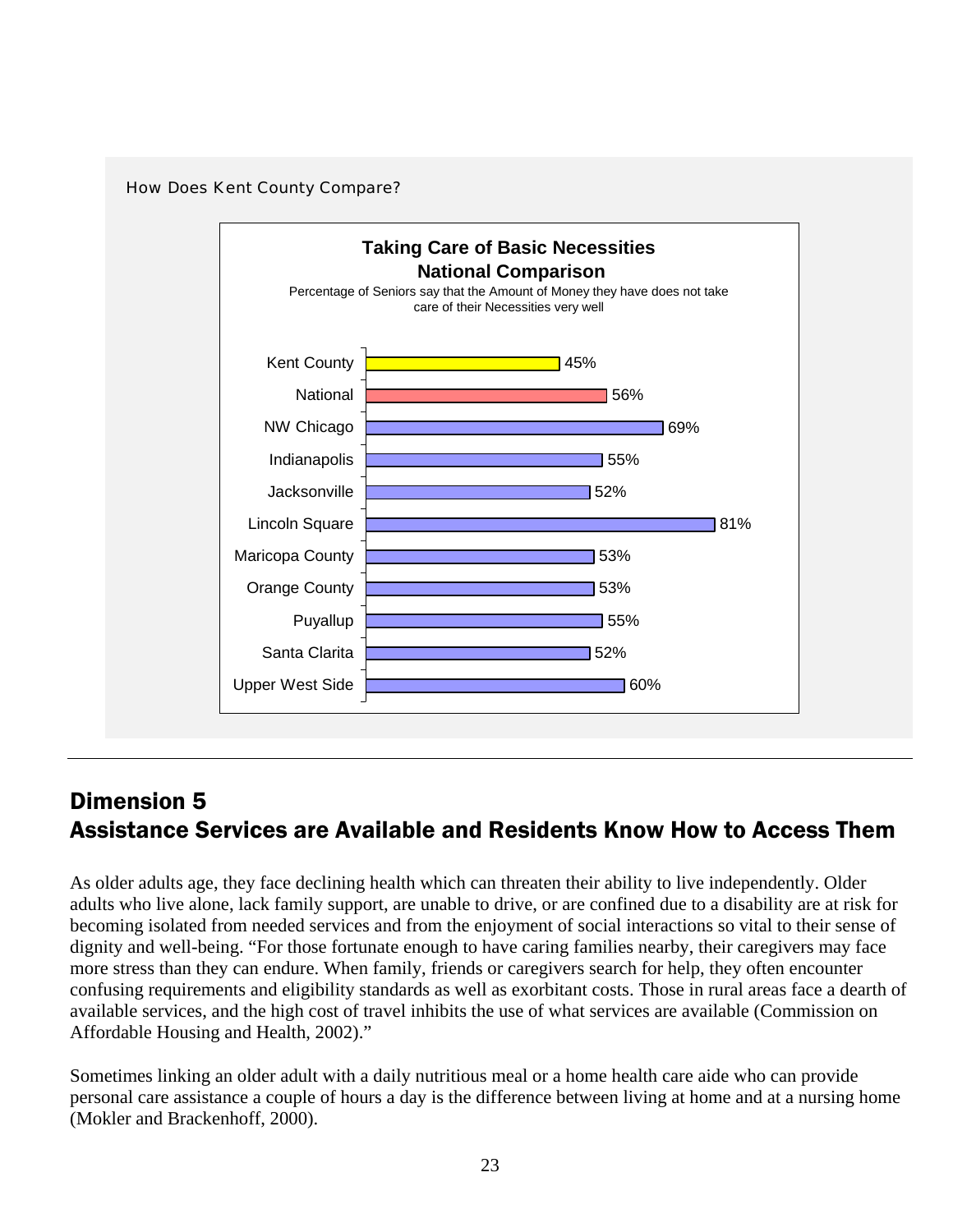How Does Kent County Compare?

**Taking Care of Basic Necessities**
**National Comparison**

Percentage of Seniors say that the Amount of Money they have does not take care of their Necessities very well

| Location | Percentage |
| --- | --- |
| Kent County | 45% |
| National | 56% |
| NW Chicago | 69% |
| Indianapolis | 55% |
| Jacksonville | 52% |
| Lincoln Square | 81% |
| Maricopa County | 53% |
| Orange County | 53% |
| Puyallup | 55% |
| Santa Clarita | 52% |
| Upper West Side | 60% |

## Dimension 5
## Assistance Services are Available and Residents Know How to Access Them

As older adults age, they face declining health which can threaten their ability to live independently. Older adults who live alone, lack family support, are unable to drive, or are confined due to a disability are at risk for becoming isolated from needed services and from the enjoyment of social interactions so vital to their sense of dignity and well-being. "For those fortunate enough to have caring families nearby, their caregivers may face more stress than they can endure. When family, friends or caregivers search for help, they often encounter confusing requirements and eligibility standards as well as exorbitant costs. Those in rural areas face a dearth of available services, and the high cost of travel inhibits the use of what services are available (Commission on Affordable Housing and Health, 2002)."

Sometimes linking an older adult with a daily nutritious meal or a home health care aide who can provide personal care assistance a couple of hours a day is the difference between living at home and at a nursing home (Mokler and Brackenhoff, 2000).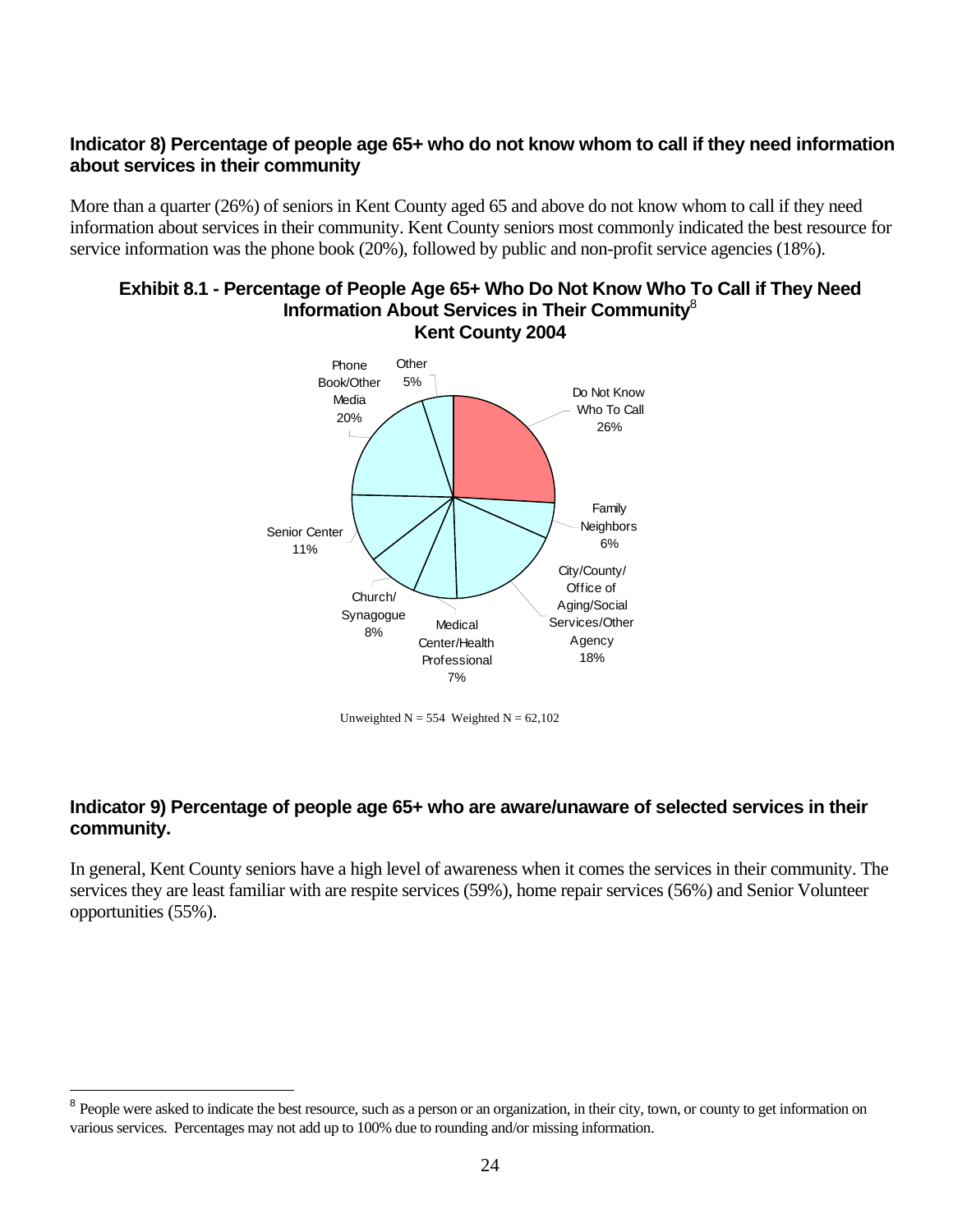**Indicator 8) Percentage of people age 65+ who do not know whom to call if they need information about services in their community**

More than a quarter (26%) of seniors in Kent County aged 65 and above do not know whom to call if they need information about services in their community. Kent County seniors most commonly indicated the best resource for service information was the phone book (20%), followed by public and non-profit service agencies (18%).

**Exhibit 8.1 - Percentage of People Age 65+ Who Do Not Know Who To Call if They Need Information About Services in Their Community[8] Kent County 2004**

| Category | Percentage |
|---|---|
| Do Not Know Who To Call | 26% |
| Family Neighbors | 6% |
| City/County/ Office of Aging/Social Services/Other Agency | 18% |
| Medical Center/Health Professional | 7% |
| Church/ Synagogue | 8% |
| Senior Center | 11% |
| Phone Book/Other Media | 20% |
| Other | 5% |

Unweighted N = 554 Weighted N = 62,102

**Indicator 9) Percentage of people age 65+ who are aware/unaware of selected services in their community.**

In general, Kent County seniors have a high level of awareness when it comes the services in their community. The services they are least familiar with are respite services (59%), home repair services (56%) and Senior Volunteer opportunities (55%).

---

[8] People were asked to indicate the best resource, such as a person or an organization, in their city, town, or county to get information on various services. Percentages may not add up to 100% due to rounding and/or missing information.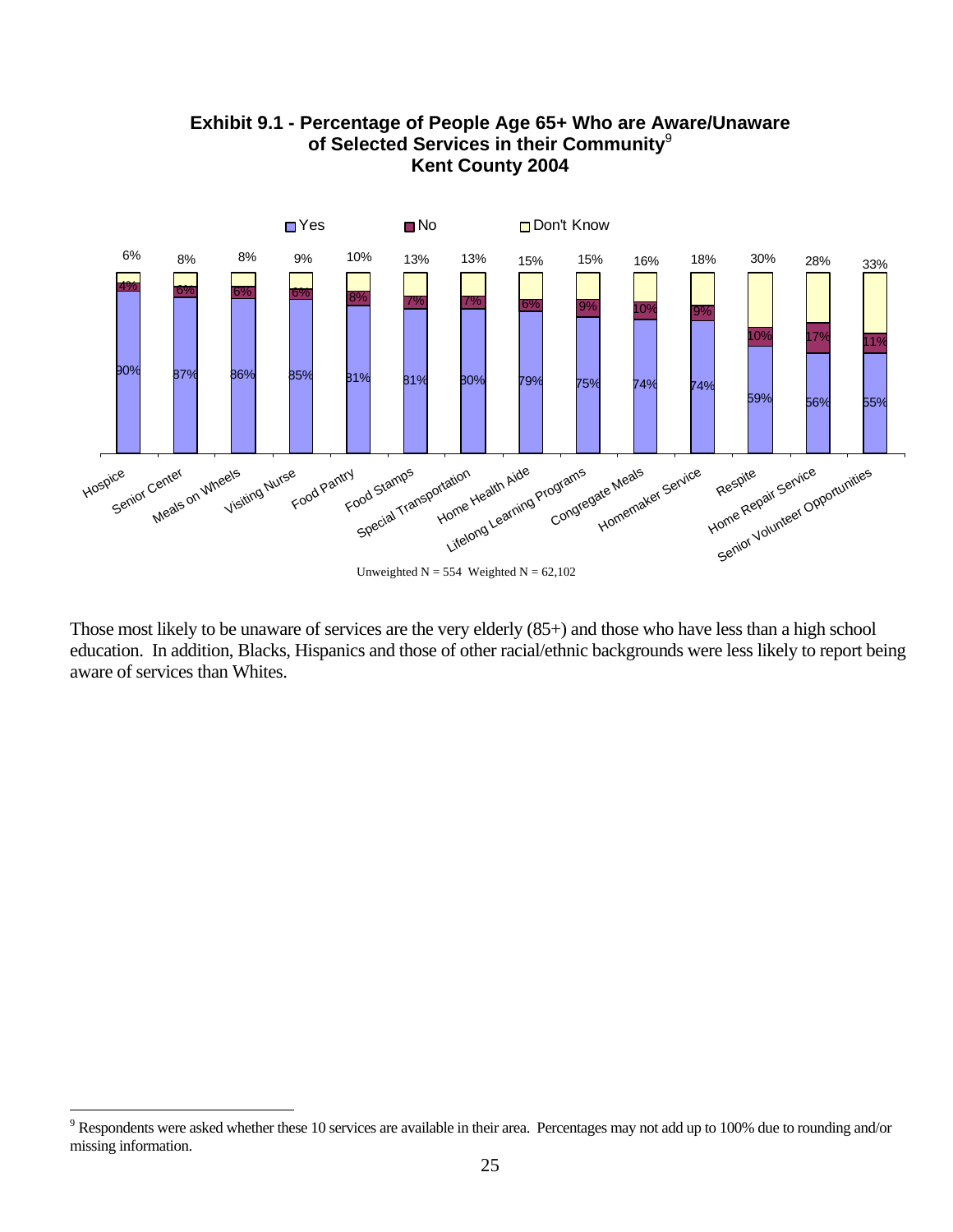**Exhibit 9.1 - Percentage of People Age 65+ Who are Aware/Unaware of Selected Services in their Community[9] Kent County 2004**

| Service | Yes | No | Don't Know |
|---|---|---|---|
| Hospice | 90% | 4% | 6% |
| Senior Center | 87% | 6% | 8% |
| Meals on Wheels | 86% | 6% | 8% |
| Visiting Nurse | 85% | 6% | 9% |
| Food Pantry | 81% | 8% | 10% |
| Food Stamps | 81% | 7% | 13% |
| Special Transportation | 80% | 7% | 13% |
| Home Health Aide | 79% | 6% | 15% |
| Lifelong Learning Programs | 75% | 9% | 15% |
| Congregate Meals | 74% | 10% | 16% |
| Homemaker Service | 74% | 9% | 18% |
| Respite | 59% | 10% | 30% |
| Home Repair Service | 56% | 17% | 28% |
| Senior Volunteer Opportunities | 55% | 11% | 33% |

Unweighted N = 554 Weighted N = 62,102

Those most likely to be unaware of services are the very elderly (85+) and those who have less than a high school education. In addition, Blacks, Hispanics and those of other racial/ethnic backgrounds were less likely to report being aware of services than Whites.

---

[9] Respondents were asked whether these 10 services are available in their area. Percentages may not add up to 100% due to rounding and/or missing information.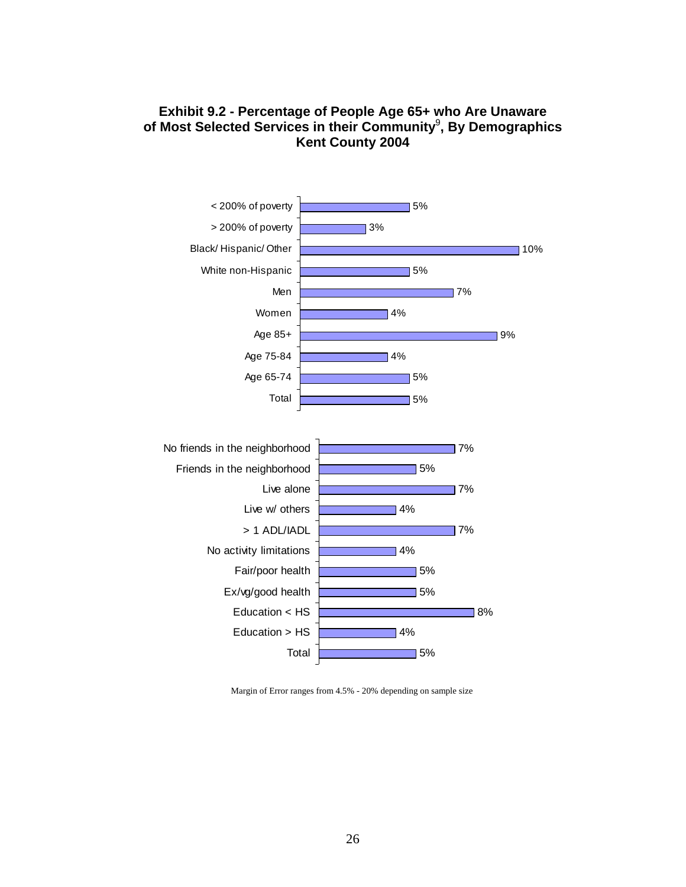**Exhibit 9.2 - Percentage of People Age 65+ who Are Unaware of Most Selected Services in their Community[9], By Demographics Kent County 2004**

| Group | Percentage |
| --- | --- |
| < 200% of poverty | 5% |
| > 200% of poverty | 3% |
| Black/ Hispanic/ Other | 10% |
| White non-Hispanic | 5% |
| Men | 7% |
| Women | 4% |
| Age 85+ | 9% |
| Age 75-84 | 4% |
| Age 65-74 | 5% |
| Total | 5% |

| Group | Percentage |
| --- | --- |
| No friends in the neighborhood | 7% |
| Friends in the neighborhood | 5% |
| Live alone | 7% |
| Live w/ others | 4% |
| > 1 ADL/IADL | 7% |
| No activity limitations | 4% |
| Fair/poor health | 5% |
| Ex/vg/good health | 5% |
| Education < HS | 8% |
| Education > HS | 4% |
| Total | 5% |

Margin of Error ranges from 4.5% - 20% depending on sample size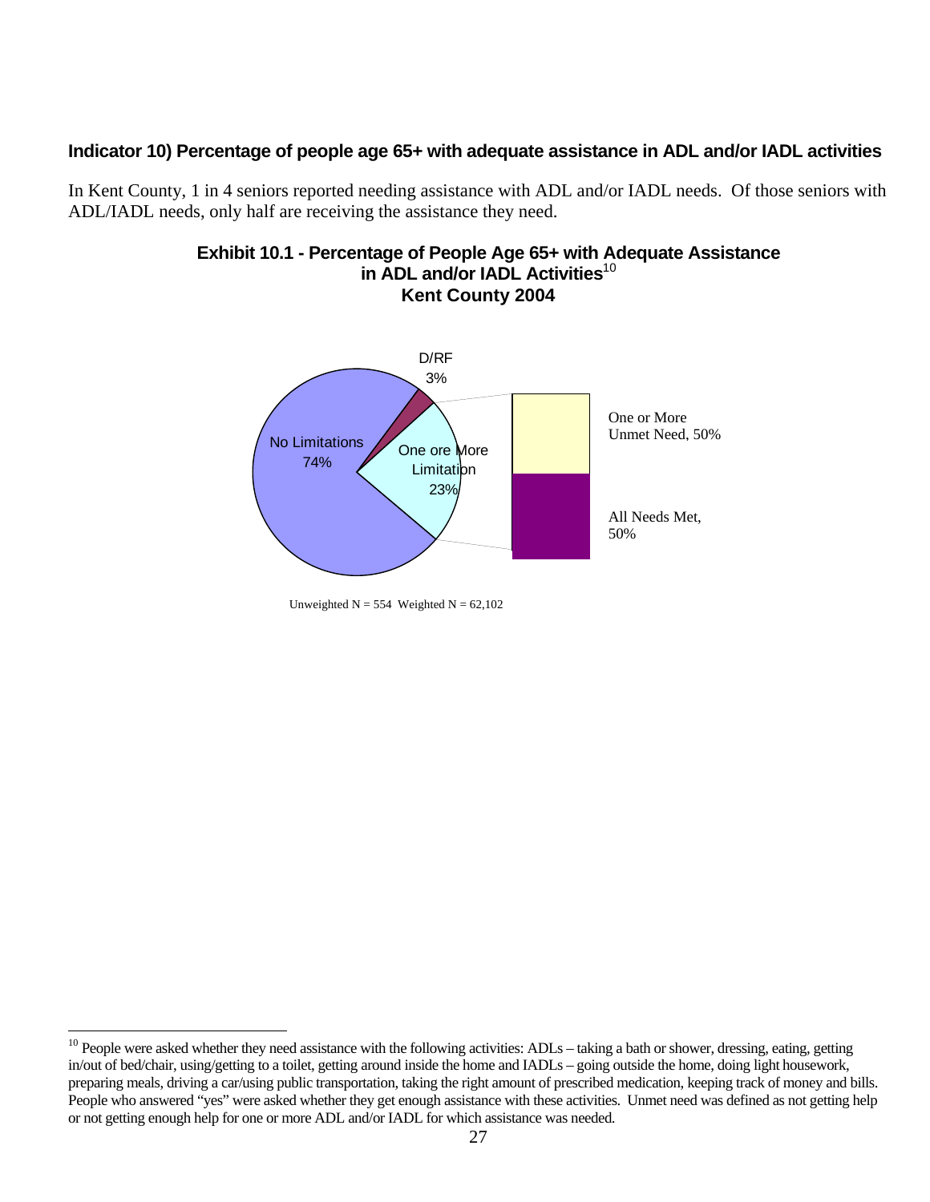**Indicator 10) Percentage of people age 65+ with adequate assistance in ADL and/or IADL activities**

In Kent County, 1 in 4 seniors reported needing assistance with ADL and/or IADL needs. Of those seniors with ADL/IADL needs, only half are receiving the assistance they need.

**Exhibit 10.1 - Percentage of People Age 65+ with Adequate Assistance in ADL and/or IADL Activities[10]**
**Kent County 2004**

D/RF 3%

No Limitations 74%

One ore More Limitation 23%

One or More Unmet Need, 50%

All Needs Met, 50%

Unweighted N = 554 Weighted N = 62,102

[10] People were asked whether they need assistance with the following activities: ADLs – taking a bath or shower, dressing, eating, getting in/out of bed/chair, using/getting to a toilet, getting around inside the home and IADLs – going outside the home, doing light housework, preparing meals, driving a car/using public transportation, taking the right amount of prescribed medication, keeping track of money and bills. People who answered "yes" were asked whether they get enough assistance with these activities. Unmet need was defined as not getting help or not getting enough help for one or more ADL and/or IADL for which assistance was needed.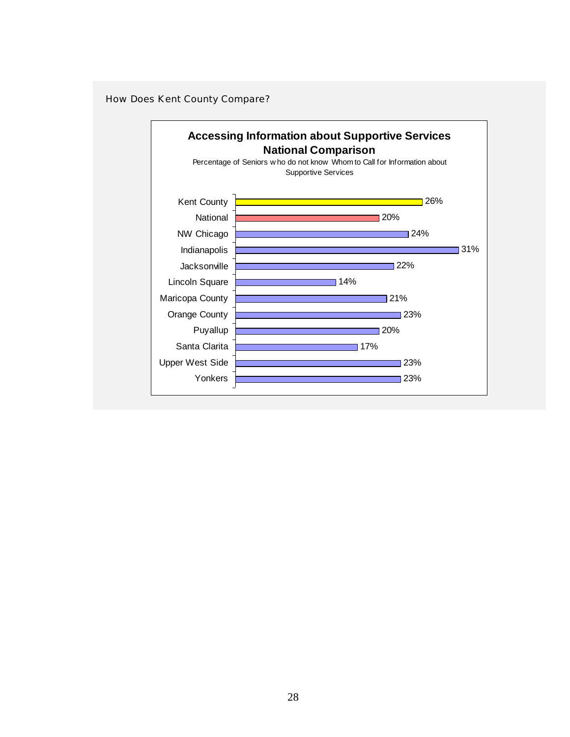How Does Kent County Compare?

**Accessing Information about Supportive Services National Comparison**

Percentage of Seniors who do not know Whom to Call for Information about Supportive Services

| Location | Percentage |
|---|---|
| Kent County | 26% |
| National | 20% |
| NW Chicago | 24% |
| Indianapolis | 31% |
| Jacksonville | 22% |
| Lincoln Square | 14% |
| Maricopa County | 21% |
| Orange County | 23% |
| Puyallup | 20% |
| Santa Clarita | 17% |
| Upper West Side | 23% |
| Yonkers | 23% |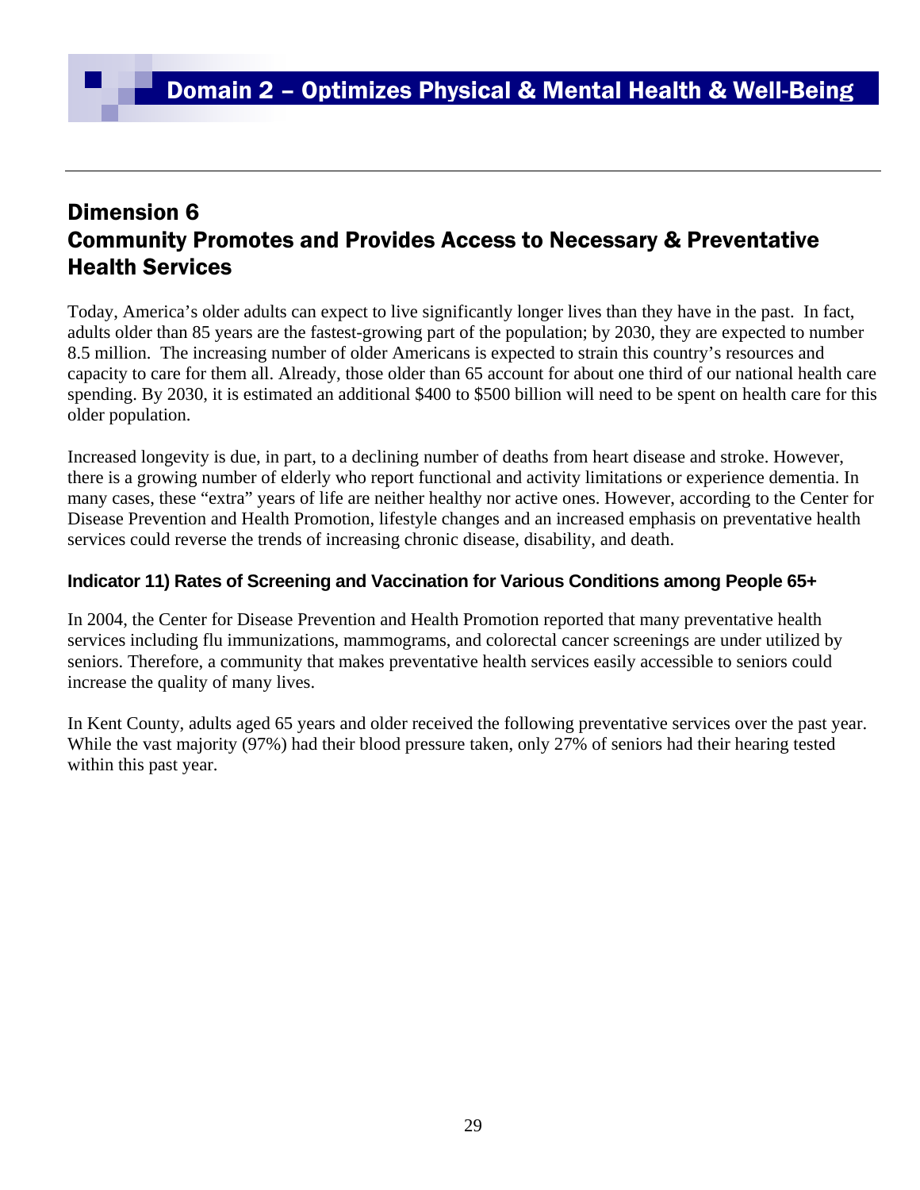# Domain 2 – Optimizes Physical & Mental Health & Well-Being

## Dimension 6
## Community Promotes and Provides Access to Necessary & Preventative Health Services

Today, America's older adults can expect to live significantly longer lives than they have in the past. In fact, adults older than 85 years are the fastest-growing part of the population; by 2030, they are expected to number 8.5 million. The increasing number of older Americans is expected to strain this country's resources and capacity to care for them all. Already, those older than 65 account for about one third of our national health care spending. By 2030, it is estimated an additional $400 to $500 billion will need to be spent on health care for this older population.

Increased longevity is due, in part, to a declining number of deaths from heart disease and stroke. However, there is a growing number of elderly who report functional and activity limitations or experience dementia. In many cases, these "extra" years of life are neither healthy nor active ones. However, according to the Center for Disease Prevention and Health Promotion, lifestyle changes and an increased emphasis on preventative health services could reverse the trends of increasing chronic disease, disability, and death.

### Indicator 11) Rates of Screening and Vaccination for Various Conditions among People 65+

In 2004, the Center for Disease Prevention and Health Promotion reported that many preventative health services including flu immunizations, mammograms, and colorectal cancer screenings are under utilized by seniors. Therefore, a community that makes preventative health services easily accessible to seniors could increase the quality of many lives.

In Kent County, adults aged 65 years and older received the following preventative services over the past year. While the vast majority (97%) had their blood pressure taken, only 27% of seniors had their hearing tested within this past year.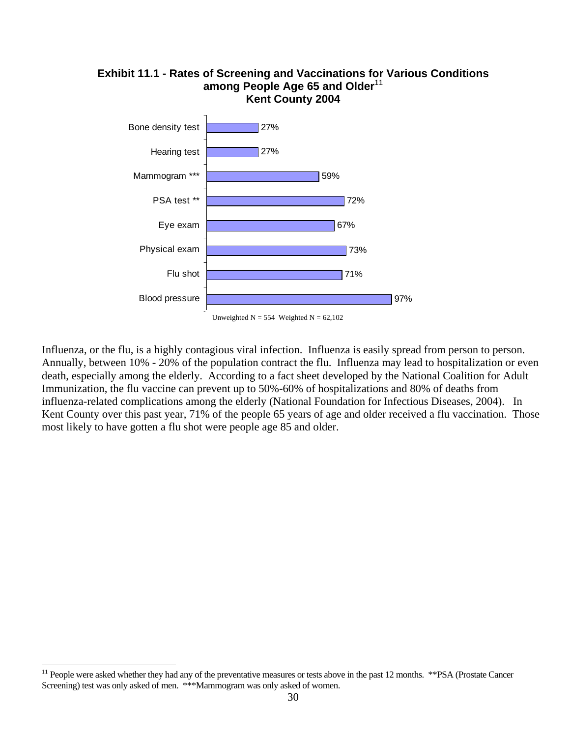**Exhibit 11.1 - Rates of Screening and Vaccinations for Various Conditions among People Age 65 and Older[11] Kent County 2004**

| Test | Rate |
|---|---|
| Bone density test | 27% |
| Hearing test | 27% |
| Mammogram *** | 59% |
| PSA test ** | 72% |
| Eye exam | 67% |
| Physical exam | 73% |
| Flu shot | 71% |
| Blood pressure | 97% |

Unweighted N = 554 Weighted N = 62,102

Influenza, or the flu, is a highly contagious viral infection. Influenza is easily spread from person to person. Annually, between 10% - 20% of the population contract the flu. Influenza may lead to hospitalization or even death, especially among the elderly. According to a fact sheet developed by the National Coalition for Adult Immunization, the flu vaccine can prevent up to 50%-60% of hospitalizations and 80% of deaths from influenza-related complications among the elderly (National Foundation for Infectious Diseases, 2004). In Kent County over this past year, 71% of the people 65 years of age and older received a flu vaccination. Those most likely to have gotten a flu shot were people age 85 and older.

[11] People were asked whether they had any of the preventative measures or tests above in the past 12 months. **PSA (Prostate Cancer Screening) test was only asked of men. ***Mammogram was only asked of women.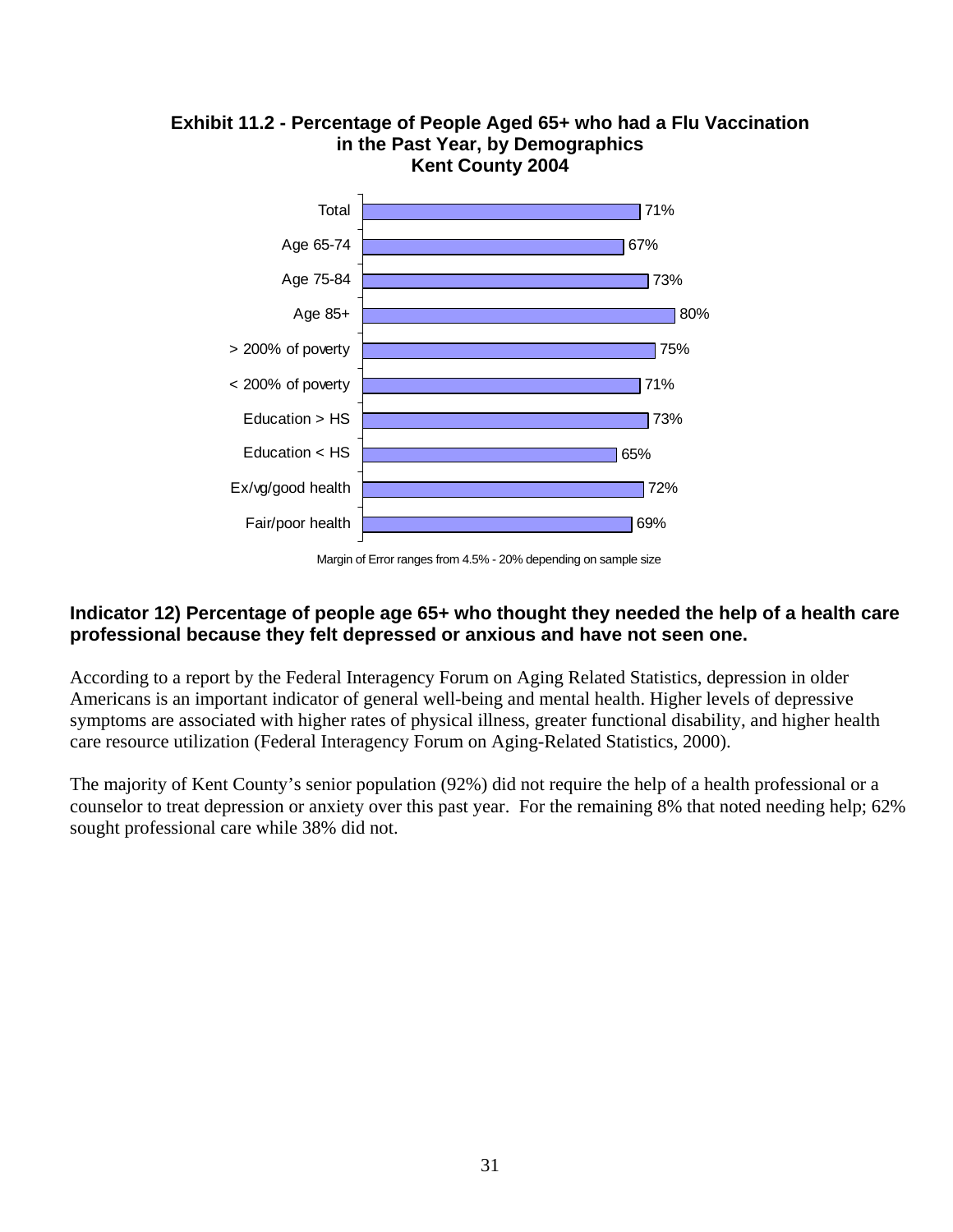**Exhibit 11.2 - Percentage of People Aged 65+ who had a Flu Vaccination in the Past Year, by Demographics Kent County 2004**

| Category | Percentage |
|---|---|
| Total | 71% |
| Age 65-74 | 67% |
| Age 75-84 | 73% |
| Age 85+ | 80% |
| > 200% of poverty | 75% |
| < 200% of poverty | 71% |
| Education > HS | 73% |
| Education < HS | 65% |
| Ex/vg/good health | 72% |
| Fair/poor health | 69% |

Margin of Error ranges from 4.5% - 20% depending on sample size

### Indicator 12) Percentage of people age 65+ who thought they needed the help of a health care professional because they felt depressed or anxious and have not seen one.

According to a report by the Federal Interagency Forum on Aging Related Statistics, depression in older Americans is an important indicator of general well-being and mental health. Higher levels of depressive symptoms are associated with higher rates of physical illness, greater functional disability, and higher health care resource utilization (Federal Interagency Forum on Aging-Related Statistics, 2000).

The majority of Kent County's senior population (92%) did not require the help of a health professional or a counselor to treat depression or anxiety over this past year. For the remaining 8% that noted needing help; 62% sought professional care while 38% did not.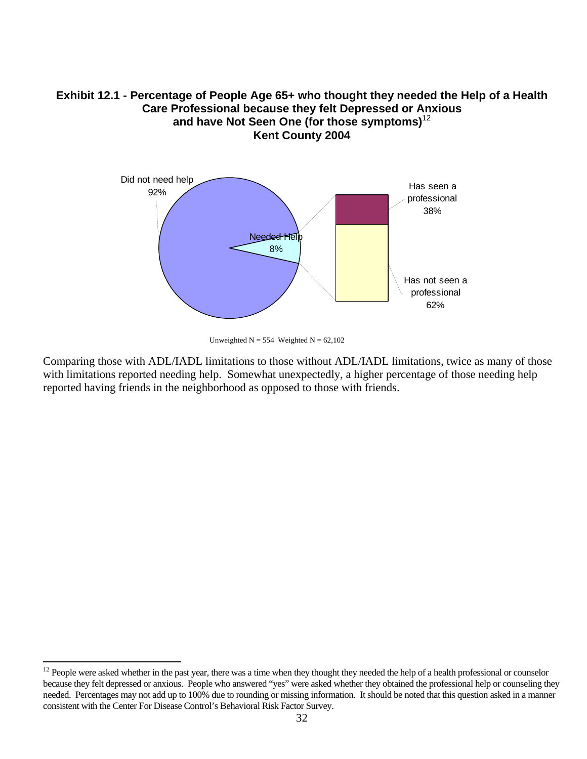**Exhibit 12.1 - Percentage of People Age 65+ who thought they needed the Help of a Health Care Professional because they felt Depressed or Anxious and have Not Seen One (for those symptoms)[12]**
**Kent County 2004**

Did not need help 92%

Needed Help 8%

Has seen a professional 38%

Has not seen a professional 62%

Unweighted N = 554 Weighted N = 62,102

Comparing those with ADL/IADL limitations to those without ADL/IADL limitations, twice as many of those with limitations reported needing help. Somewhat unexpectedly, a higher percentage of those needing help reported having friends in the neighborhood as opposed to those with friends.

---

[12] People were asked whether in the past year, there was a time when they thought they needed the help of a health professional or counselor because they felt depressed or anxious. People who answered "yes" were asked whether they obtained the professional help or counseling they needed. Percentages may not add up to 100% due to rounding or missing information. It should be noted that this question asked in a manner consistent with the Center For Disease Control's Behavioral Risk Factor Survey.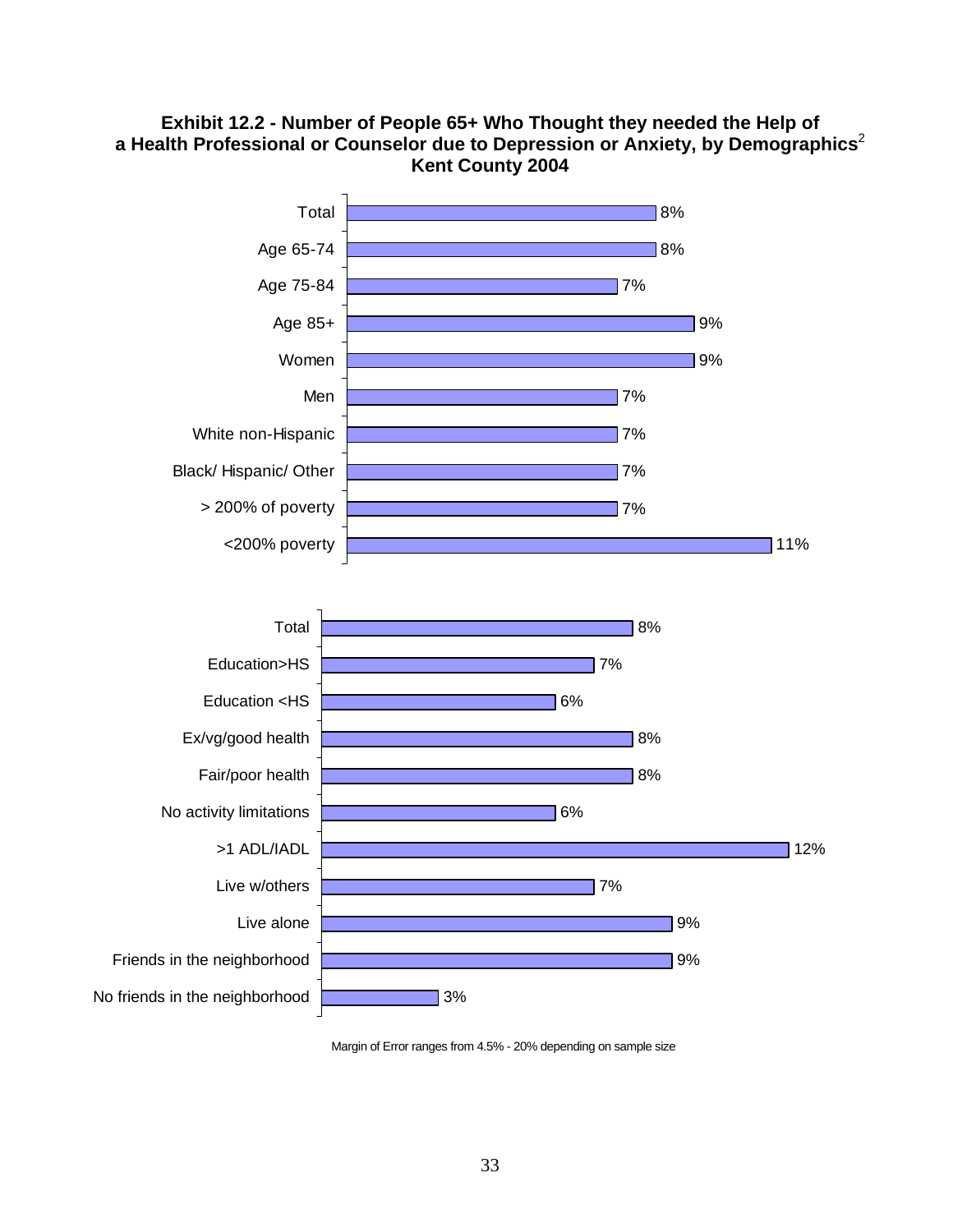**Exhibit 12.2 - Number of People 65+ Who Thought they needed the Help of a Health Professional or Counselor due to Depression or Anxiety, by Demographics[2] Kent County 2004**

| Demographic | Percent |
|---|---|
| Total | 8% |
| Age 65-74 | 8% |
| Age 75-84 | 7% |
| Age 85+ | 9% |
| Women | 9% |
| Men | 7% |
| White non-Hispanic | 7% |
| Black/ Hispanic/ Other | 7% |
| > 200% of poverty | 7% |
| <200% poverty | 11% |

| Demographic | Percent |
|---|---|
| Total | 8% |
| Education>HS | 7% |
| Education <HS | 6% |
| Ex/vg/good health | 8% |
| Fair/poor health | 8% |
| No activity limitations | 6% |
| >1 ADL/IADL | 12% |
| Live w/others | 7% |
| Live alone | 9% |
| Friends in the neighborhood | 9% |
| No friends in the neighborhood | 3% |

Margin of Error ranges from 4.5% - 20% depending on sample size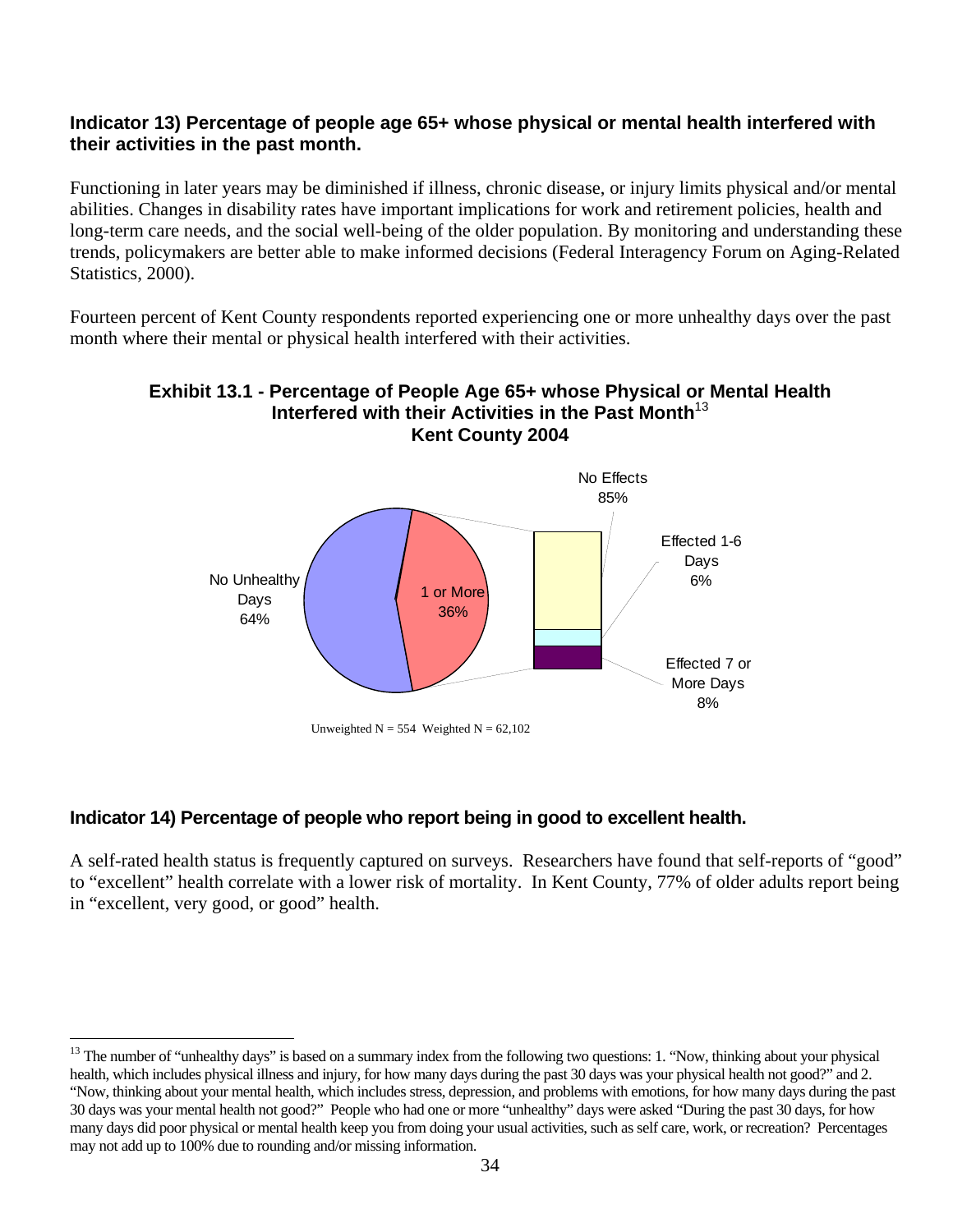**Indicator 13) Percentage of people age 65+ whose physical or mental health interfered with their activities in the past month.**

Functioning in later years may be diminished if illness, chronic disease, or injury limits physical and/or mental abilities. Changes in disability rates have important implications for work and retirement policies, health and long-term care needs, and the social well-being of the older population. By monitoring and understanding these trends, policymakers are better able to make informed decisions (Federal Interagency Forum on Aging-Related Statistics, 2000).

Fourteen percent of Kent County respondents reported experiencing one or more unhealthy days over the past month where their mental or physical health interfered with their activities.

**Exhibit 13.1 - Percentage of People Age 65+ whose Physical or Mental Health Interfered with their Activities in the Past Month[13]**
**Kent County 2004**

No Unhealthy Days 64%

1 or More 36%

No Effects 85%

Effected 1-6 Days 6%

Effected 7 or More Days 8%

Unweighted N = 554 Weighted N = 62,102

**Indicator 14) Percentage of people who report being in good to excellent health.**

A self-rated health status is frequently captured on surveys. Researchers have found that self-reports of "good" to "excellent" health correlate with a lower risk of mortality. In Kent County, 77% of older adults report being in "excellent, very good, or good" health.

---

[13] The number of "unhealthy days" is based on a summary index from the following two questions: 1. "Now, thinking about your physical health, which includes physical illness and injury, for how many days during the past 30 days was your physical health not good?" and 2. "Now, thinking about your mental health, which includes stress, depression, and problems with emotions, for how many days during the past 30 days was your mental health not good?" People who had one or more "unhealthy" days were asked "During the past 30 days, for how many days did poor physical or mental health keep you from doing your usual activities, such as self care, work, or recreation? Percentages may not add up to 100% due to rounding and/or missing information.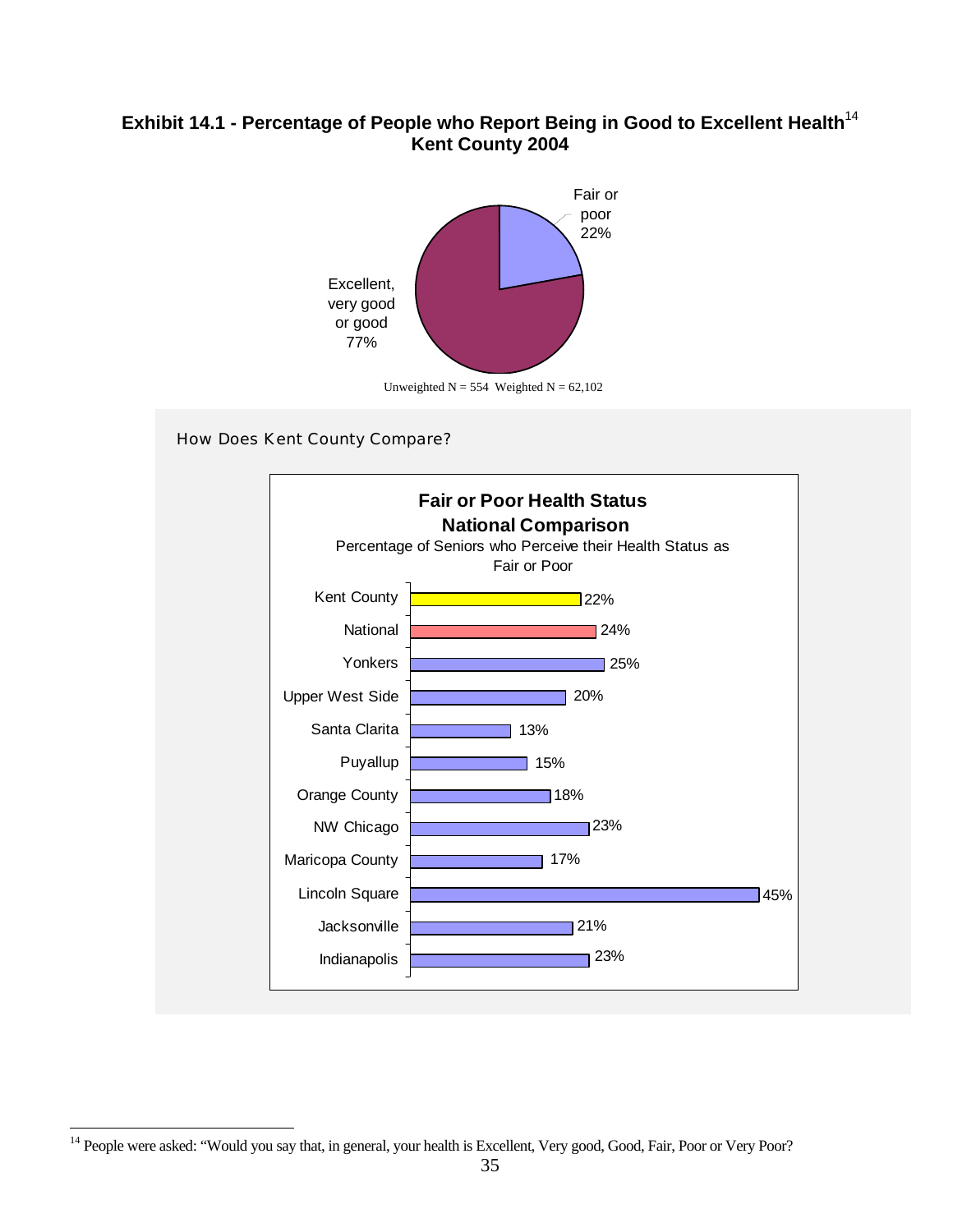## Exhibit 14.1 - Percentage of People who Report Being in Good to Excellent Health[14]
## Kent County 2004

| Category | Percentage |
|---|---|
| Excellent, very good or good | 77% |
| Fair or poor | 22% |

Unweighted N = 554  Weighted N = 62,102

How Does Kent County Compare?

**Fair or Poor Health Status**
**National Comparison**
Percentage of Seniors who Perceive their Health Status as Fair or Poor

| Location | Percentage |
|---|---|
| Kent County | 22% |
| National | 24% |
| Yonkers | 25% |
| Upper West Side | 20% |
| Santa Clarita | 13% |
| Puyallup | 15% |
| Orange County | 18% |
| NW Chicago | 23% |
| Maricopa County | 17% |
| Lincoln Square | 45% |
| Jacksonville | 21% |
| Indianapolis | 23% |

[14] People were asked: "Would you say that, in general, your health is Excellent, Very good, Good, Fair, Poor or Very Poor?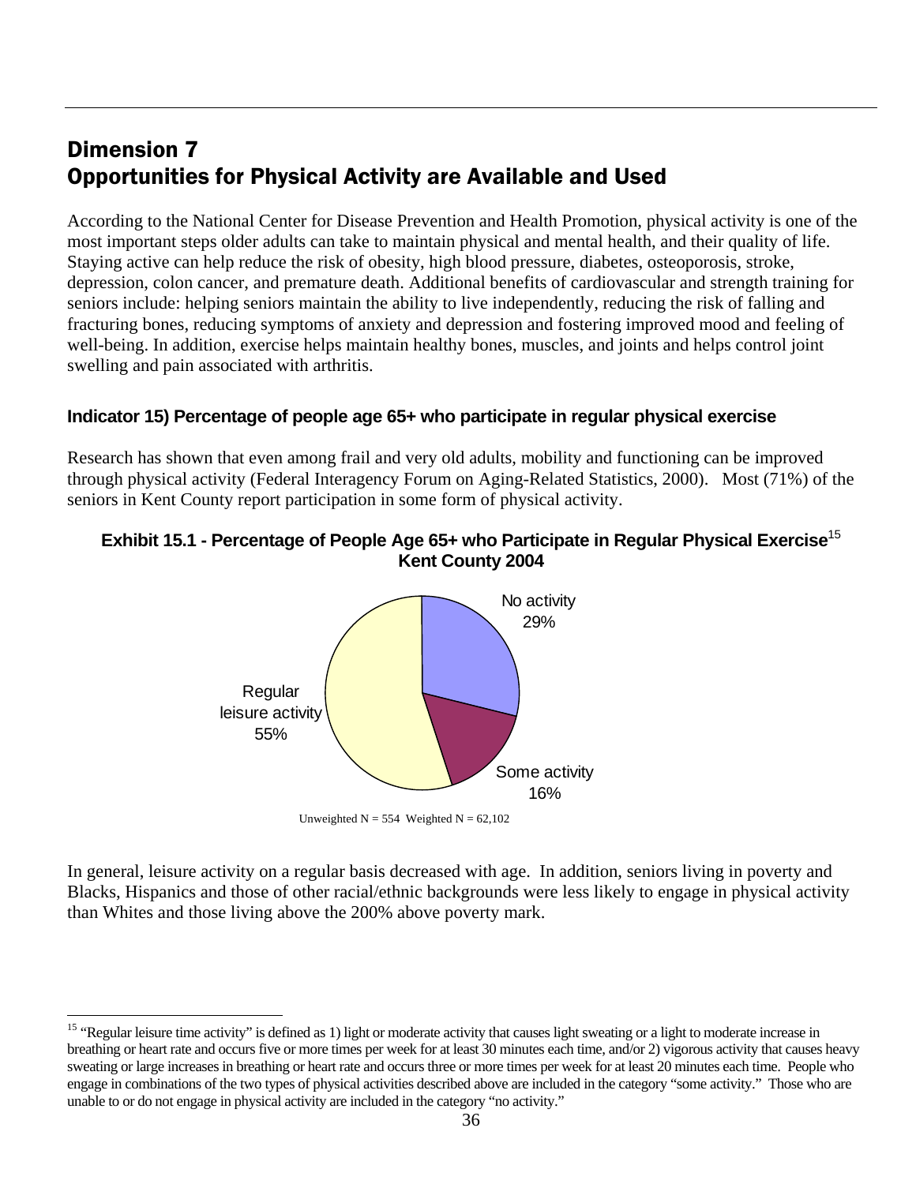# Dimension 7
# Opportunities for Physical Activity are Available and Used

According to the National Center for Disease Prevention and Health Promotion, physical activity is one of the most important steps older adults can take to maintain physical and mental health, and their quality of life. Staying active can help reduce the risk of obesity, high blood pressure, diabetes, osteoporosis, stroke, depression, colon cancer, and premature death. Additional benefits of cardiovascular and strength training for seniors include: helping seniors maintain the ability to live independently, reducing the risk of falling and fracturing bones, reducing symptoms of anxiety and depression and fostering improved mood and feeling of well-being. In addition, exercise helps maintain healthy bones, muscles, and joints and helps control joint swelling and pain associated with arthritis.

### Indicator 15) Percentage of people age 65+ who participate in regular physical exercise

Research has shown that even among frail and very old adults, mobility and functioning can be improved through physical activity (Federal Interagency Forum on Aging-Related Statistics, 2000). Most (71%) of the seniors in Kent County report participation in some form of physical activity.

**Exhibit 15.1 - Percentage of People Age 65+ who Participate in Regular Physical Exercise[15]**
**Kent County 2004**

| Category | Percentage |
|---|---|
| No activity | 29% |
| Some activity | 16% |
| Regular leisure activity | 55% |

Unweighted N = 554 Weighted N = 62,102

In general, leisure activity on a regular basis decreased with age. In addition, seniors living in poverty and Blacks, Hispanics and those of other racial/ethnic backgrounds were less likely to engage in physical activity than Whites and those living above the 200% above poverty mark.

---

[15] "Regular leisure time activity" is defined as 1) light or moderate activity that causes light sweating or a light to moderate increase in breathing or heart rate and occurs five or more times per week for at least 30 minutes each time, and/or 2) vigorous activity that causes heavy sweating or large increases in breathing or heart rate and occurs three or more times per week for at least 20 minutes each time. People who engage in combinations of the two types of physical activities described above are included in the category "some activity." Those who are unable to or do not engage in physical activity are included in the category "no activity."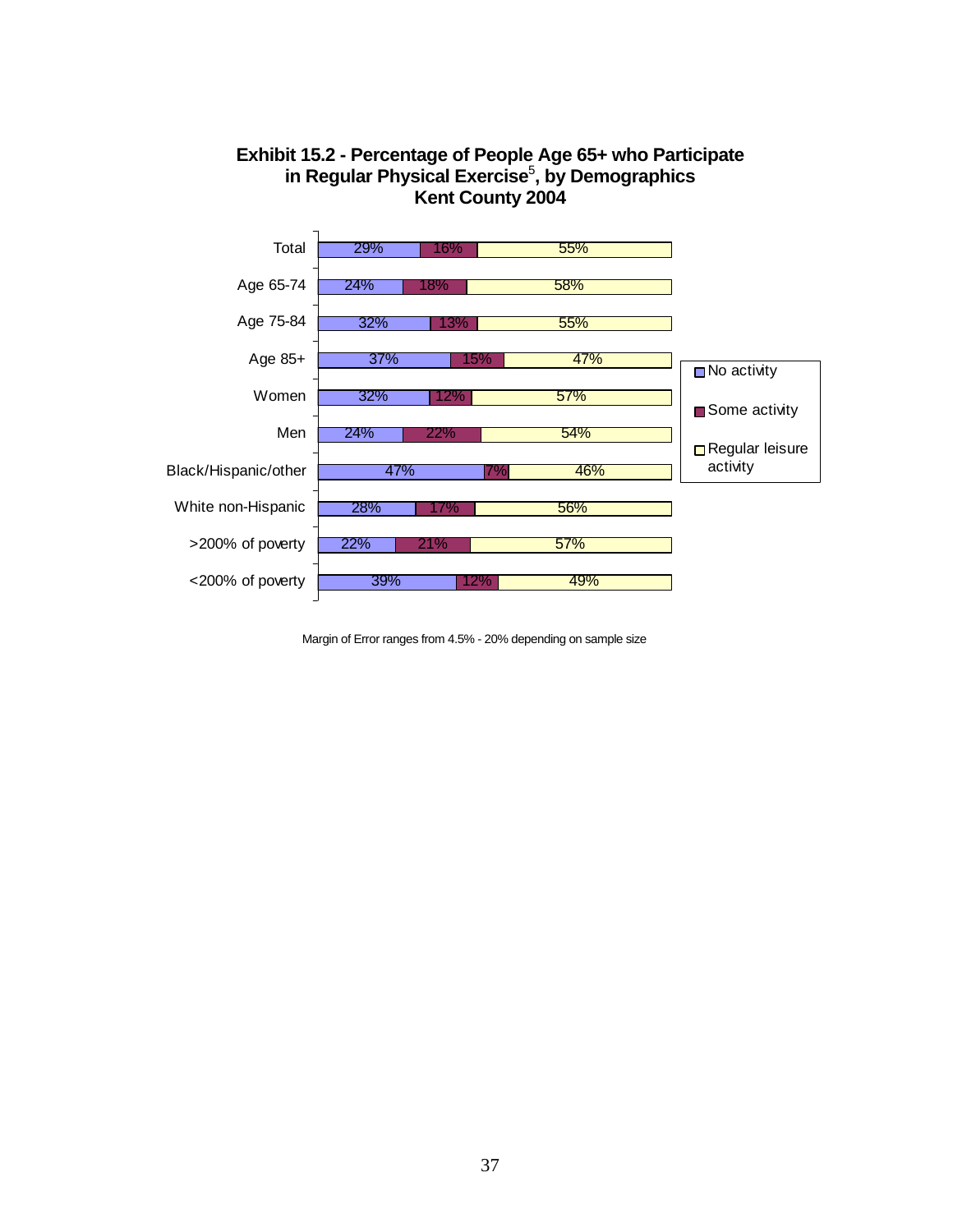**Exhibit 15.2 - Percentage of People Age 65+ who Participate in Regular Physical Exercise[5], by Demographics Kent County 2004**

| | No activity | Some activity | Regular leisure activity |
|---|---|---|---|
| Total | 29% | 16% | 55% |
| Age 65-74 | 24% | 18% | 58% |
| Age 75-84 | 32% | 13% | 55% |
| Age 85+ | 37% | 15% | 47% |
| Women | 32% | 12% | 57% |
| Men | 24% | 22% | 54% |
| Black/Hispanic/other | 47% | 7% | 46% |
| White non-Hispanic | 28% | 17% | 56% |
| >200% of poverty | 22% | 21% | 57% |
| <200% of poverty | 39% | 12% | 49% |

Margin of Error ranges from 4.5% - 20% depending on sample size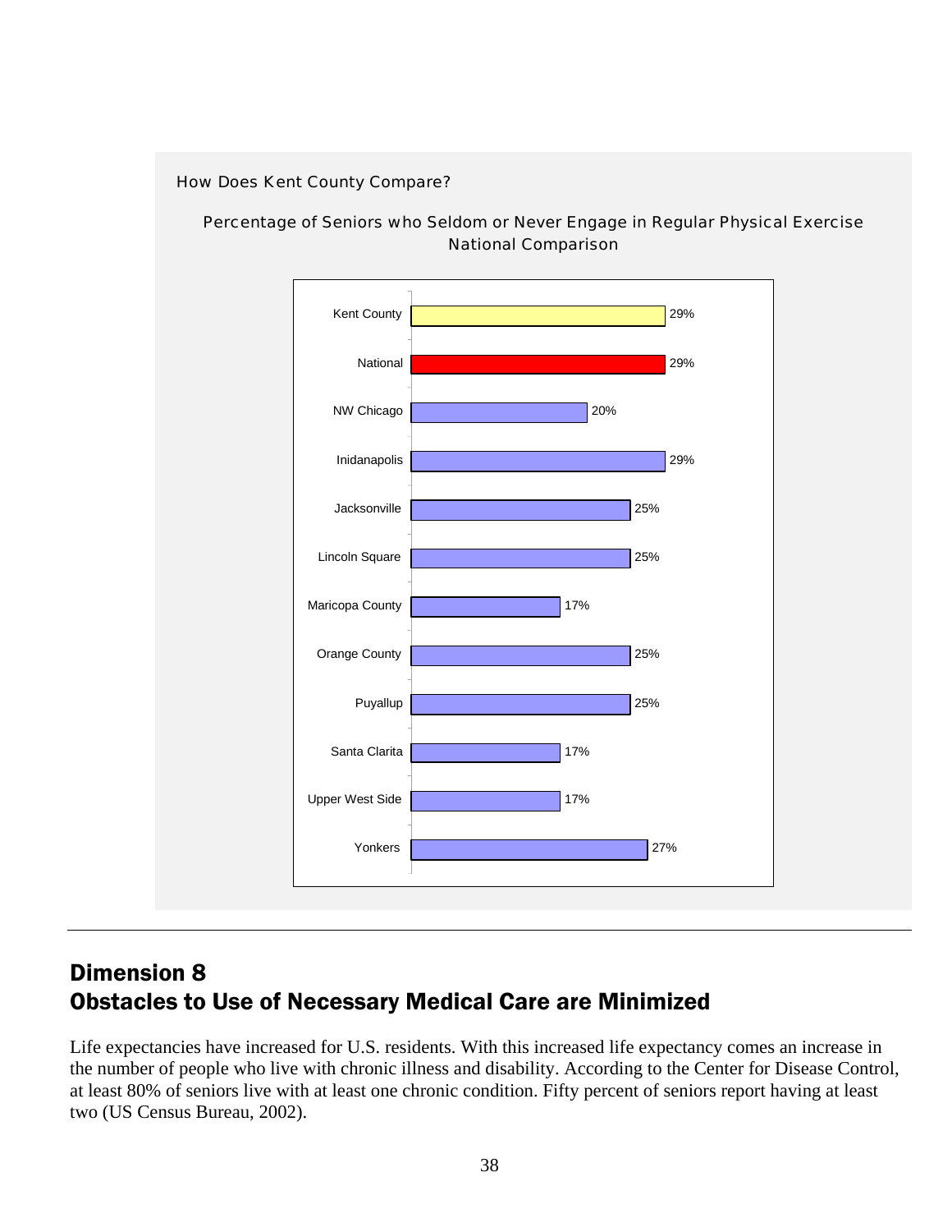How Does Kent County Compare?

Percentage of Seniors who Seldom or Never Engage in Regular Physical Exercise
National Comparison

| Location | Percentage |
|---|---|
| Kent County | 29% |
| National | 29% |
| NW Chicago | 20% |
| Inidanapolis | 29% |
| Jacksonville | 25% |
| Lincoln Square | 25% |
| Maricopa County | 17% |
| Orange County | 25% |
| Puyallup | 25% |
| Santa Clarita | 17% |
| Upper West Side | 17% |
| Yonkers | 27% |

## Dimension 8
## Obstacles to Use of Necessary Medical Care are Minimized

Life expectancies have increased for U.S. residents. With this increased life expectancy comes an increase in the number of people who live with chronic illness and disability. According to the Center for Disease Control, at least 80% of seniors live with at least one chronic condition. Fifty percent of seniors report having at least two (US Census Bureau, 2002).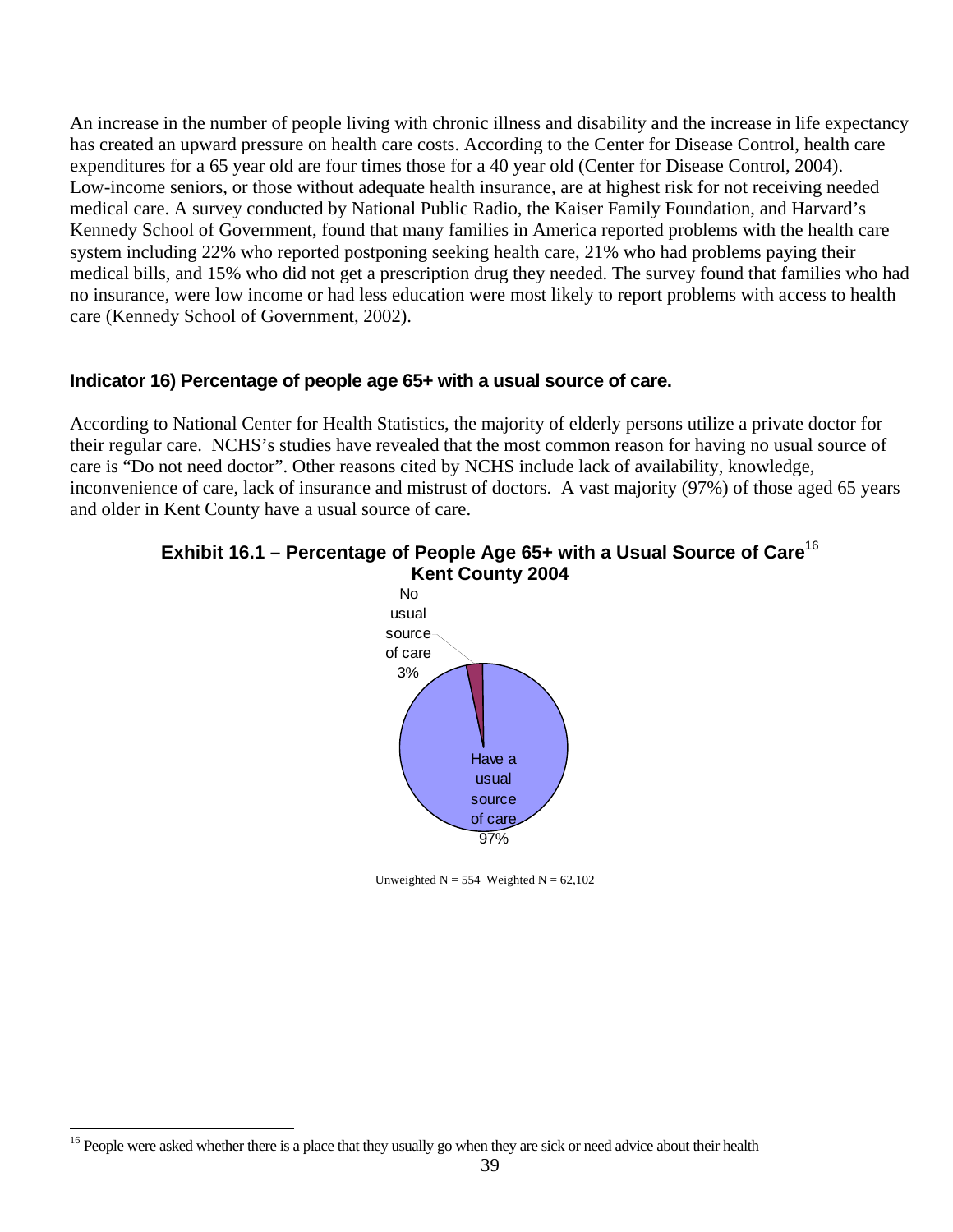An increase in the number of people living with chronic illness and disability and the increase in life expectancy has created an upward pressure on health care costs. According to the Center for Disease Control, health care expenditures for a 65 year old are four times those for a 40 year old (Center for Disease Control, 2004). Low-income seniors, or those without adequate health insurance, are at highest risk for not receiving needed medical care. A survey conducted by National Public Radio, the Kaiser Family Foundation, and Harvard's Kennedy School of Government, found that many families in America reported problems with the health care system including 22% who reported postponing seeking health care, 21% who had problems paying their medical bills, and 15% who did not get a prescription drug they needed. The survey found that families who had no insurance, were low income or had less education were most likely to report problems with access to health care (Kennedy School of Government, 2002).

### Indicator 16) Percentage of people age 65+ with a usual source of care.

According to National Center for Health Statistics, the majority of elderly persons utilize a private doctor for their regular care. NCHS's studies have revealed that the most common reason for having no usual source of care is "Do not need doctor". Other reasons cited by NCHS include lack of availability, knowledge, inconvenience of care, lack of insurance and mistrust of doctors. A vast majority (97%) of those aged 65 years and older in Kent County have a usual source of care.

**Exhibit 16.1 – Percentage of People Age 65+ with a Usual Source of Care[16]**
**Kent County 2004**

No usual source of care 3%

Have a usual source of care 97%

Unweighted N = 554 Weighted N = 62,102

[16] People were asked whether there is a place that they usually go when they are sick or need advice about their health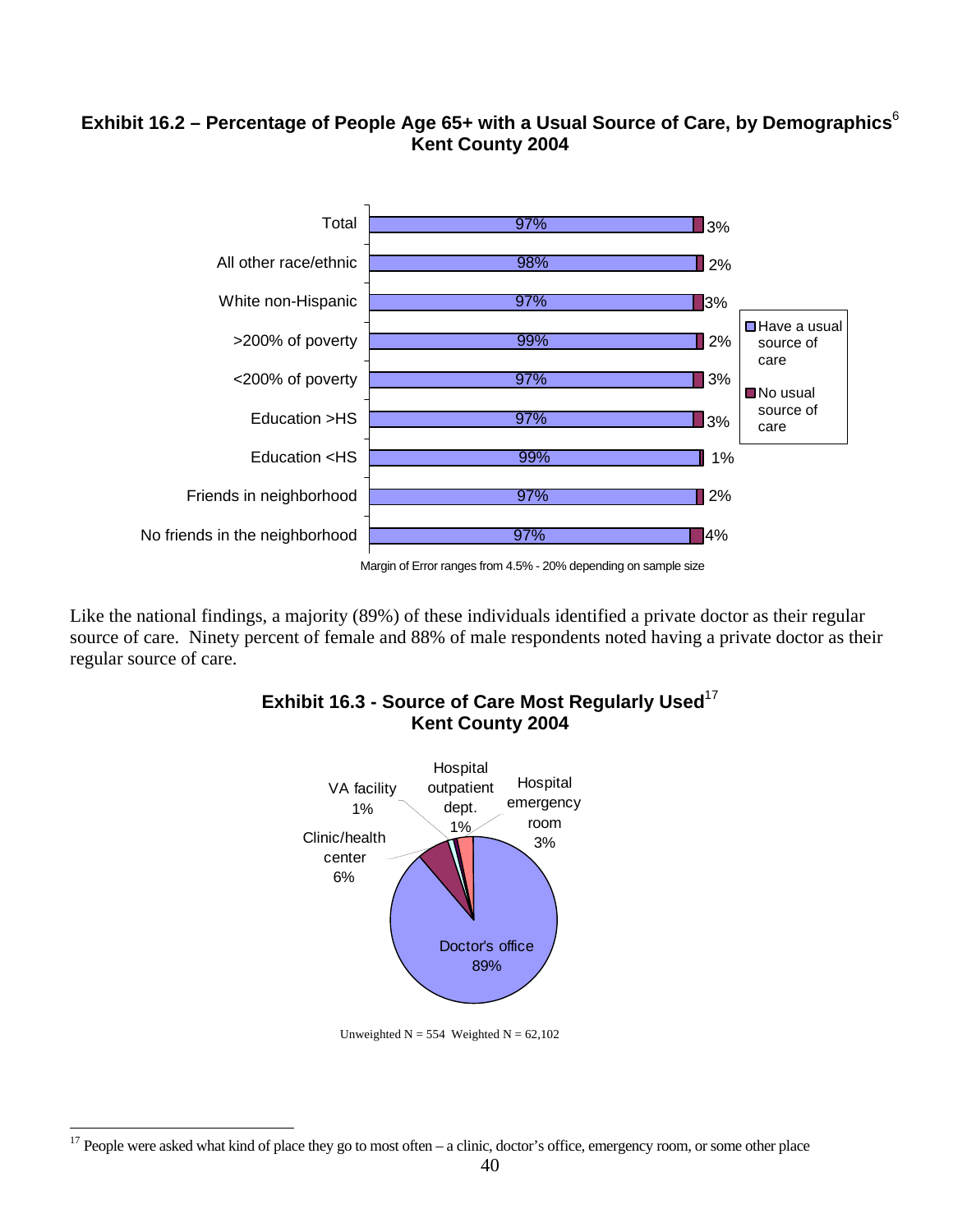**Exhibit 16.2 – Percentage of People Age 65+ with a Usual Source of Care, by Demographics[6]**
**Kent County 2004**

| | Have a usual source of care | No usual source of care |
|---|---|---|
| Total | 97% | 3% |
| All other race/ethnic | 98% | 2% |
| White non-Hispanic | 97% | 3% |
| >200% of poverty | 99% | 2% |
| <200% of poverty | 97% | 3% |
| Education >HS | 97% | 3% |
| Education <HS | 99% | 1% |
| Friends in neighborhood | 97% | 2% |
| No friends in the neighborhood | 97% | 4% |

Margin of Error ranges from 4.5% - 20% depending on sample size

Like the national findings, a majority (89%) of these individuals identified a private doctor as their regular source of care. Ninety percent of female and 88% of male respondents noted having a private doctor as their regular source of care.

**Exhibit 16.3 - Source of Care Most Regularly Used[17]**
**Kent County 2004**

| Source of care | Percent |
|---|---|
| Doctor's office | 89% |
| Clinic/health center | 6% |
| VA facility | 1% |
| Hospital outpatient dept. | 1% |
| Hospital emergency room | 3% |

Unweighted N = 554 Weighted N = 62,102

[17] People were asked what kind of place they go to most often – a clinic, doctor's office, emergency room, or some other place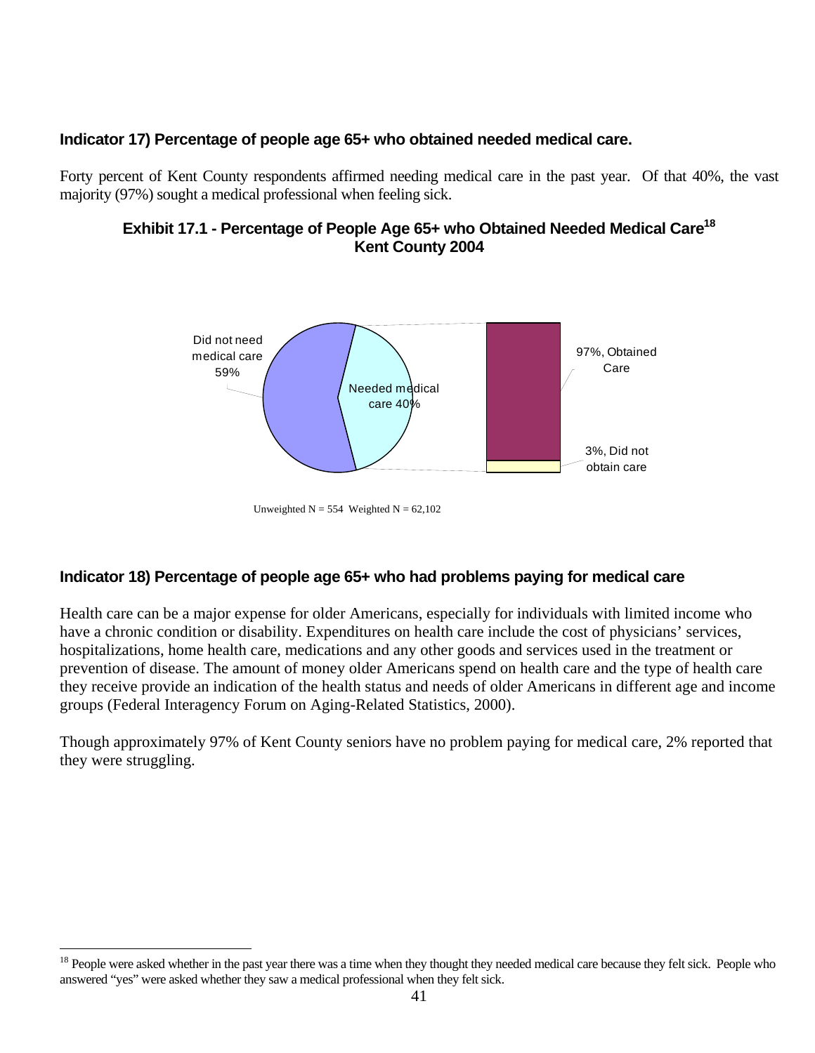### Indicator 17) Percentage of people age 65+ who obtained needed medical care.

Forty percent of Kent County respondents affirmed needing medical care in the past year. Of that 40%, the vast majority (97%) sought a medical professional when feeling sick.

**Exhibit 17.1 - Percentage of People Age 65+ who Obtained Needed Medical Care[18]**
**Kent County 2004**

Did not need medical care 59%

Needed medical care 40%

97%, Obtained Care

3%, Did not obtain care

Unweighted N = 554 Weighted N = 62,102

### Indicator 18) Percentage of people age 65+ who had problems paying for medical care

Health care can be a major expense for older Americans, especially for individuals with limited income who have a chronic condition or disability. Expenditures on health care include the cost of physicians' services, hospitalizations, home health care, medications and any other goods and services used in the treatment or prevention of disease. The amount of money older Americans spend on health care and the type of health care they receive provide an indication of the health status and needs of older Americans in different age and income groups (Federal Interagency Forum on Aging-Related Statistics, 2000).

Though approximately 97% of Kent County seniors have no problem paying for medical care, 2% reported that they were struggling.

[18] People were asked whether in the past year there was a time when they thought they needed medical care because they felt sick. People who answered "yes" were asked whether they saw a medical professional when they felt sick.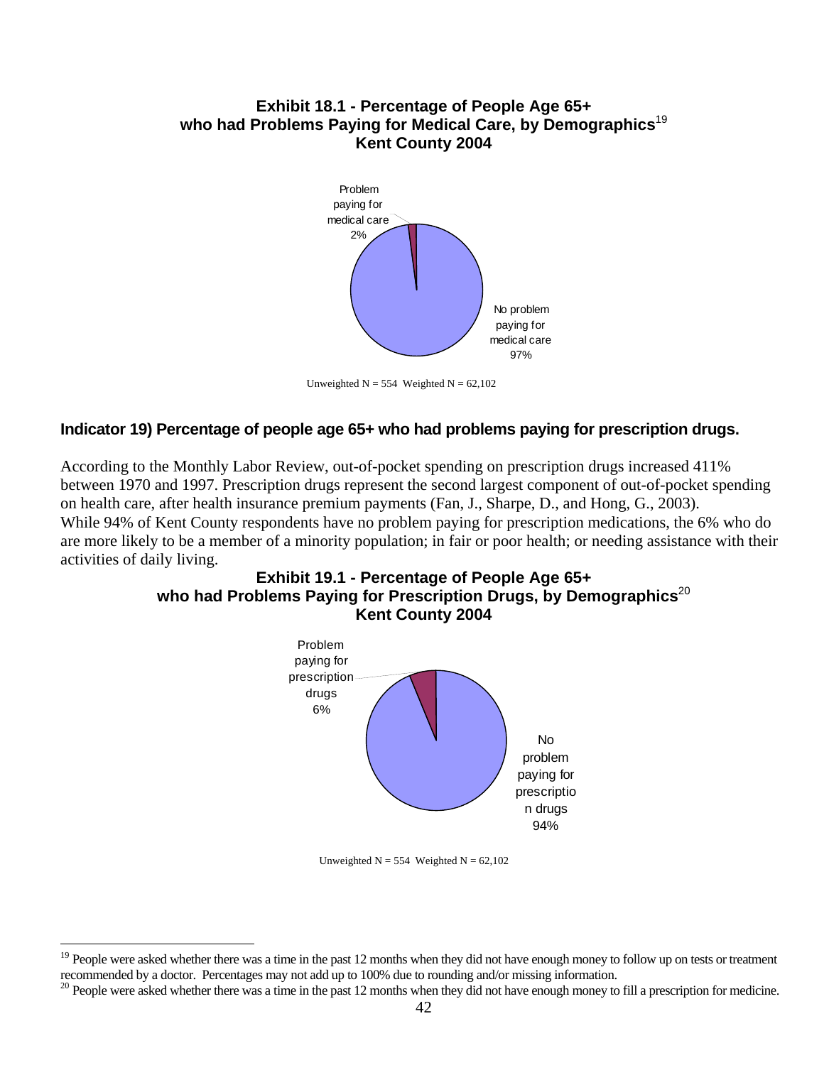**Exhibit 18.1 - Percentage of People Age 65+ who had Problems Paying for Medical Care, by Demographics**[19]
**Kent County 2004**

Problem paying for medical care 2%

No problem paying for medical care 97%

Unweighted N = 554 Weighted N = 62,102

### Indicator 19) Percentage of people age 65+ who had problems paying for prescription drugs.

According to the Monthly Labor Review, out-of-pocket spending on prescription drugs increased 411% between 1970 and 1997. Prescription drugs represent the second largest component of out-of-pocket spending on health care, after health insurance premium payments (Fan, J., Sharpe, D., and Hong, G., 2003). While 94% of Kent County respondents have no problem paying for prescription medications, the 6% who do are more likely to be a member of a minority population; in fair or poor health; or needing assistance with their activities of daily living.

**Exhibit 19.1 - Percentage of People Age 65+ who had Problems Paying for Prescription Drugs, by Demographics**[20]
**Kent County 2004**

Problem paying for prescription drugs 6%

No problem paying for prescriptio n drugs 94%

Unweighted N = 554 Weighted N = 62,102

---

[19] People were asked whether there was a time in the past 12 months when they did not have enough money to follow up on tests or treatment recommended by a doctor. Percentages may not add up to 100% due to rounding and/or missing information.

[20] People were asked whether there was a time in the past 12 months when they did not have enough money to fill a prescription for medicine.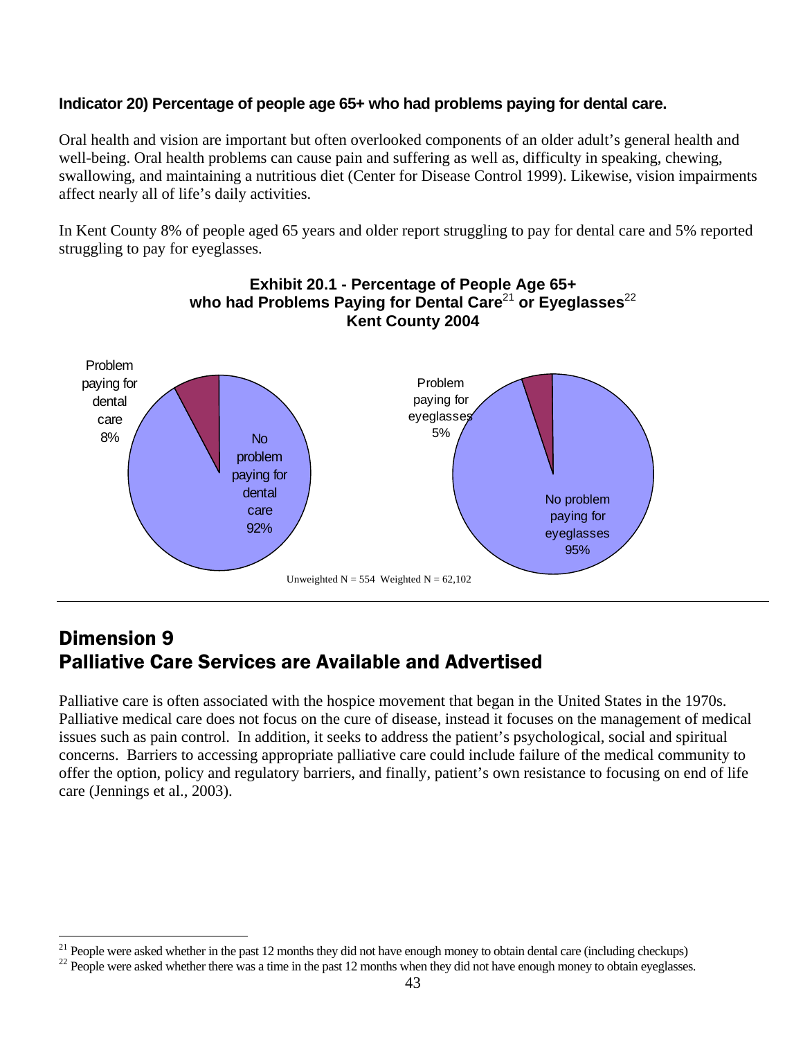**Indicator 20) Percentage of people age 65+ who had problems paying for dental care.**

Oral health and vision are important but often overlooked components of an older adult's general health and well-being. Oral health problems can cause pain and suffering as well as, difficulty in speaking, chewing, swallowing, and maintaining a nutritious diet (Center for Disease Control 1999). Likewise, vision impairments affect nearly all of life's daily activities.

In Kent County 8% of people aged 65 years and older report struggling to pay for dental care and 5% reported struggling to pay for eyeglasses.

**Exhibit 20.1 - Percentage of People Age 65+ who had Problems Paying for Dental Care[21] or Eyeglasses[22] Kent County 2004**

Problem paying for dental care 8%

No problem paying for dental care 92%

Problem paying for eyeglasses 5%

No problem paying for eyeglasses 95%

Unweighted N = 554 Weighted N = 62,102

## Dimension 9
## Palliative Care Services are Available and Advertised

Palliative care is often associated with the hospice movement that began in the United States in the 1970s. Palliative medical care does not focus on the cure of disease, instead it focuses on the management of medical issues such as pain control. In addition, it seeks to address the patient's psychological, social and spiritual concerns. Barriers to accessing appropriate palliative care could include failure of the medical community to offer the option, policy and regulatory barriers, and finally, patient's own resistance to focusing on end of life care (Jennings et al., 2003).

[21] People were asked whether in the past 12 months they did not have enough money to obtain dental care (including checkups)

[22] People were asked whether there was a time in the past 12 months when they did not have enough money to obtain eyeglasses.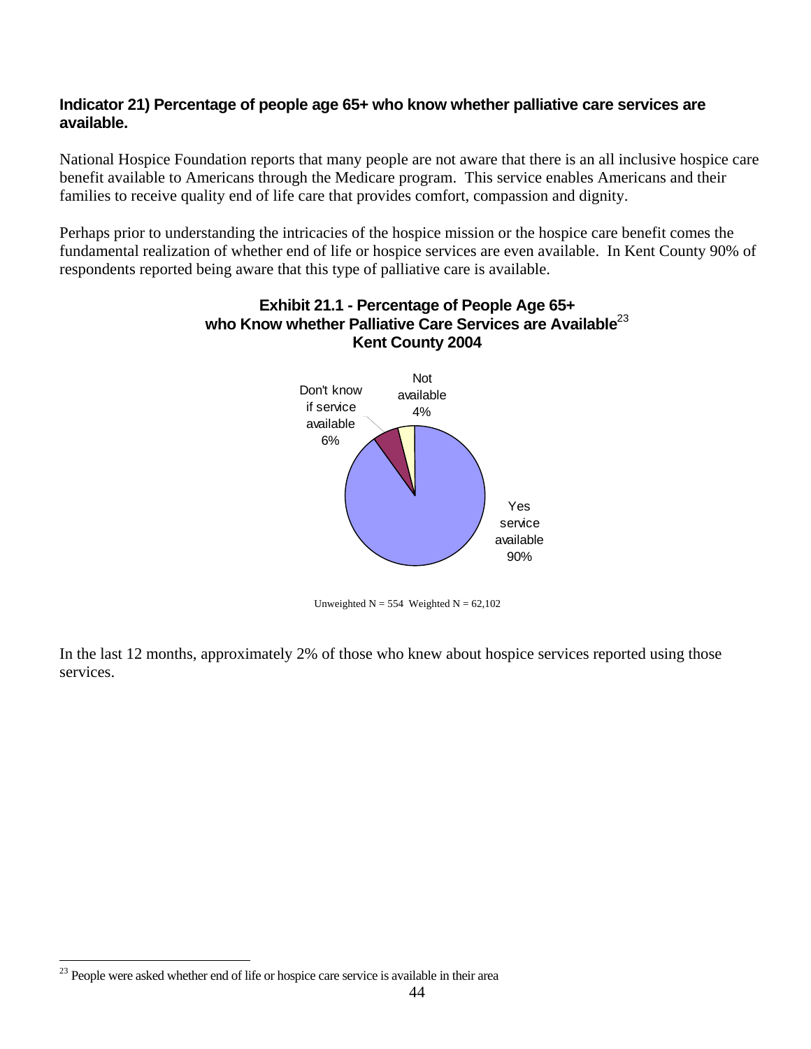**Indicator 21) Percentage of people age 65+ who know whether palliative care services are available.**

National Hospice Foundation reports that many people are not aware that there is an all inclusive hospice care benefit available to Americans through the Medicare program. This service enables Americans and their families to receive quality end of life care that provides comfort, compassion and dignity.

Perhaps prior to understanding the intricacies of the hospice mission or the hospice care benefit comes the fundamental realization of whether end of life or hospice services are even available. In Kent County 90% of respondents reported being aware that this type of palliative care is available.

**Exhibit 21.1 - Percentage of People Age 65+ who Know whether Palliative Care Services are Available[23] Kent County 2004**

| Response | Percentage |
| --- | --- |
| Yes service available | 90% |
| Don't know if service available | 6% |
| Not available | 4% |

Unweighted N = 554 Weighted N = 62,102

In the last 12 months, approximately 2% of those who knew about hospice services reported using those services.

[23] People were asked whether end of life or hospice care service is available in their area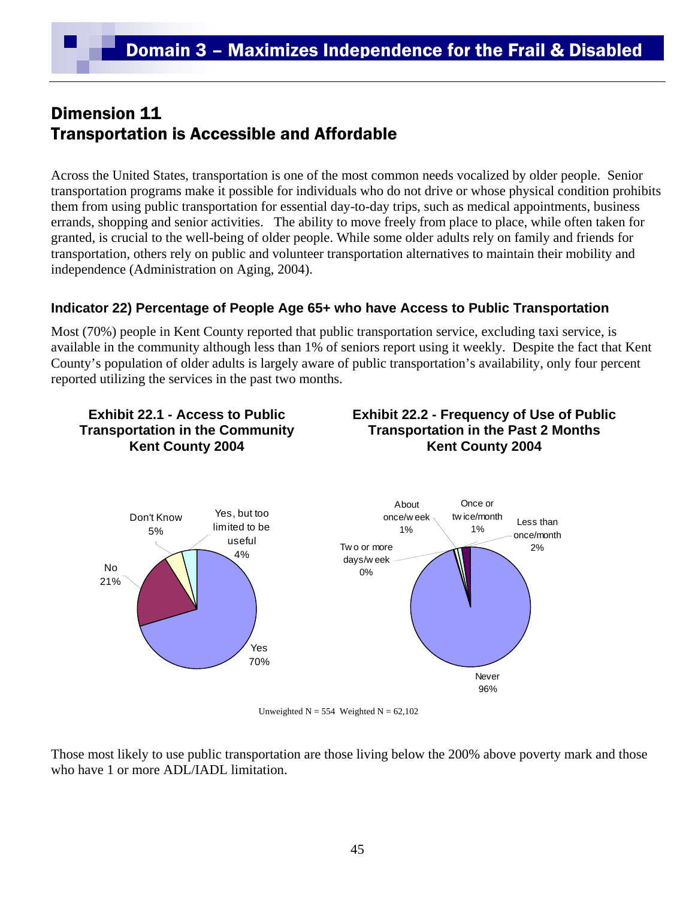# Domain 3 – Maximizes Independence for the Frail & Disabled

## Dimension 11
## Transportation is Accessible and Affordable

Across the United States, transportation is one of the most common needs vocalized by older people. Senior transportation programs make it possible for individuals who do not drive or whose physical condition prohibits them from using public transportation for essential day-to-day trips, such as medical appointments, business errands, shopping and senior activities. The ability to move freely from place to place, while often taken for granted, is crucial to the well-being of older people. While some older adults rely on family and friends for transportation, others rely on public and volunteer transportation alternatives to maintain their mobility and independence (Administration on Aging, 2004).

### Indicator 22) Percentage of People Age 65+ who have Access to Public Transportation

Most (70%) people in Kent County reported that public transportation service, excluding taxi service, is available in the community although less than 1% of seniors report using it weekly. Despite the fact that Kent County's population of older adults is largely aware of public transportation's availability, only four percent reported utilizing the services in the past two months.

**Exhibit 22.1 - Access to Public Transportation in the Community Kent County 2004**

| Response | Percent |
|---|---|
| Yes | 70% |
| No | 21% |
| Don't Know | 5% |
| Yes, but too limited to be useful | 4% |

**Exhibit 22.2 - Frequency of Use of Public Transportation in the Past 2 Months Kent County 2004**

| Response | Percent |
|---|---|
| Never | 96% |
| Less than once/month | 2% |
| Once or twice/month | 1% |
| About once/week | 1% |
| Two or more days/week | 0% |

Unweighted N = 554 Weighted N = 62,102

Those most likely to use public transportation are those living below the 200% above poverty mark and those who have 1 or more ADL/IADL limitation.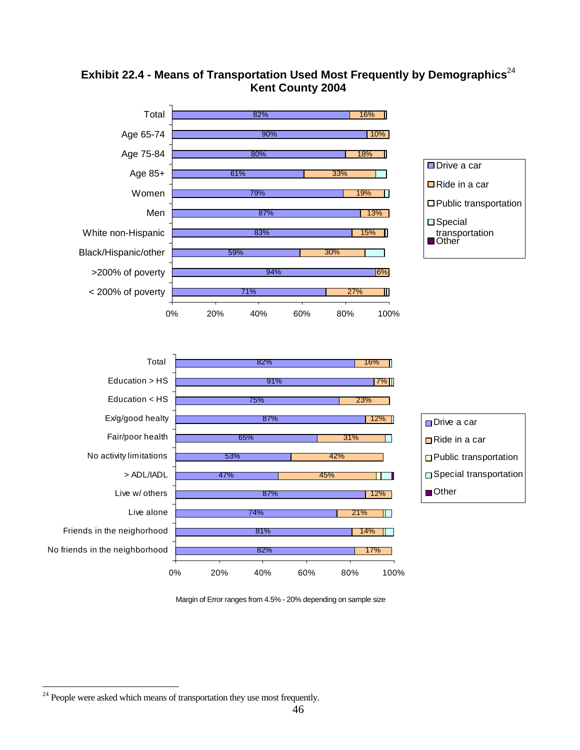**Exhibit 22.4 - Means of Transportation Used Most Frequently by Demographics[24]**
**Kent County 2004**

| | Drive a car | Ride in a car |
|---|---|---|
| Total | 82% | 16% |
| Age 65-74 | 90% | 10% |
| Age 75-84 | 80% | 18% |
| Age 85+ | 61% | 33% |
| Women | 79% | 19% |
| Men | 87% | 13% |
| White non-Hispanic | 83% | 15% |
| Black/Hispanic/other | 59% | 30% |
| >200% of poverty | 94% | 6% |
| < 200% of poverty | 71% | 27% |

Legend: Drive a car; Ride in a car; Public transportation; Special transportation; Other

| | Drive a car | Ride in a car |
|---|---|---|
| Total | 82% | 16% |
| Education > HS | 91% | 7% |
| Education < HS | 75% | 23% |
| Ex/g/good healty | 87% | 12% |
| Fair/poor health | 65% | 31% |
| No activity limitations | 53% | 42% |
| > ADL/IADL | 47% | 45% |
| Live w/ others | 87% | 12% |
| Live alone | 74% | 21% |
| Friends in the neighborhood | 81% | 14% |
| No friends in the neighborhood | 82% | 17% |

Legend: Drive a car; Ride in a car; Public transportation; Special transportation; Other

Margin of Error ranges from 4.5% - 20% depending on sample size

[24] People were asked which means of transportation they use most frequently.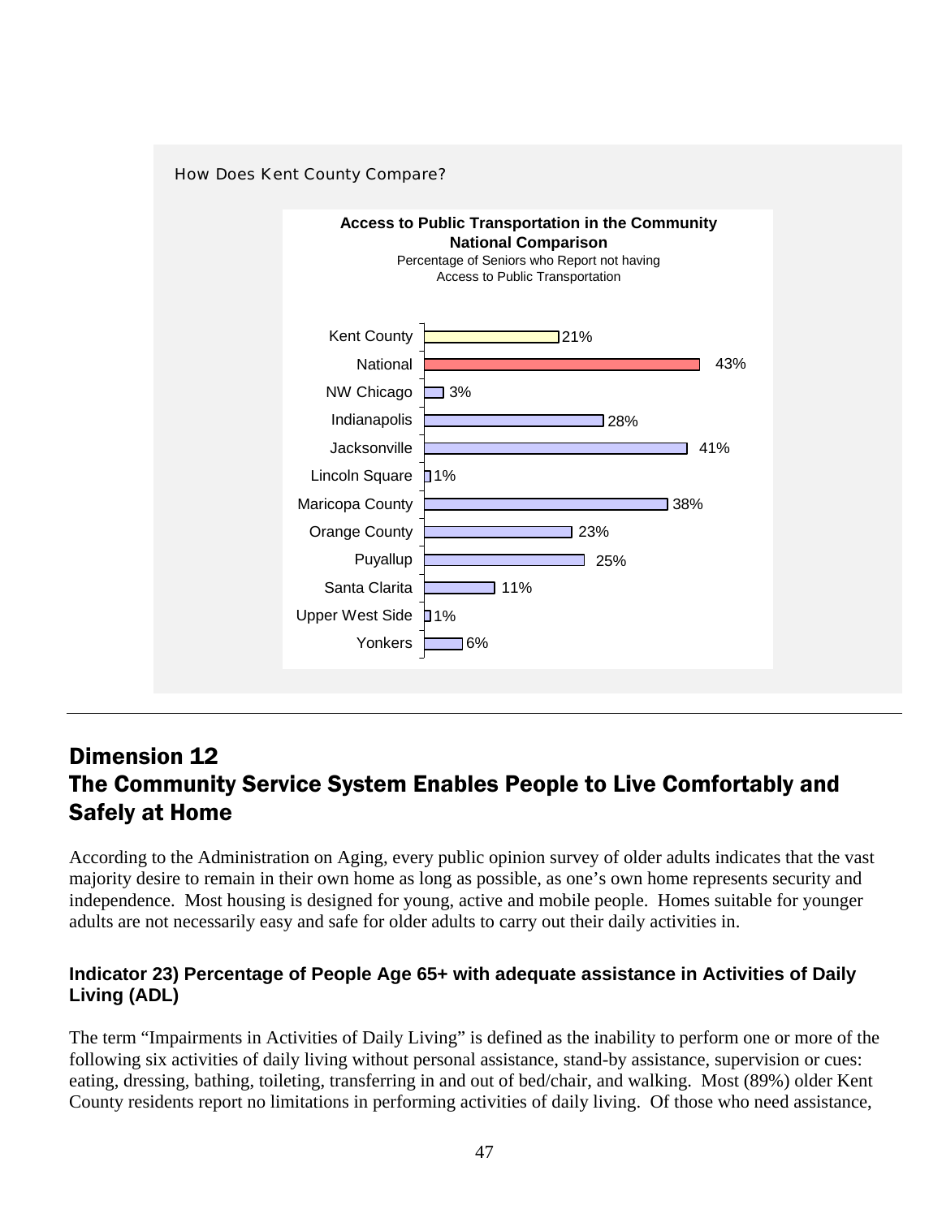How Does Kent County Compare?

**Access to Public Transportation in the Community**
**National Comparison**
Percentage of Seniors who Report not having Access to Public Transportation

| Location | Percentage |
|---|---|
| Kent County | 21% |
| National | 43% |
| NW Chicago | 3% |
| Indianapolis | 28% |
| Jacksonville | 41% |
| Lincoln Square | 1% |
| Maricopa County | 38% |
| Orange County | 23% |
| Puyallup | 25% |
| Santa Clarita | 11% |
| Upper West Side | 1% |
| Yonkers | 6% |

---

## Dimension 12
## The Community Service System Enables People to Live Comfortably and Safely at Home

According to the Administration on Aging, every public opinion survey of older adults indicates that the vast majority desire to remain in their own home as long as possible, as one's own home represents security and independence. Most housing is designed for young, active and mobile people. Homes suitable for younger adults are not necessarily easy and safe for older adults to carry out their daily activities in.

### Indicator 23) Percentage of People Age 65+ with adequate assistance in Activities of Daily Living (ADL)

The term "Impairments in Activities of Daily Living" is defined as the inability to perform one or more of the following six activities of daily living without personal assistance, stand-by assistance, supervision or cues: eating, dressing, bathing, toileting, transferring in and out of bed/chair, and walking. Most (89%) older Kent County residents report no limitations in performing activities of daily living. Of those who need assistance,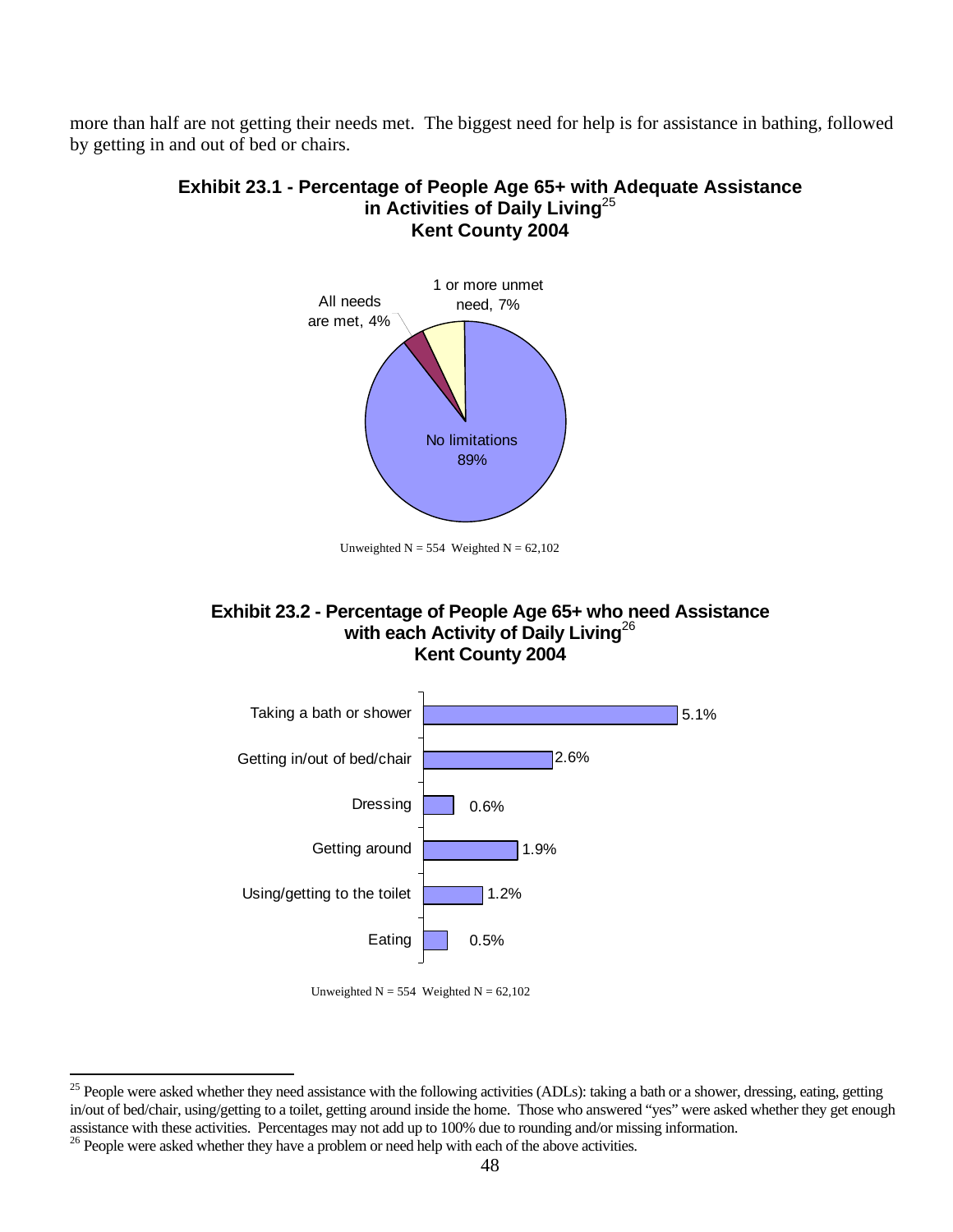more than half are not getting their needs met. The biggest need for help is for assistance in bathing, followed by getting in and out of bed or chairs.

**Exhibit 23.1 - Percentage of People Age 65+ with Adequate Assistance in Activities of Daily Living[25] Kent County 2004**

| Category | Percentage |
|---|---|
| No limitations | 89% |
| All needs are met | 4% |
| 1 or more unmet need | 7% |

Unweighted N = 554 Weighted N = 62,102

**Exhibit 23.2 - Percentage of People Age 65+ who need Assistance with each Activity of Daily Living[26] Kent County 2004**

| Activity | Percentage |
|---|---|
| Taking a bath or shower | 5.1% |
| Getting in/out of bed/chair | 2.6% |
| Dressing | 0.6% |
| Getting around | 1.9% |
| Using/getting to the toilet | 1.2% |
| Eating | 0.5% |

Unweighted N = 554 Weighted N = 62,102

---

[25] People were asked whether they need assistance with the following activities (ADLs): taking a bath or a shower, dressing, eating, getting in/out of bed/chair, using/getting to a toilet, getting around inside the home. Those who answered "yes" were asked whether they get enough assistance with these activities. Percentages may not add up to 100% due to rounding and/or missing information.

[26] People were asked whether they have a problem or need help with each of the above activities.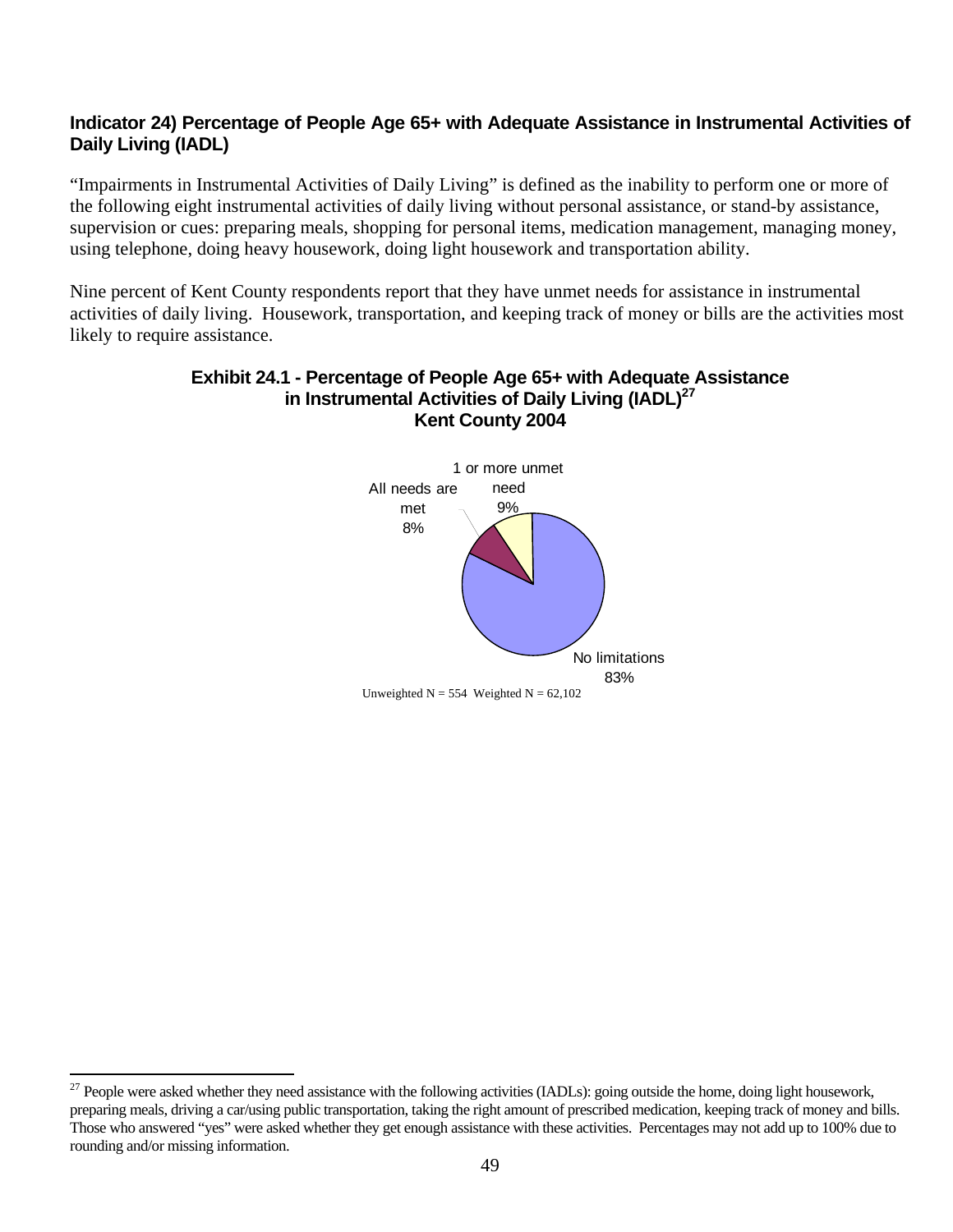**Indicator 24) Percentage of People Age 65+ with Adequate Assistance in Instrumental Activities of Daily Living (IADL)**

"Impairments in Instrumental Activities of Daily Living" is defined as the inability to perform one or more of the following eight instrumental activities of daily living without personal assistance, or stand-by assistance, supervision or cues: preparing meals, shopping for personal items, medication management, managing money, using telephone, doing heavy housework, doing light housework and transportation ability.

Nine percent of Kent County respondents report that they have unmet needs for assistance in instrumental activities of daily living. Housework, transportation, and keeping track of money or bills are the activities most likely to require assistance.

**Exhibit 24.1 - Percentage of People Age 65+ with Adequate Assistance in Instrumental Activities of Daily Living (IADL)[27] Kent County 2004**

| Category | Percent |
| --- | --- |
| No limitations | 83% |
| All needs are met | 8% |
| 1 or more unmet need | 9% |

Unweighted N = 554 Weighted N = 62,102

[27] People were asked whether they need assistance with the following activities (IADLs): going outside the home, doing light housework, preparing meals, driving a car/using public transportation, taking the right amount of prescribed medication, keeping track of money and bills. Those who answered "yes" were asked whether they get enough assistance with these activities. Percentages may not add up to 100% due to rounding and/or missing information.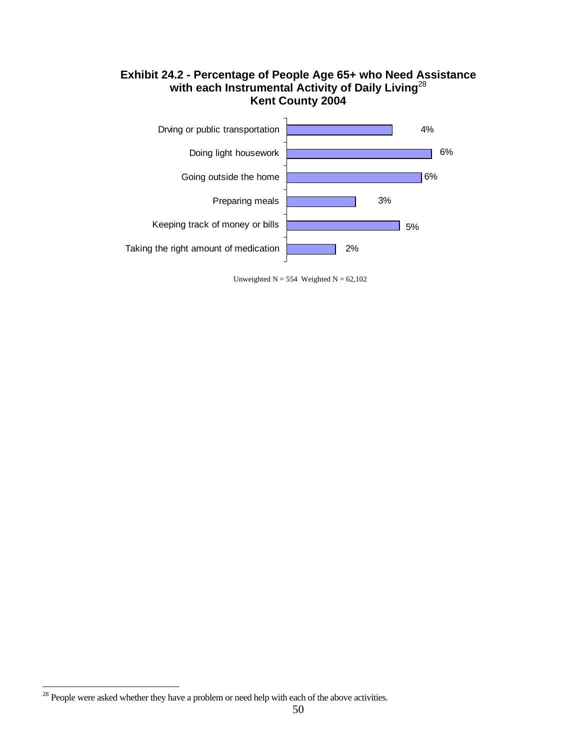**Exhibit 24.2 - Percentage of People Age 65+ who Need Assistance with each Instrumental Activity of Daily Living[28]**
**Kent County 2004**

| Activity | Percentage |
| --- | --- |
| Drving or public transportation | 4% |
| Doing light housework | 6% |
| Going outside the home | 6% |
| Preparing meals | 3% |
| Keeping track of money or bills | 5% |
| Taking the right amount of medication | 2% |

Unweighted N = 554 Weighted N = 62,102

---

[28] People were asked whether they have a problem or need help with each of the above activities.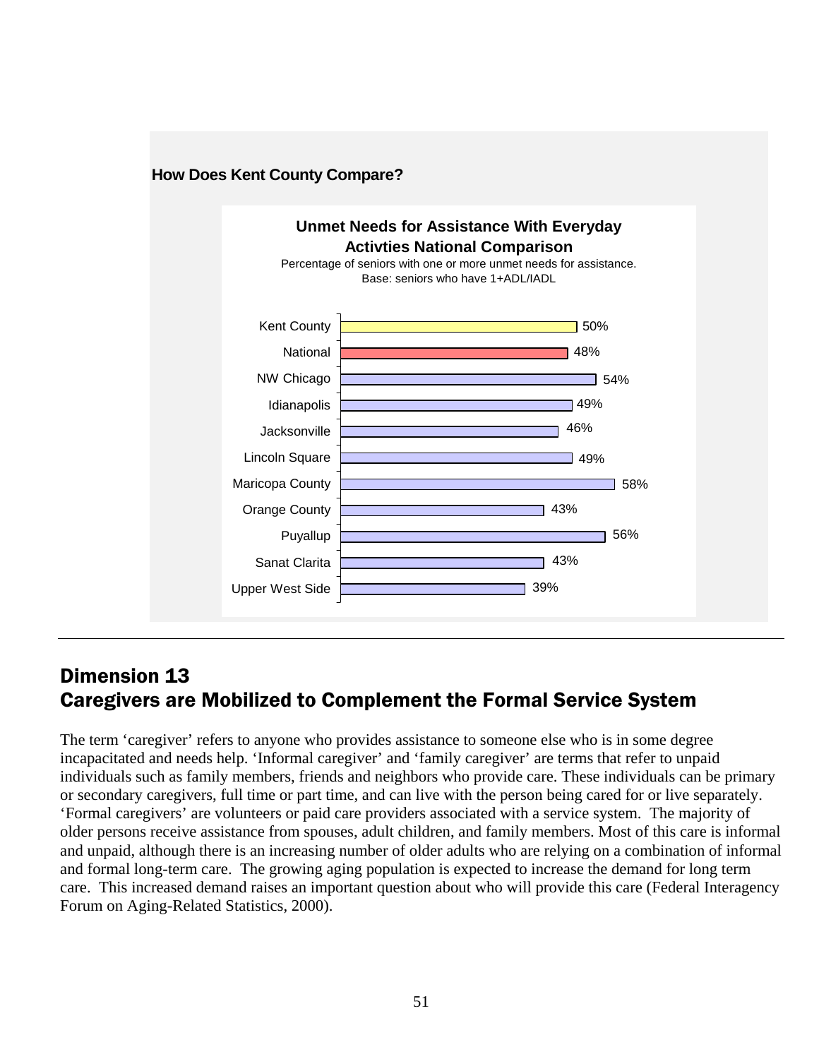**How Does Kent County Compare?**

**Unmet Needs for Assistance With Everyday Activties National Comparison**

Percentage of seniors with one or more unmet needs for assistance.
Base: seniors who have 1+ADL/IADL

| Location | Percentage |
| --- | --- |
| Kent County | 50% |
| National | 48% |
| NW Chicago | 54% |
| Idianapolis | 49% |
| Jacksonville | 46% |
| Lincoln Square | 49% |
| Maricopa County | 58% |
| Orange County | 43% |
| Puyallup | 56% |
| Sanat Clarita | 43% |
| Upper West Side | 39% |

---

# Dimension 13
# Caregivers are Mobilized to Complement the Formal Service System

The term 'caregiver' refers to anyone who provides assistance to someone else who is in some degree incapacitated and needs help. 'Informal caregiver' and 'family caregiver' are terms that refer to unpaid individuals such as family members, friends and neighbors who provide care. These individuals can be primary or secondary caregivers, full time or part time, and can live with the person being cared for or live separately. 'Formal caregivers' are volunteers or paid care providers associated with a service system. The majority of older persons receive assistance from spouses, adult children, and family members. Most of this care is informal and unpaid, although there is an increasing number of older adults who are relying on a combination of informal and formal long-term care. The growing aging population is expected to increase the demand for long term care. This increased demand raises an important question about who will provide this care (Federal Interagency Forum on Aging-Related Statistics, 2000).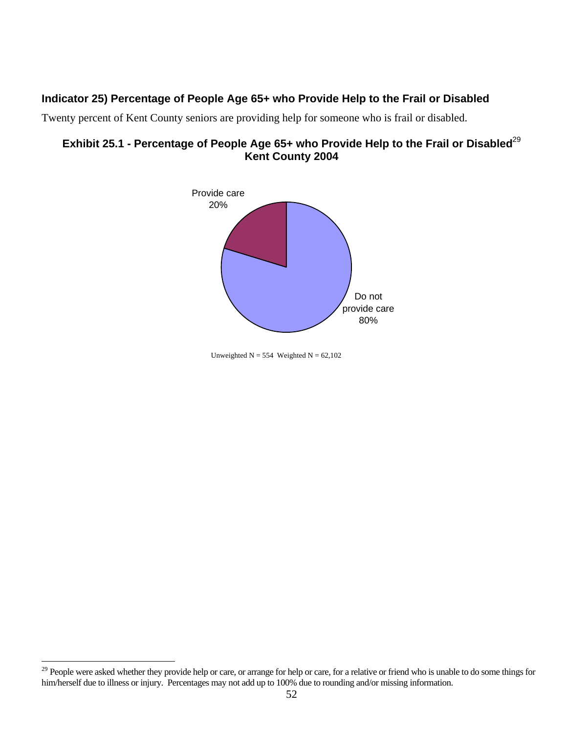### Indicator 25) Percentage of People Age 65+ who Provide Help to the Frail or Disabled

Twenty percent of Kent County seniors are providing help for someone who is frail or disabled.

**Exhibit 25.1 - Percentage of People Age 65+ who Provide Help to the Frail or Disabled[29]**
**Kent County 2004**

Provide care 20%

Do not provide care 80%

Unweighted N = 554 Weighted N = 62,102

[29] People were asked whether they provide help or care, or arrange for help or care, for a relative or friend who is unable to do some things for him/herself due to illness or injury. Percentages may not add up to 100% due to rounding and/or missing information.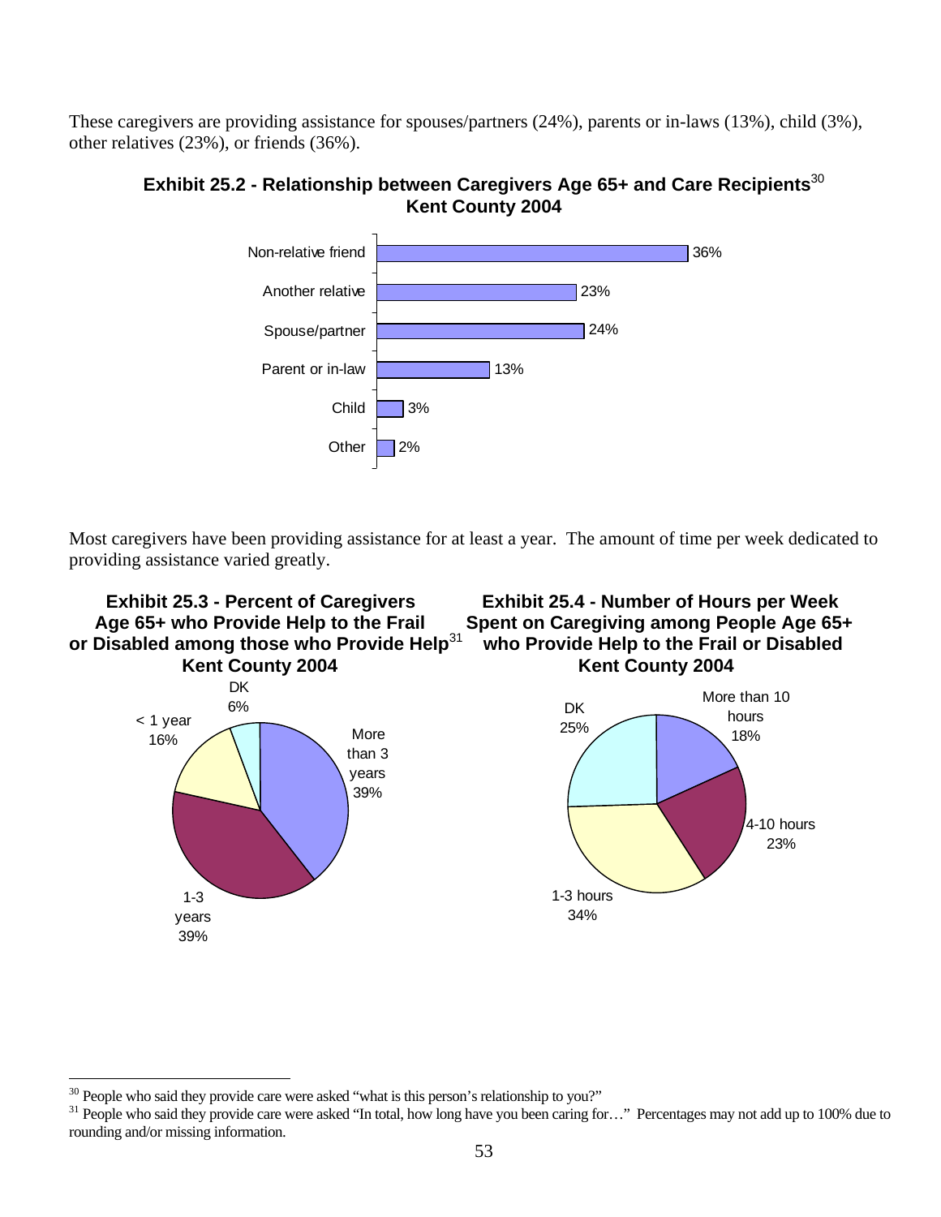These caregivers are providing assistance for spouses/partners (24%), parents or in-laws (13%), child (3%), other relatives (23%), or friends (36%).

**Exhibit 25.2 - Relationship between Caregivers Age 65+ and Care Recipients[30]**
**Kent County 2004**

| Relationship | Percent |
|---|---|
| Non-relative friend | 36% |
| Another relative | 23% |
| Spouse/partner | 24% |
| Parent or in-law | 13% |
| Child | 3% |
| Other | 2% |

Most caregivers have been providing assistance for at least a year. The amount of time per week dedicated to providing assistance varied greatly.

**Exhibit 25.3 - Percent of Caregivers Age 65+ who Provide Help to the Frail or Disabled among those who Provide Help[31]**
**Kent County 2004**

| Length of time | Percent |
|---|---|
| More than 3 years | 39% |
| 1-3 years | 39% |
| < 1 year | 16% |
| DK | 6% |

**Exhibit 25.4 - Number of Hours per Week Spent on Caregiving among People Age 65+ who Provide Help to the Frail or Disabled**
**Kent County 2004**

| Hours per week | Percent |
|---|---|
| More than 10 hours | 18% |
| 4-10 hours | 23% |
| 1-3 hours | 34% |
| DK | 25% |

---

[30] People who said they provide care were asked "what is this person's relationship to you?"

[31] People who said they provide care were asked "In total, how long have you been caring for…" Percentages may not add up to 100% due to rounding and/or missing information.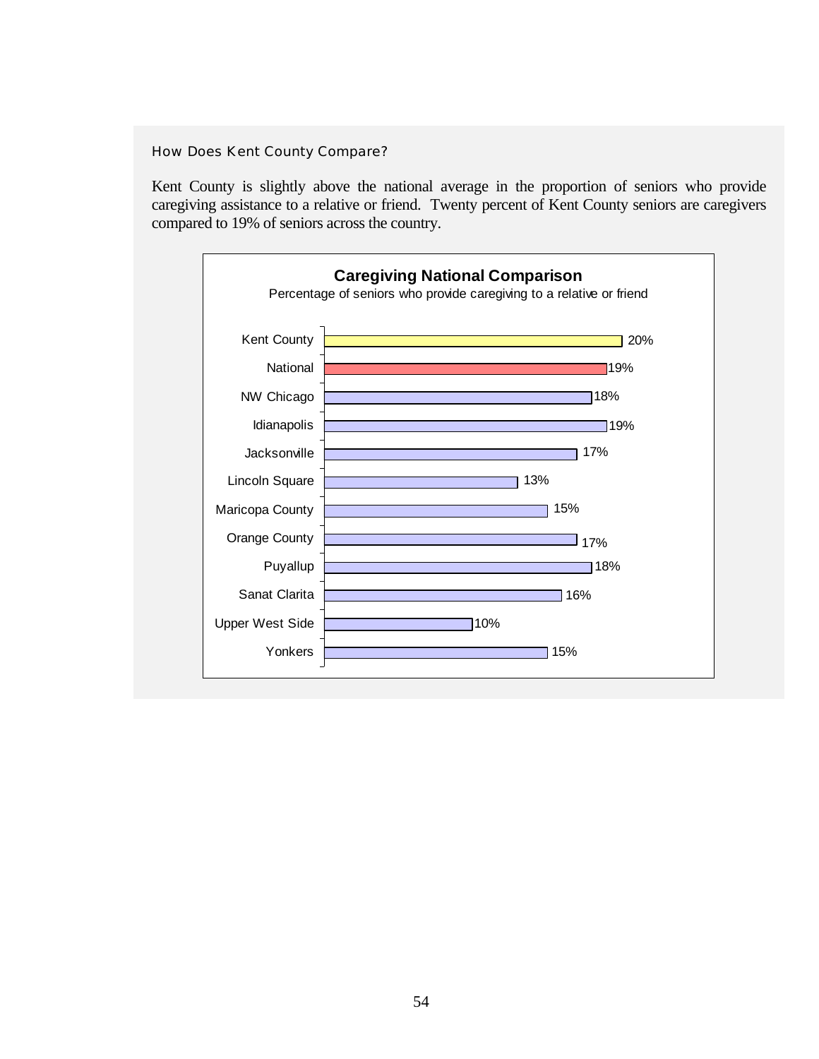### How Does Kent County Compare?

Kent County is slightly above the national average in the proportion of seniors who provide caregiving assistance to a relative or friend. Twenty percent of Kent County seniors are caregivers compared to 19% of seniors across the country.

**Caregiving National Comparison**

Percentage of seniors who provide caregiving to a relative or friend

| Location | Percentage |
|---|---|
| Kent County | 20% |
| National | 19% |
| NW Chicago | 18% |
| Idianapolis | 19% |
| Jacksonville | 17% |
| Lincoln Square | 13% |
| Maricopa County | 15% |
| Orange County | 17% |
| Puyallup | 18% |
| Sanat Clarita | 16% |
| Upper West Side | 10% |
| Yonkers | 15% |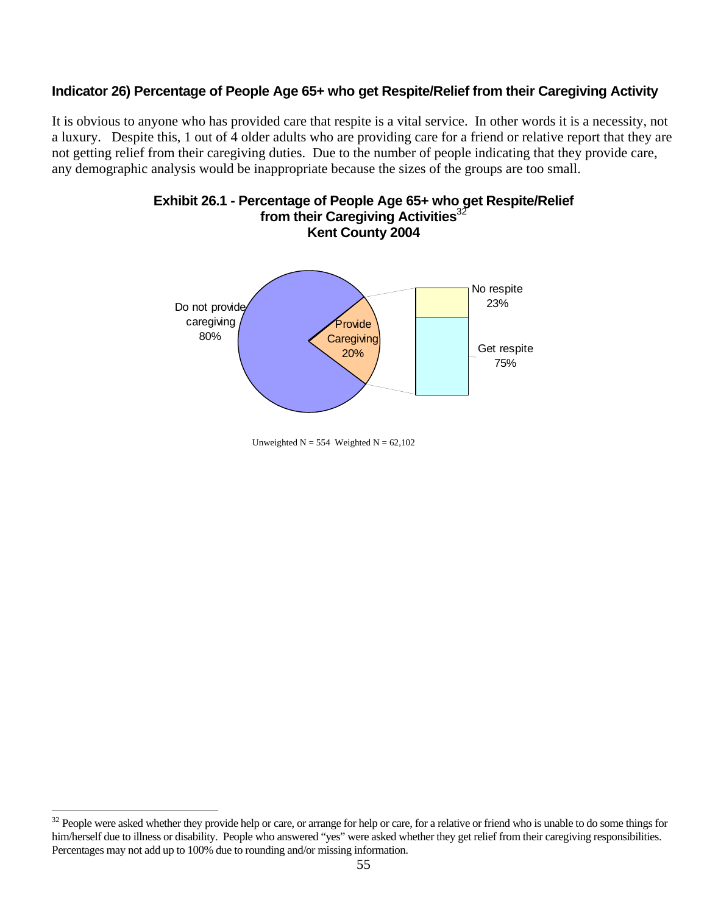### Indicator 26) Percentage of People Age 65+ who get Respite/Relief from their Caregiving Activity

It is obvious to anyone who has provided care that respite is a vital service. In other words it is a necessity, not a luxury. Despite this, 1 out of 4 older adults who are providing care for a friend or relative report that they are not getting relief from their caregiving duties. Due to the number of people indicating that they provide care, any demographic analysis would be inappropriate because the sizes of the groups are too small.

**Exhibit 26.1 - Percentage of People Age 65+ who get Respite/Relief from their Caregiving Activities[32]
Kent County 2004**

Do not provide caregiving 80%

Provide Caregiving 20%

No respite 23%

Get respite 75%

Unweighted N = 554 Weighted N = 62,102

---

[32] People were asked whether they provide help or care, or arrange for help or care, for a relative or friend who is unable to do some things for him/herself due to illness or disability. People who answered "yes" were asked whether they get relief from their caregiving responsibilities. Percentages may not add up to 100% due to rounding and/or missing information.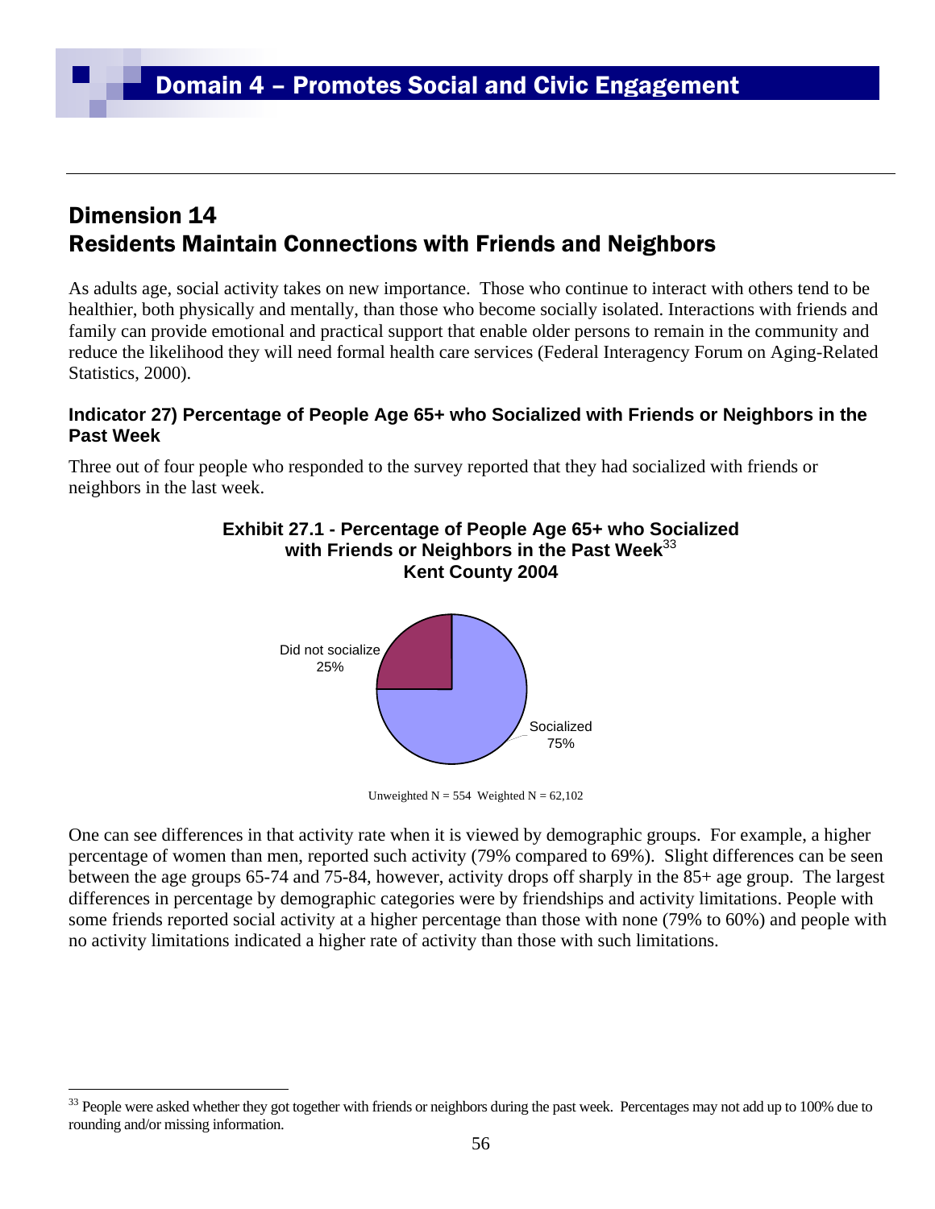## Domain 4 – Promotes Social and Civic Engagement

## Dimension 14
## Residents Maintain Connections with Friends and Neighbors

As adults age, social activity takes on new importance. Those who continue to interact with others tend to be healthier, both physically and mentally, than those who become socially isolated. Interactions with friends and family can provide emotional and practical support that enable older persons to remain in the community and reduce the likelihood they will need formal health care services (Federal Interagency Forum on Aging-Related Statistics, 2000).

### Indicator 27) Percentage of People Age 65+ who Socialized with Friends or Neighbors in the Past Week

Three out of four people who responded to the survey reported that they had socialized with friends or neighbors in the last week.

**Exhibit 27.1 - Percentage of People Age 65+ who Socialized with Friends or Neighbors in the Past Week[33]**
**Kent County 2004**

Did not socialize 25%

Socialized 75%

Unweighted N = 554 Weighted N = 62,102

One can see differences in that activity rate when it is viewed by demographic groups. For example, a higher percentage of women than men, reported such activity (79% compared to 69%). Slight differences can be seen between the age groups 65-74 and 75-84, however, activity drops off sharply in the 85+ age group. The largest differences in percentage by demographic categories were by friendships and activity limitations. People with some friends reported social activity at a higher percentage than those with none (79% to 60%) and people with no activity limitations indicated a higher rate of activity than those with such limitations.

[33] People were asked whether they got together with friends or neighbors during the past week. Percentages may not add up to 100% due to rounding and/or missing information.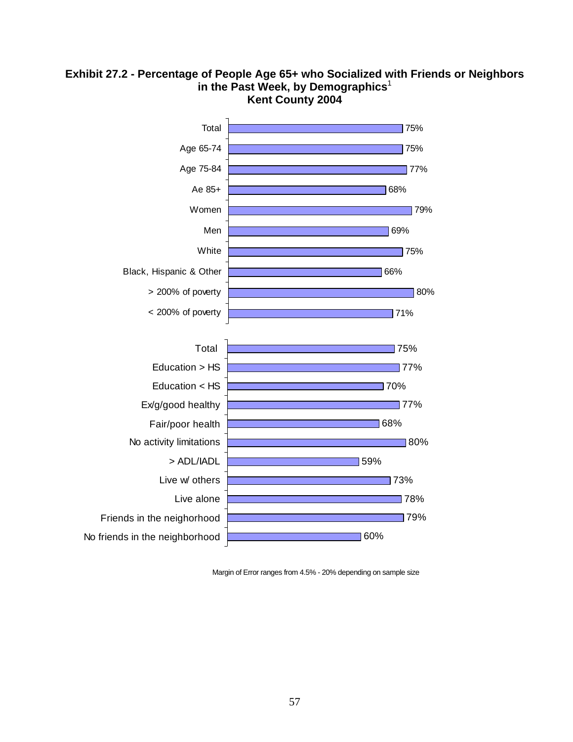**Exhibit 27.2 - Percentage of People Age 65+ who Socialized with Friends or Neighbors in the Past Week, by Demographics[1]**
**Kent County 2004**

| Group | Percentage |
|---|---|
| Total | 75% |
| Age 65-74 | 75% |
| Age 75-84 | 77% |
| Ae 85+ | 68% |
| Women | 79% |
| Men | 69% |
| White | 75% |
| Black, Hispanic & Other | 66% |
| > 200% of poverty | 80% |
| < 200% of poverty | 71% |

| Group | Percentage |
|---|---|
| Total | 75% |
| Education > HS | 77% |
| Education < HS | 70% |
| Ex/g/good healthy | 77% |
| Fair/poor health | 68% |
| No activity limitations | 80% |
| > ADL/IADL | 59% |
| Live w/ others | 73% |
| Live alone | 78% |
| Friends in the neighorhood | 79% |
| No friends in the neighborhood | 60% |

Margin of Error ranges from 4.5% - 20% depending on sample size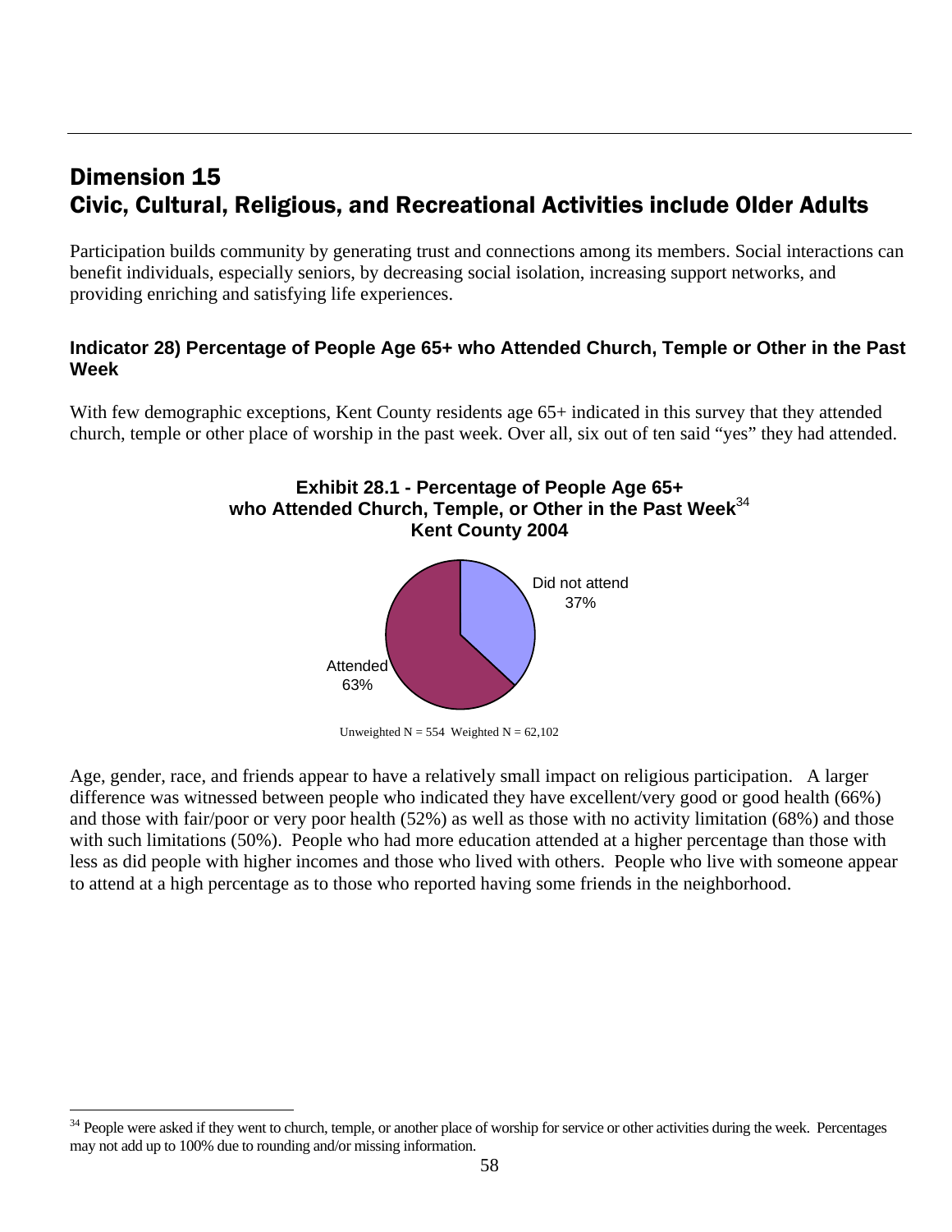# Dimension 15
# Civic, Cultural, Religious, and Recreational Activities include Older Adults

Participation builds community by generating trust and connections among its members. Social interactions can benefit individuals, especially seniors, by decreasing social isolation, increasing support networks, and providing enriching and satisfying life experiences.

### Indicator 28) Percentage of People Age 65+ who Attended Church, Temple or Other in the Past Week

With few demographic exceptions, Kent County residents age 65+ indicated in this survey that they attended church, temple or other place of worship in the past week. Over all, six out of ten said "yes" they had attended.

**Exhibit 28.1 - Percentage of People Age 65+ who Attended Church, Temple, or Other in the Past Week[34] Kent County 2004**

| Response | Percentage |
|---|---|
| Attended | 63% |
| Did not attend | 37% |

Unweighted N = 554 Weighted N = 62,102

Age, gender, race, and friends appear to have a relatively small impact on religious participation. A larger difference was witnessed between people who indicated they have excellent/very good or good health (66%) and those with fair/poor or very poor health (52%) as well as those with no activity limitation (68%) and those with such limitations (50%). People who had more education attended at a higher percentage than those with less as did people with higher incomes and those who lived with others. People who live with someone appear to attend at a high percentage as to those who reported having some friends in the neighborhood.

[34] People were asked if they went to church, temple, or another place of worship for service or other activities during the week. Percentages may not add up to 100% due to rounding and/or missing information.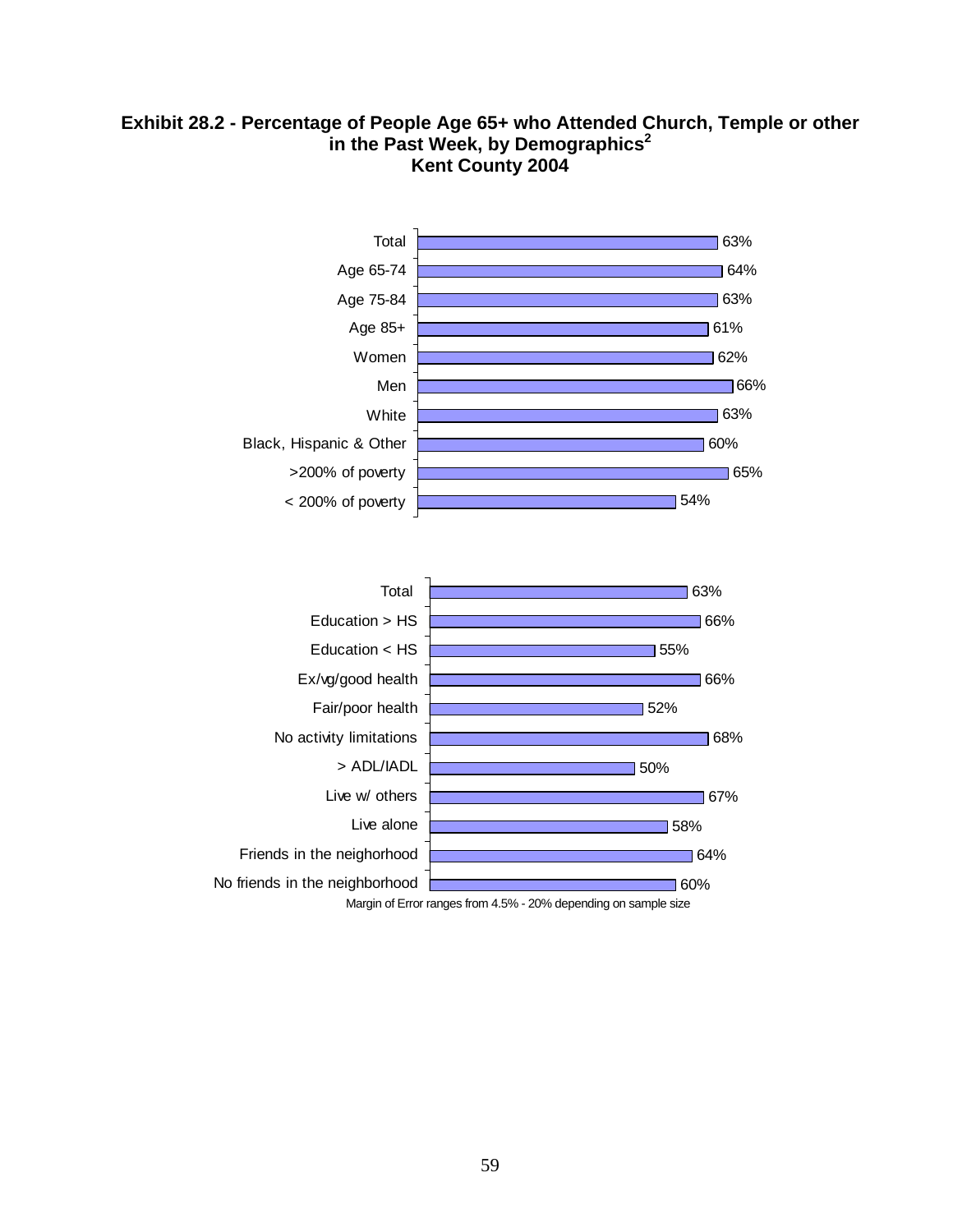**Exhibit 28.2 - Percentage of People Age 65+ who Attended Church, Temple or other in the Past Week, by Demographics[2]**
**Kent County 2004**

| Demographic | Percentage |
| --- | --- |
| Total | 63% |
| Age 65-74 | 64% |
| Age 75-84 | 63% |
| Age 85+ | 61% |
| Women | 62% |
| Men | 66% |
| White | 63% |
| Black, Hispanic & Other | 60% |
| >200% of poverty | 65% |
| < 200% of poverty | 54% |

| Demographic | Percentage |
| --- | --- |
| Total | 63% |
| Education > HS | 66% |
| Education < HS | 55% |
| Ex/vg/good health | 66% |
| Fair/poor health | 52% |
| No activity limitations | 68% |
| > ADL/IADL | 50% |
| Live w/ others | 67% |
| Live alone | 58% |
| Friends in the neighorhood | 64% |
| No friends in the neighborhood | 60% |

Margin of Error ranges from 4.5% - 20% depending on sample size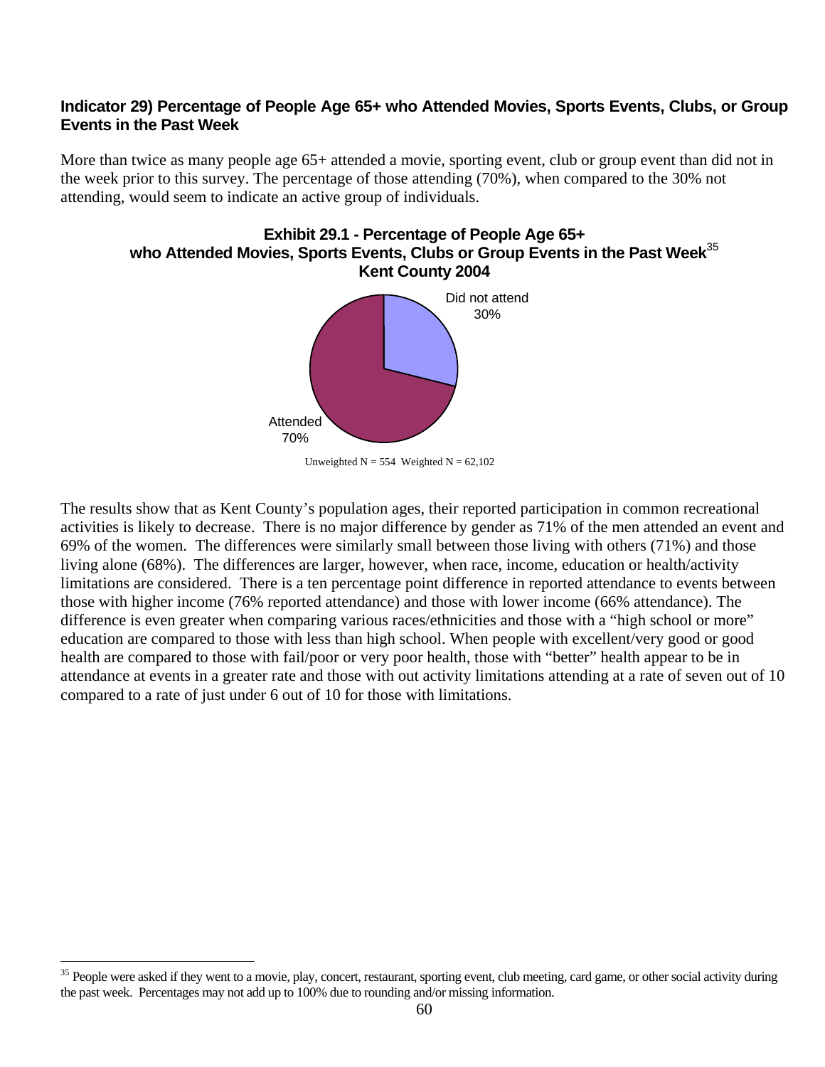**Indicator 29) Percentage of People Age 65+ who Attended Movies, Sports Events, Clubs, or Group Events in the Past Week**

More than twice as many people age 65+ attended a movie, sporting event, club or group event than did not in the week prior to this survey. The percentage of those attending (70%), when compared to the 30% not attending, would seem to indicate an active group of individuals.

**Exhibit 29.1 - Percentage of People Age 65+ who Attended Movies, Sports Events, Clubs or Group Events in the Past Week[35] Kent County 2004**

| Response | Percentage |
|---|---|
| Attended | 70% |
| Did not attend | 30% |

Unweighted N = 554 Weighted N = 62,102

The results show that as Kent County's population ages, their reported participation in common recreational activities is likely to decrease. There is no major difference by gender as 71% of the men attended an event and 69% of the women. The differences were similarly small between those living with others (71%) and those living alone (68%). The differences are larger, however, when race, income, education or health/activity limitations are considered. There is a ten percentage point difference in reported attendance to events between those with higher income (76% reported attendance) and those with lower income (66% attendance). The difference is even greater when comparing various races/ethnicities and those with a "high school or more" education are compared to those with less than high school. When people with excellent/very good or good health are compared to those with fail/poor or very poor health, those with "better" health appear to be in attendance at events in a greater rate and those with out activity limitations attending at a rate of seven out of 10 compared to a rate of just under 6 out of 10 for those with limitations.

[35] People were asked if they went to a movie, play, concert, restaurant, sporting event, club meeting, card game, or other social activity during the past week. Percentages may not add up to 100% due to rounding and/or missing information.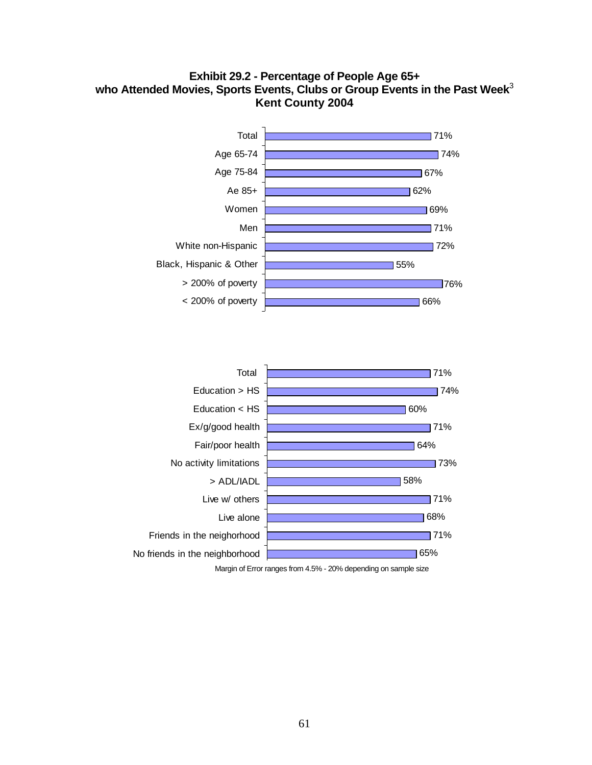**Exhibit 29.2 - Percentage of People Age 65+ who Attended Movies, Sports Events, Clubs or Group Events in the Past Week[3] Kent County 2004**

| Group | Percentage |
|---|---|
| Total | 71% |
| Age 65-74 | 74% |
| Age 75-84 | 67% |
| Ae 85+ | 62% |
| Women | 69% |
| Men | 71% |
| White non-Hispanic | 72% |
| Black, Hispanic & Other | 55% |
| > 200% of poverty | 76% |
| < 200% of poverty | 66% |

| Group | Percentage |
|---|---|
| Total | 71% |
| Education > HS | 74% |
| Education < HS | 60% |
| Ex/g/good health | 71% |
| Fair/poor health | 64% |
| No activity limitations | 73% |
| > ADL/IADL | 58% |
| Live w/ others | 71% |
| Live alone | 68% |
| Friends in the neighorhood | 71% |
| No friends in the neighborhood | 65% |

Margin of Error ranges from 4.5% - 20% depending on sample size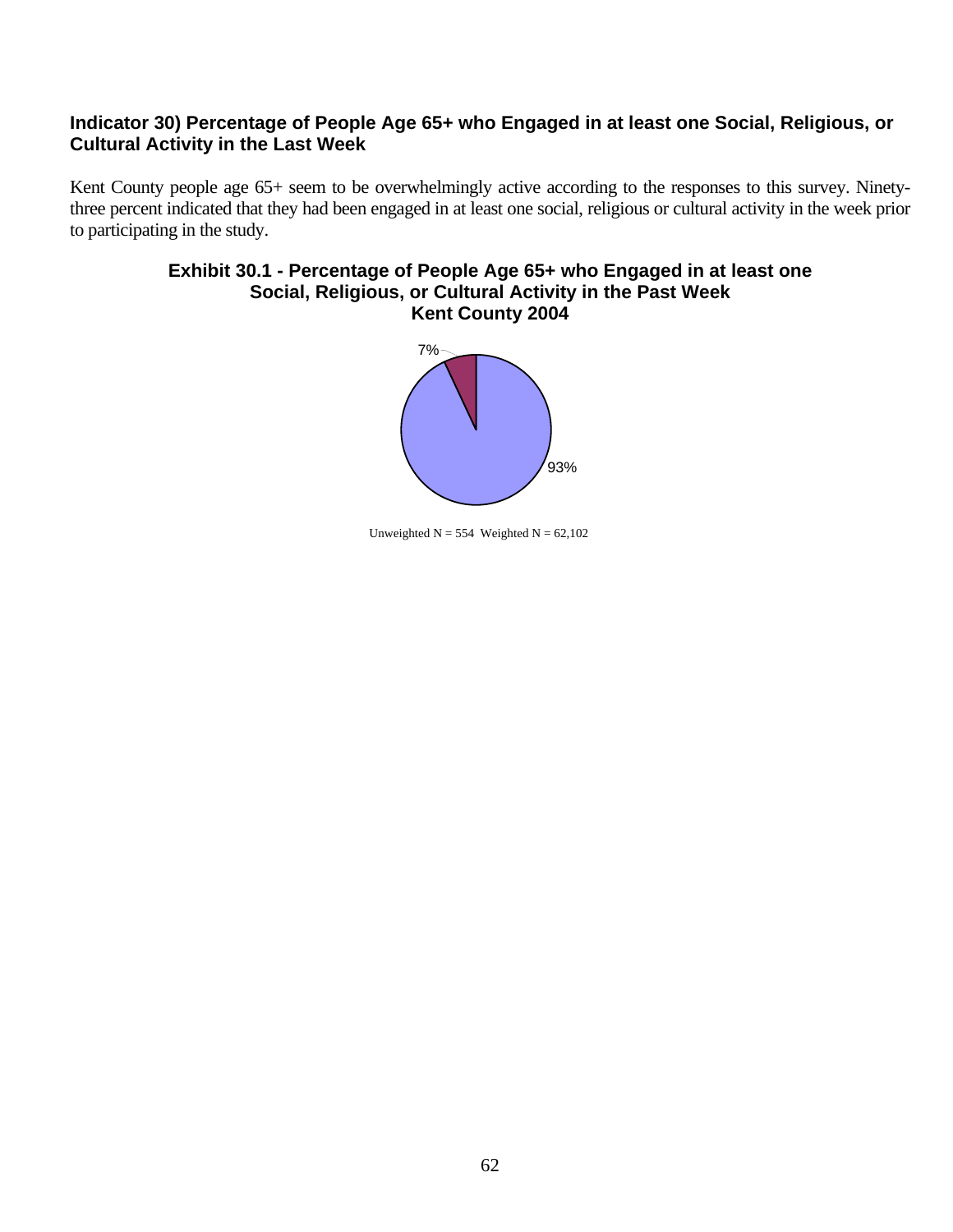## Indicator 30) Percentage of People Age 65+ who Engaged in at least one Social, Religious, or Cultural Activity in the Last Week

Kent County people age 65+ seem to be overwhelmingly active according to the responses to this survey. Ninety-three percent indicated that they had been engaged in at least one social, religious or cultural activity in the week prior to participating in the study.

**Exhibit 30.1 - Percentage of People Age 65+ who Engaged in at least one Social, Religious, or Cultural Activity in the Past Week Kent County 2004**

7%

93%

Unweighted N = 554 Weighted N = 62,102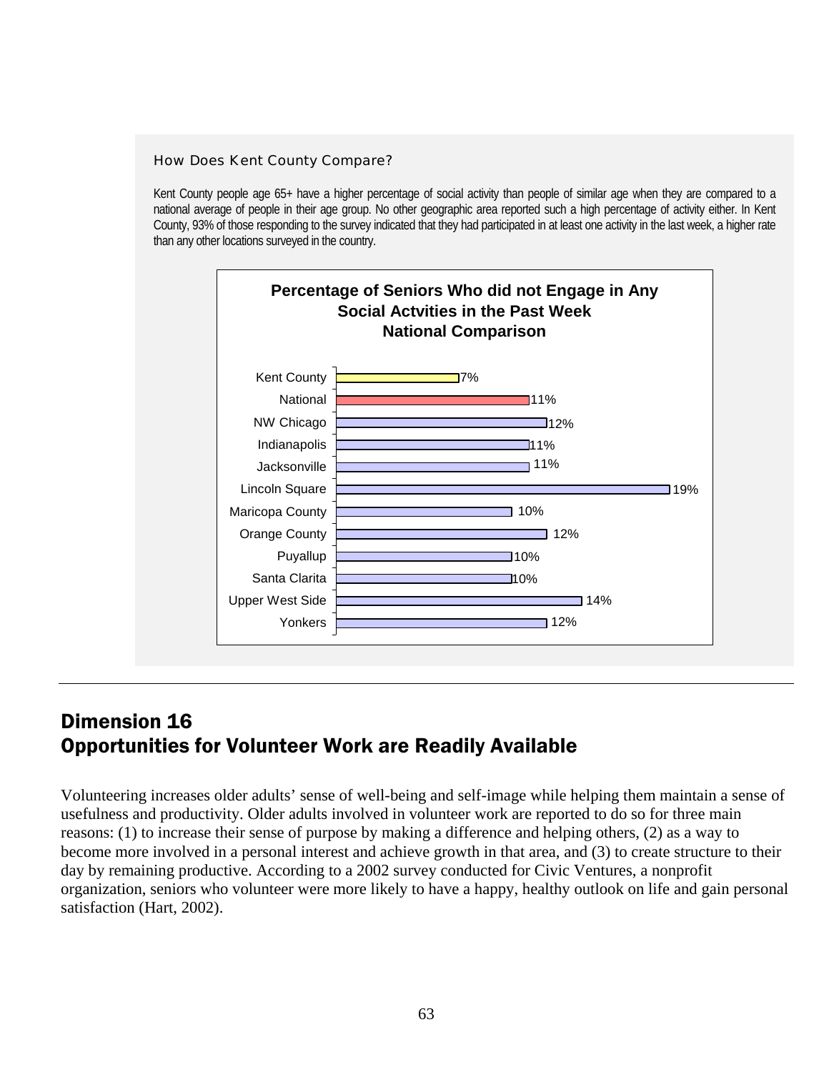### How Does Kent County Compare?

Kent County people age 65+ have a higher percentage of social activity than people of similar age when they are compared to a national average of people in their age group. No other geographic area reported such a high percentage of activity either. In Kent County, 93% of those responding to the survey indicated that they had participated in at least one activity in the last week, a higher rate than any other locations surveyed in the country.

**Percentage of Seniors Who did not Engage in Any Social Actvities in the Past Week National Comparison**

| Location | Percentage |
|---|---|
| Kent County | 7% |
| National | 11% |
| NW Chicago | 12% |
| Indianapolis | 11% |
| Jacksonville | 11% |
| Lincoln Square | 19% |
| Maricopa County | 10% |
| Orange County | 12% |
| Puyallup | 10% |
| Santa Clarita | 10% |
| Upper West Side | 14% |
| Yonkers | 12% |

---

## Dimension 16
## Opportunities for Volunteer Work are Readily Available

Volunteering increases older adults' sense of well-being and self-image while helping them maintain a sense of usefulness and productivity. Older adults involved in volunteer work are reported to do so for three main reasons: (1) to increase their sense of purpose by making a difference and helping others, (2) as a way to become more involved in a personal interest and achieve growth in that area, and (3) to create structure to their day by remaining productive. According to a 2002 survey conducted for Civic Ventures, a nonprofit organization, seniors who volunteer were more likely to have a happy, healthy outlook on life and gain personal satisfaction (Hart, 2002).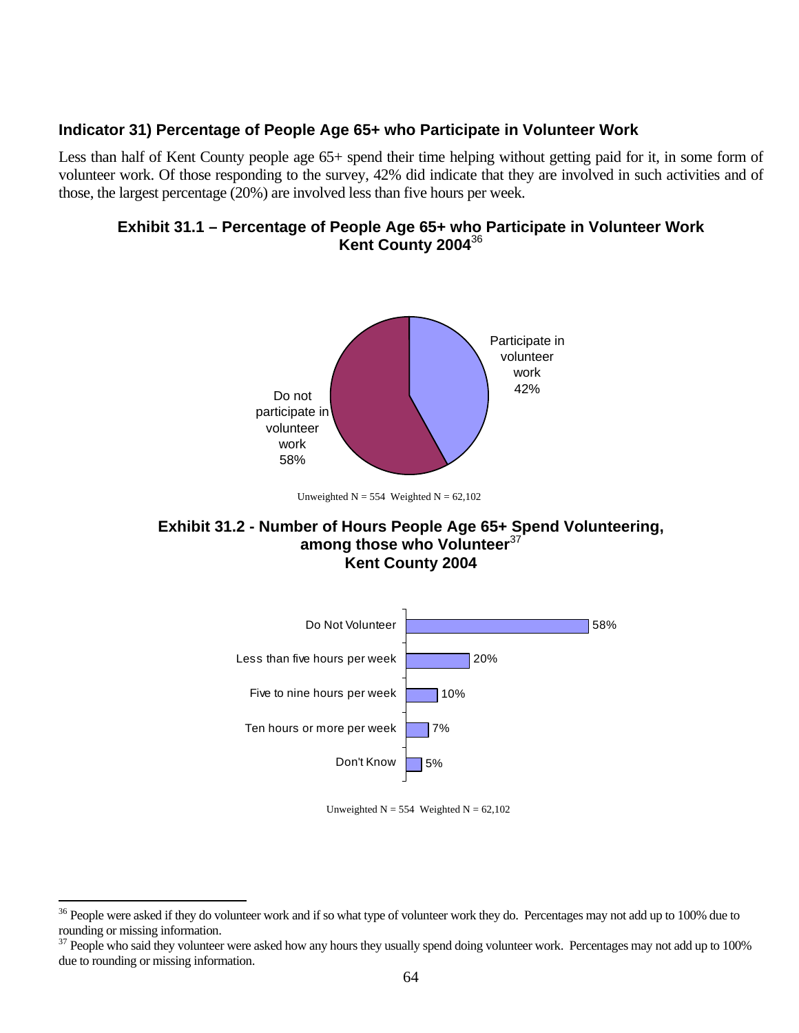### Indicator 31) Percentage of People Age 65+ who Participate in Volunteer Work

Less than half of Kent County people age 65+ spend their time helping without getting paid for it, in some form of volunteer work. Of those responding to the survey, 42% did indicate that they are involved in such activities and of those, the largest percentage (20%) are involved less than five hours per week.

**Exhibit 31.1 – Percentage of People Age 65+ who Participate in Volunteer Work Kent County 2004**[36]

| Category | Percentage |
|---|---|
| Participate in volunteer work | 42% |
| Do not participate in volunteer work | 58% |

Unweighted N = 554 Weighted N = 62,102

**Exhibit 31.2 - Number of Hours People Age 65+ Spend Volunteering, among those who Volunteer**[37] **Kent County 2004**

| Category | Percentage |
|---|---|
| Do Not Volunteer | 58% |
| Less than five hours per week | 20% |
| Five to nine hours per week | 10% |
| Ten hours or more per week | 7% |
| Don't Know | 5% |

Unweighted N = 554 Weighted N = 62,102

---

[36] People were asked if they do volunteer work and if so what type of volunteer work they do. Percentages may not add up to 100% due to rounding or missing information.

[37] People who said they volunteer were asked how any hours they usually spend doing volunteer work. Percentages may not add up to 100% due to rounding or missing information.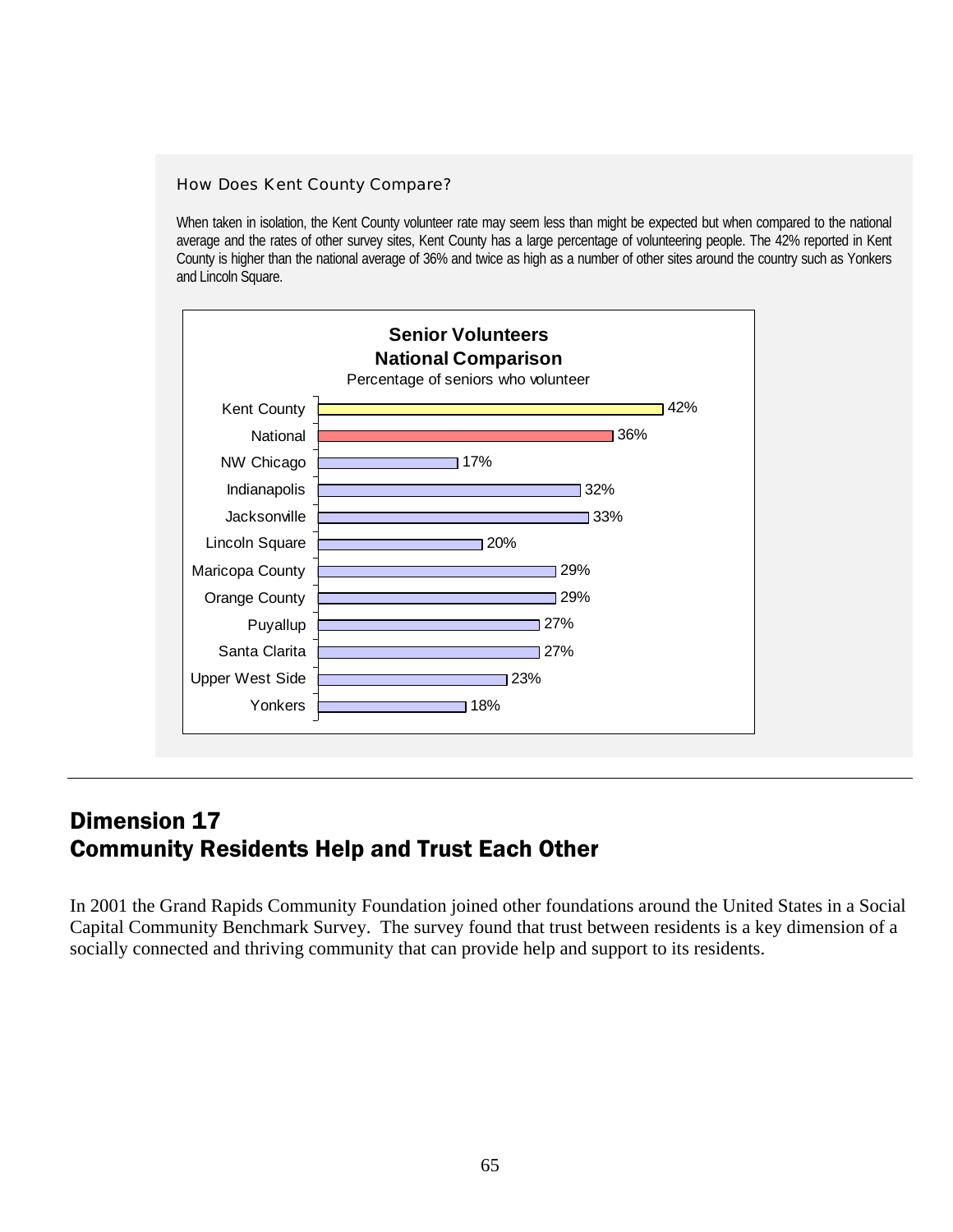### How Does Kent County Compare?

When taken in isolation, the Kent County volunteer rate may seem less than might be expected but when compared to the national average and the rates of other survey sites, Kent County has a large percentage of volunteering people. The 42% reported in Kent County is higher than the national average of 36% and twice as high as a number of other sites around the country such as Yonkers and Lincoln Square.

**Senior Volunteers**
**National Comparison**
Percentage of seniors who volunteer

| Site | Percentage |
|---|---|
| Kent County | 42% |
| National | 36% |
| NW Chicago | 17% |
| Indianapolis | 32% |
| Jacksonville | 33% |
| Lincoln Square | 20% |
| Maricopa County | 29% |
| Orange County | 29% |
| Puyallup | 27% |
| Santa Clarita | 27% |
| Upper West Side | 23% |
| Yonkers | 18% |

# Dimension 17
# Community Residents Help and Trust Each Other

In 2001 the Grand Rapids Community Foundation joined other foundations around the United States in a Social Capital Community Benchmark Survey. The survey found that trust between residents is a key dimension of a socially connected and thriving community that can provide help and support to its residents.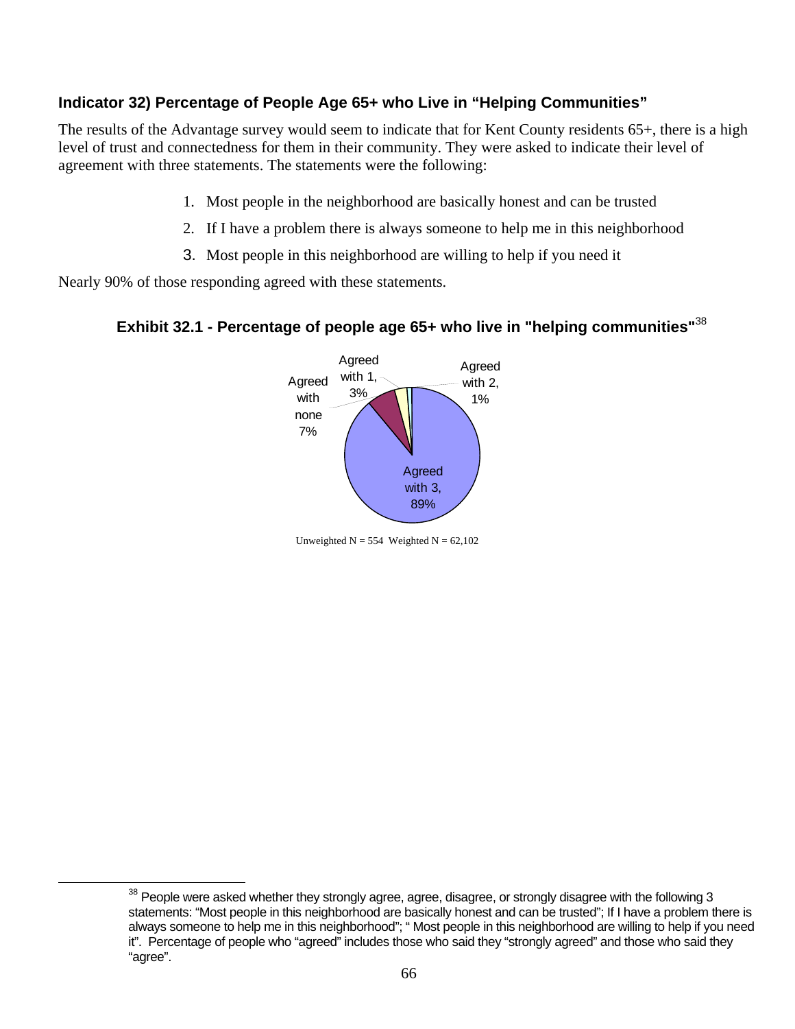### Indicator 32) Percentage of People Age 65+ who Live in "Helping Communities"

The results of the Advantage survey would seem to indicate that for Kent County residents 65+, there is a high level of trust and connectedness for them in their community. They were asked to indicate their level of agreement with three statements. The statements were the following:

1. Most people in the neighborhood are basically honest and can be trusted
2. If I have a problem there is always someone to help me in this neighborhood
3. Most people in this neighborhood are willing to help if you need it

Nearly 90% of those responding agreed with these statements.

**Exhibit 32.1 - Percentage of people age 65+ who live in "helping communities"**[38]

Agreed with none 7%

Agreed with 1, 3%

Agreed with 2, 1%

Agreed with 3, 89%

Unweighted N = 554 Weighted N = 62,102

---

[38] People were asked whether they strongly agree, agree, disagree, or strongly disagree with the following 3 statements: "Most people in this neighborhood are basically honest and can be trusted"; If I have a problem there is always someone to help me in this neighborhood"; " Most people in this neighborhood are willing to help if you need it". Percentage of people who "agreed" includes those who said they "strongly agreed" and those who said they "agree".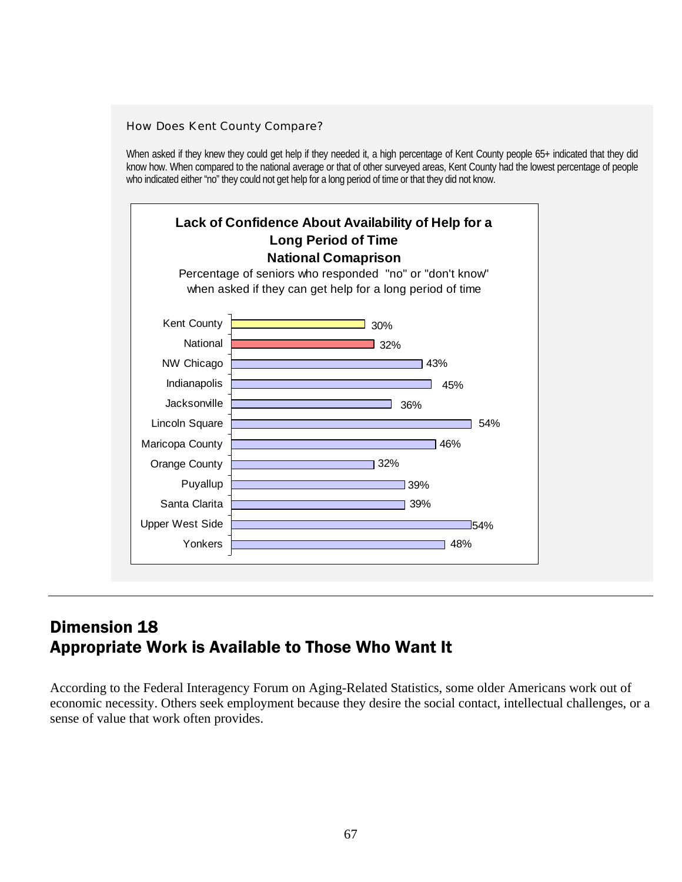### How Does Kent County Compare?

When asked if they knew they could get help if they needed it, a high percentage of Kent County people 65+ indicated that they did know how. When compared to the national average or that of other surveyed areas, Kent County had the lowest percentage of people who indicated either "no" they could not get help for a long period of time or that they did not know.

**Lack of Confidence About Availability of Help for a Long Period of Time**
**National Comaprison**

Percentage of seniors who responded "no" or "don't know" when asked if they can get help for a long period of time

| Area | Percentage |
|---|---|
| Kent County | 30% |
| National | 32% |
| NW Chicago | 43% |
| Indianapolis | 45% |
| Jacksonville | 36% |
| Lincoln Square | 54% |
| Maricopa County | 46% |
| Orange County | 32% |
| Puyallup | 39% |
| Santa Clarita | 39% |
| Upper West Side | 54% |
| Yonkers | 48% |

---

## Dimension 18
## Appropriate Work is Available to Those Who Want It

According to the Federal Interagency Forum on Aging-Related Statistics, some older Americans work out of economic necessity. Others seek employment because they desire the social contact, intellectual challenges, or a sense of value that work often provides.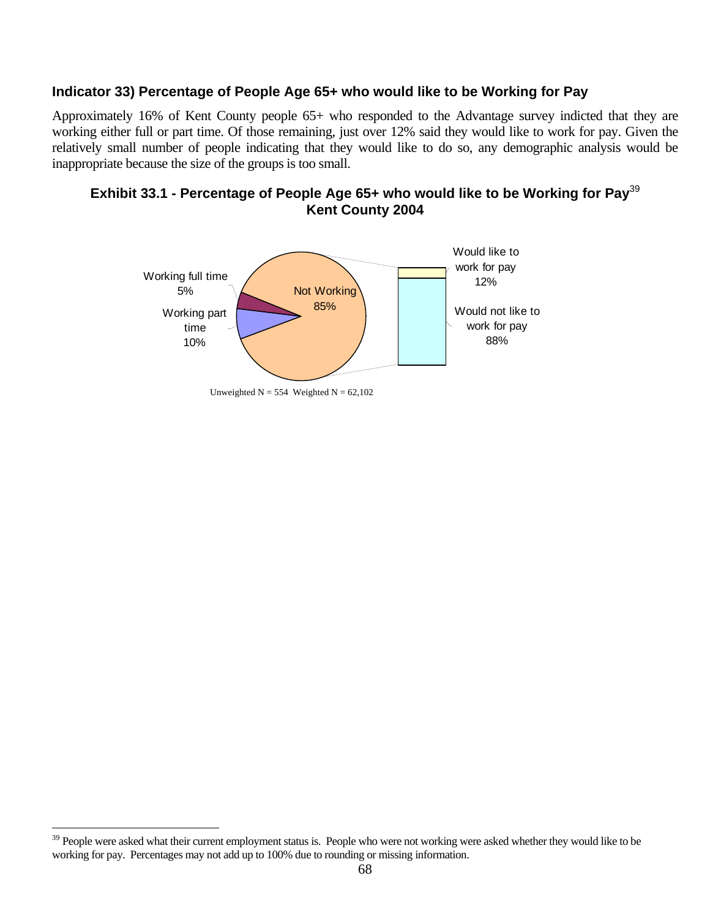### Indicator 33) Percentage of People Age 65+ who would like to be Working for Pay

Approximately 16% of Kent County people 65+ who responded to the Advantage survey indicted that they are working either full or part time. Of those remaining, just over 12% said they would like to work for pay. Given the relatively small number of people indicating that they would like to do so, any demographic analysis would be inappropriate because the size of the groups is too small.

**Exhibit 33.1 - Percentage of People Age 65+ who would like to be Working for Pay[39]**
**Kent County 2004**

Working full time 5%

Working part time 10%

Not Working 85%

Would like to work for pay 12%

Would not like to work for pay 88%

Unweighted N = 554 Weighted N = 62,102

---

[39] People were asked what their current employment status is. People who were not working were asked whether they would like to be working for pay. Percentages may not add up to 100% due to rounding or missing information.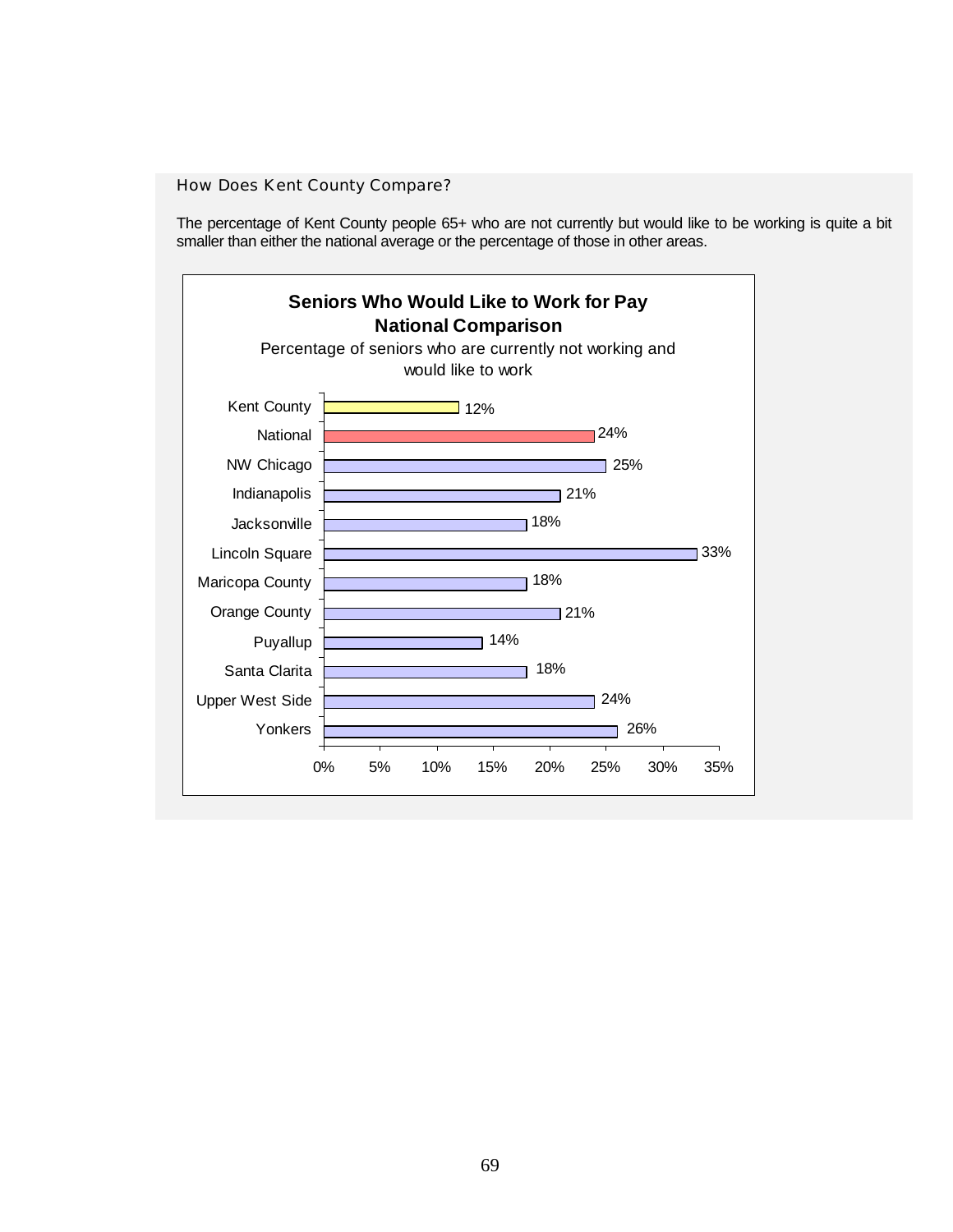## How Does Kent County Compare?

The percentage of Kent County people 65+ who are not currently but would like to be working is quite a bit smaller than either the national average or the percentage of those in other areas.

**Seniors Who Would Like to Work for Pay National Comparison**

Percentage of seniors who are currently not working and would like to work

| Area | Percentage |
|---|---|
| Kent County | 12% |
| National | 24% |
| NW Chicago | 25% |
| Indianapolis | 21% |
| Jacksonville | 18% |
| Lincoln Square | 33% |
| Maricopa County | 18% |
| Orange County | 21% |
| Puyallup | 14% |
| Santa Clarita | 18% |
| Upper West Side | 24% |
| Yonkers | 26% |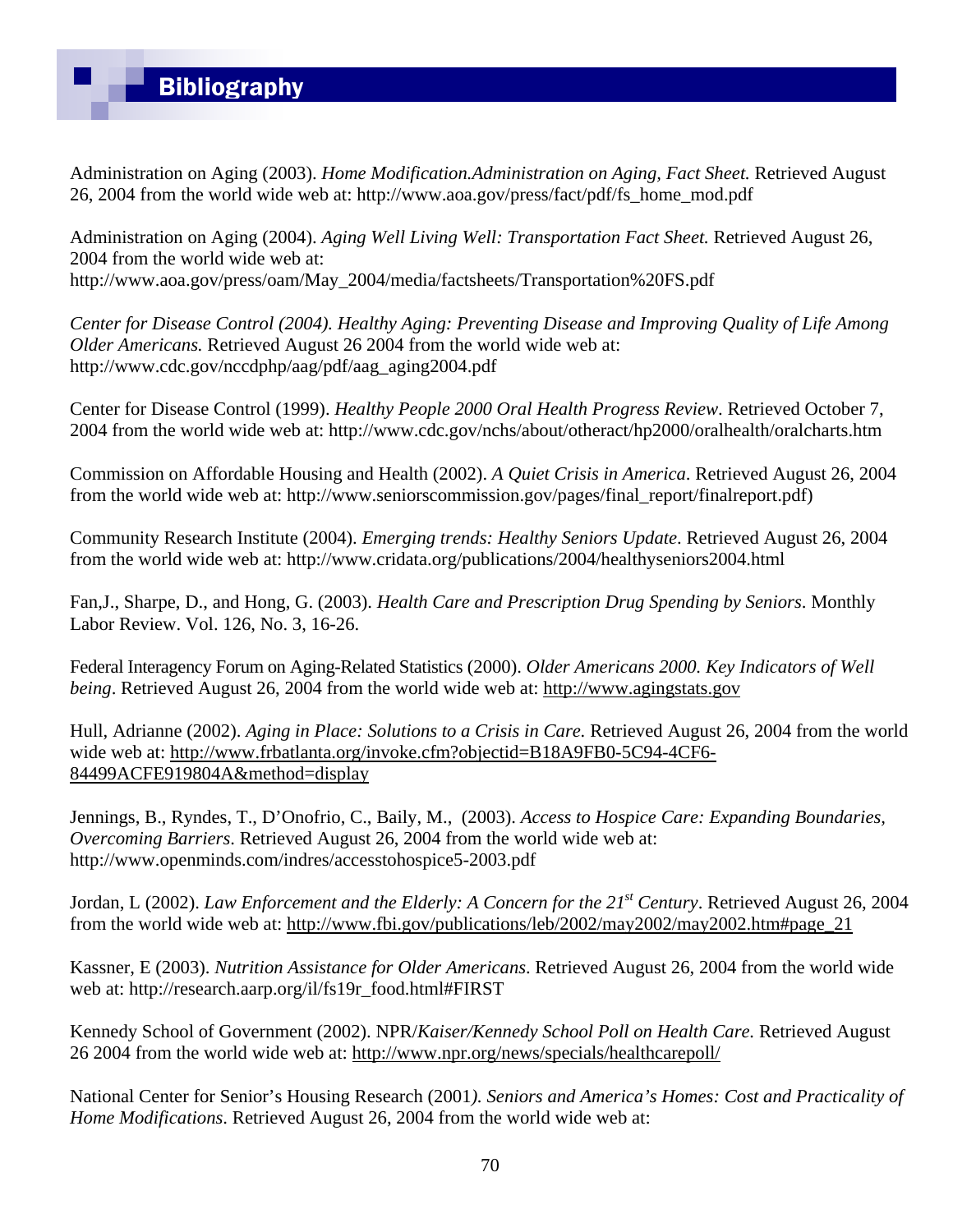# Bibliography

Administration on Aging (2003). *Home Modification.Administration on Aging, Fact Sheet.* Retrieved August 26, 2004 from the world wide web at: http://www.aoa.gov/press/fact/pdf/fs_home_mod.pdf

Administration on Aging (2004). *Aging Well Living Well: Transportation Fact Sheet.* Retrieved August 26, 2004 from the world wide web at: http://www.aoa.gov/press/oam/May_2004/media/factsheets/Transportation%20FS.pdf

*Center for Disease Control (2004). Healthy Aging: Preventing Disease and Improving Quality of Life Among Older Americans.* Retrieved August 26 2004 from the world wide web at: http://www.cdc.gov/nccdphp/aag/pdf/aag_aging2004.pdf

Center for Disease Control (1999). *Healthy People 2000 Oral Health Progress Review*. Retrieved October 7, 2004 from the world wide web at: http://www.cdc.gov/nchs/about/otheract/hp2000/oralhealth/oralcharts.htm

Commission on Affordable Housing and Health (2002). *A Quiet Crisis in America*. Retrieved August 26, 2004 from the world wide web at: http://www.seniorscommission.gov/pages/final_report/finalreport.pdf)

Community Research Institute (2004). *Emerging trends: Healthy Seniors Update*. Retrieved August 26, 2004 from the world wide web at: http://www.cridata.org/publications/2004/healthyseniors2004.html

Fan,J., Sharpe, D., and Hong, G. (2003). *Health Care and Prescription Drug Spending by Seniors*. Monthly Labor Review. Vol. 126, No. 3, 16-26.

Federal Interagency Forum on Aging-Related Statistics (2000). *Older Americans 2000. Key Indicators of Well being*. Retrieved August 26, 2004 from the world wide web at: http://www.agingstats.gov

Hull, Adrianne (2002). *Aging in Place: Solutions to a Crisis in Care.* Retrieved August 26, 2004 from the world wide web at: http://www.frbatlanta.org/invoke.cfm?objectid=B18A9FB0-5C94-4CF6-84499ACFE919804A&method=display

Jennings, B., Ryndes, T., D'Onofrio, C., Baily, M., (2003). *Access to Hospice Care: Expanding Boundaries, Overcoming Barriers*. Retrieved August 26, 2004 from the world wide web at: http://www.openminds.com/indres/accesstohospice5-2003.pdf

Jordan, L (2002). *Law Enforcement and the Elderly: A Concern for the 21st Century*. Retrieved August 26, 2004 from the world wide web at: http://www.fbi.gov/publications/leb/2002/may2002/may2002.htm#page_21

Kassner, E (2003). *Nutrition Assistance for Older Americans*. Retrieved August 26, 2004 from the world wide web at: http://research.aarp.org/il/fs19r_food.html#FIRST

Kennedy School of Government (2002). NPR/*Kaiser/Kennedy School Poll on Health Care.* Retrieved August 26 2004 from the world wide web at: http://www.npr.org/news/specials/healthcarepoll/

National Center for Senior's Housing Research (2001*). Seniors and America's Homes: Cost and Practicality of Home Modifications*. Retrieved August 26, 2004 from the world wide web at: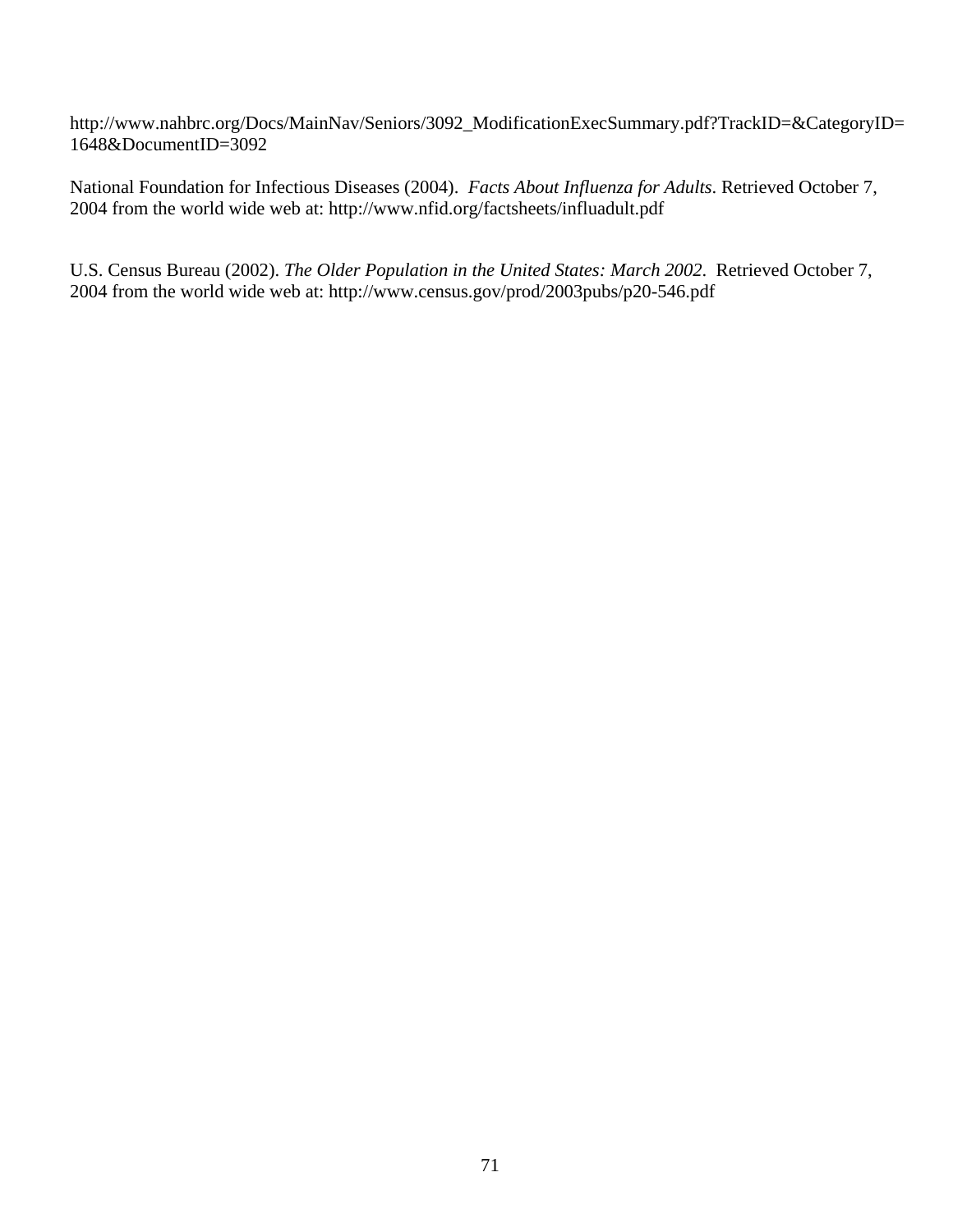http://www.nahbrc.org/Docs/MainNav/Seniors/3092_ModificationExecSummary.pdf?TrackID=&CategoryID=1648&DocumentID=3092

National Foundation for Infectious Diseases (2004). *Facts About Influenza for Adults*. Retrieved October 7, 2004 from the world wide web at: http://www.nfid.org/factsheets/influadult.pdf

U.S. Census Bureau (2002). *The Older Population in the United States: March 2002*. Retrieved October 7, 2004 from the world wide web at: http://www.census.gov/prod/2003pubs/p20-546.pdf